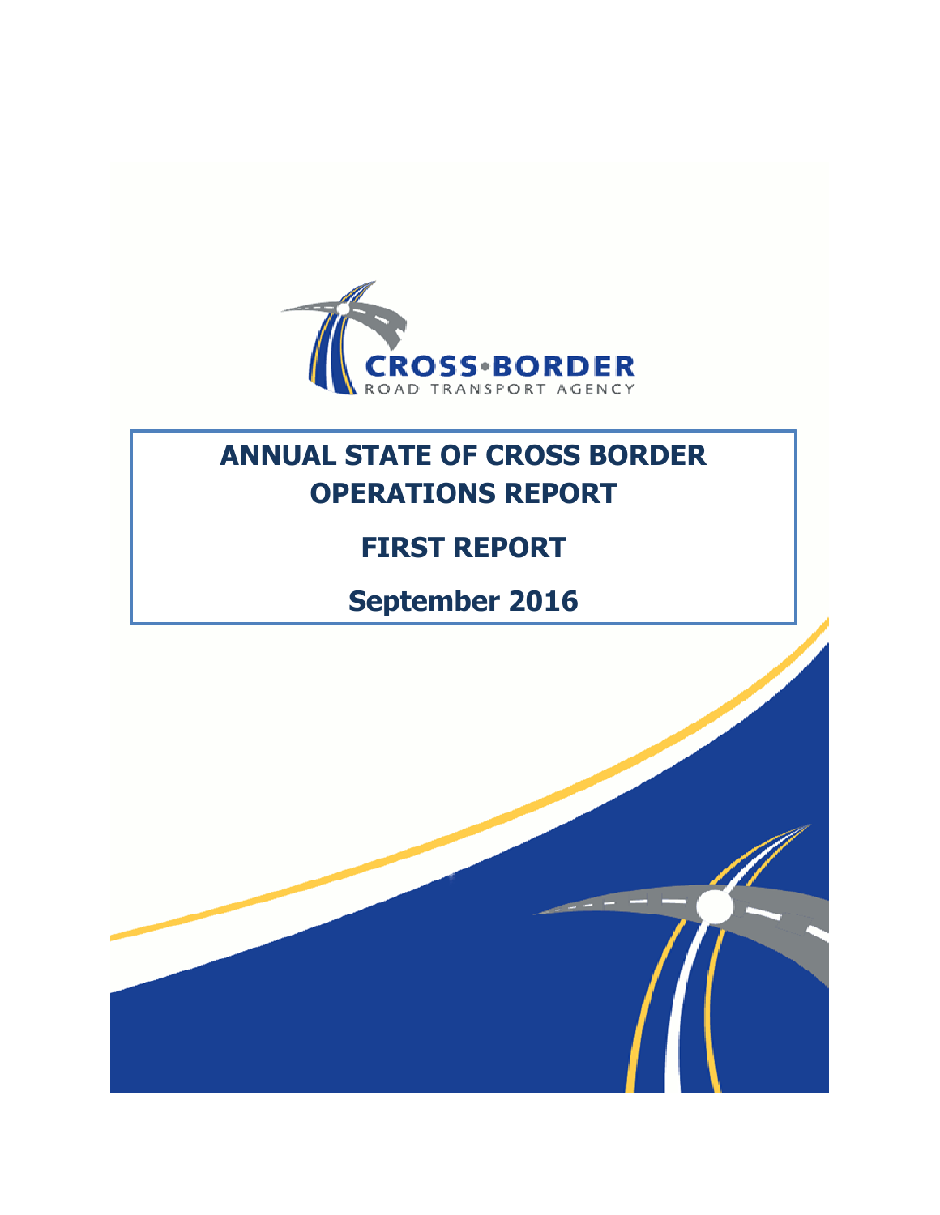CROSS•BORDER
ROAD TRANSPORT AGENCY

# ANNUAL STATE OF CROSS BORDER OPERATIONS REPORT

## FIRST REPORT

## September 2016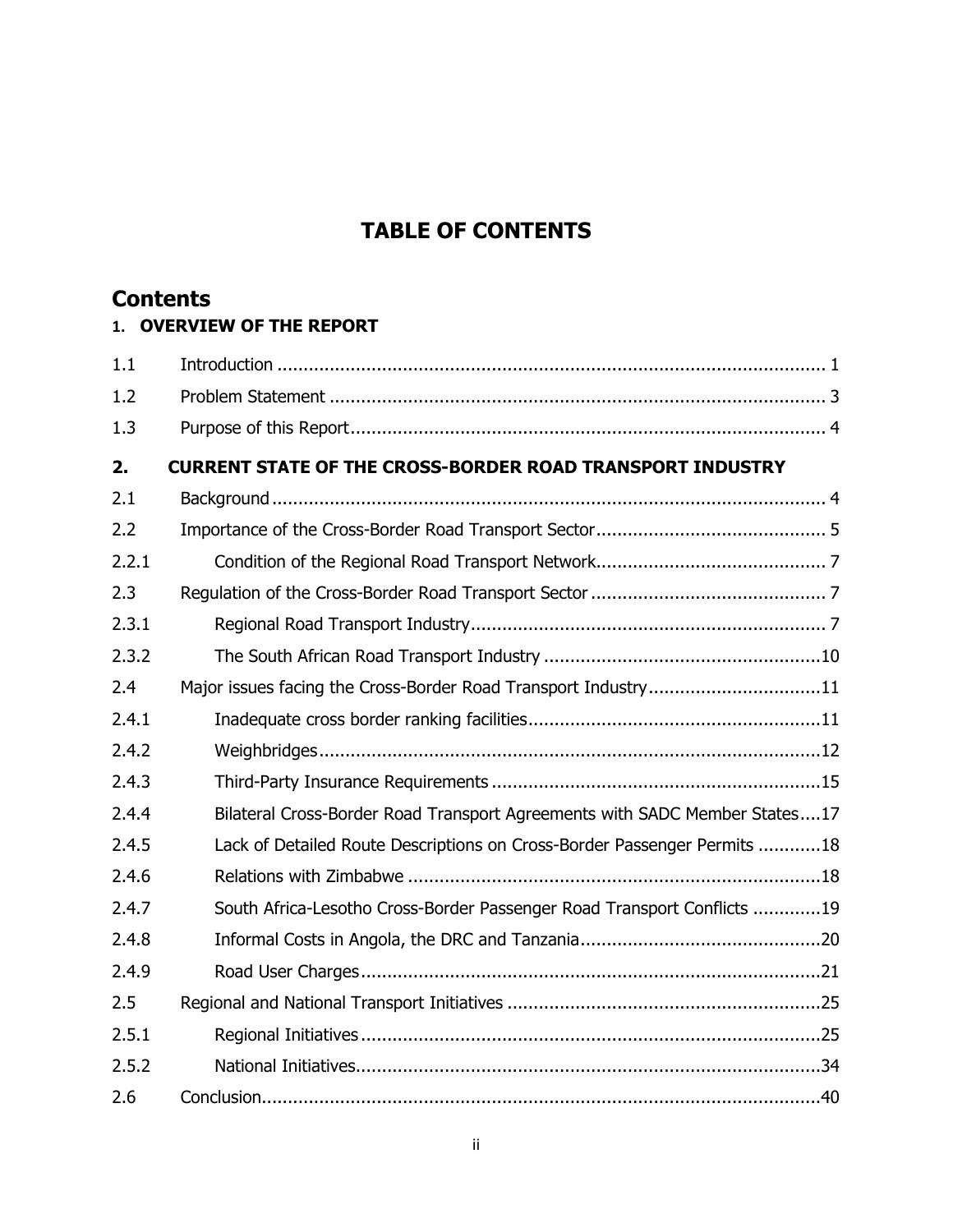# TABLE OF CONTENTS

## Contents

**1. OVERVIEW OF THE REPORT**

| | | |
|---|---|---|
| 1.1 | Introduction | 1 |
| 1.2 | Problem Statement | 3 |
| 1.3 | Purpose of this Report | 4 |
| **2.** | **CURRENT STATE OF THE CROSS-BORDER ROAD TRANSPORT INDUSTRY** | |
| 2.1 | Background | 4 |
| 2.2 | Importance of the Cross-Border Road Transport Sector | 5 |
| 2.2.1 | Condition of the Regional Road Transport Network | 7 |
| 2.3 | Regulation of the Cross-Border Road Transport Sector | 7 |
| 2.3.1 | Regional Road Transport Industry | 7 |
| 2.3.2 | The South African Road Transport Industry | 10 |
| 2.4 | Major issues facing the Cross-Border Road Transport Industry | 11 |
| 2.4.1 | Inadequate cross border ranking facilities | 11 |
| 2.4.2 | Weighbridges | 12 |
| 2.4.3 | Third-Party Insurance Requirements | 15 |
| 2.4.4 | Bilateral Cross-Border Road Transport Agreements with SADC Member States | 17 |
| 2.4.5 | Lack of Detailed Route Descriptions on Cross-Border Passenger Permits | 18 |
| 2.4.6 | Relations with Zimbabwe | 18 |
| 2.4.7 | South Africa-Lesotho Cross-Border Passenger Road Transport Conflicts | 19 |
| 2.4.8 | Informal Costs in Angola, the DRC and Tanzania | 20 |
| 2.4.9 | Road User Charges | 21 |
| 2.5 | Regional and National Transport Initiatives | 25 |
| 2.5.1 | Regional Initiatives | 25 |
| 2.5.2 | National Initiatives | 34 |
| 2.6 | Conclusion | 40 |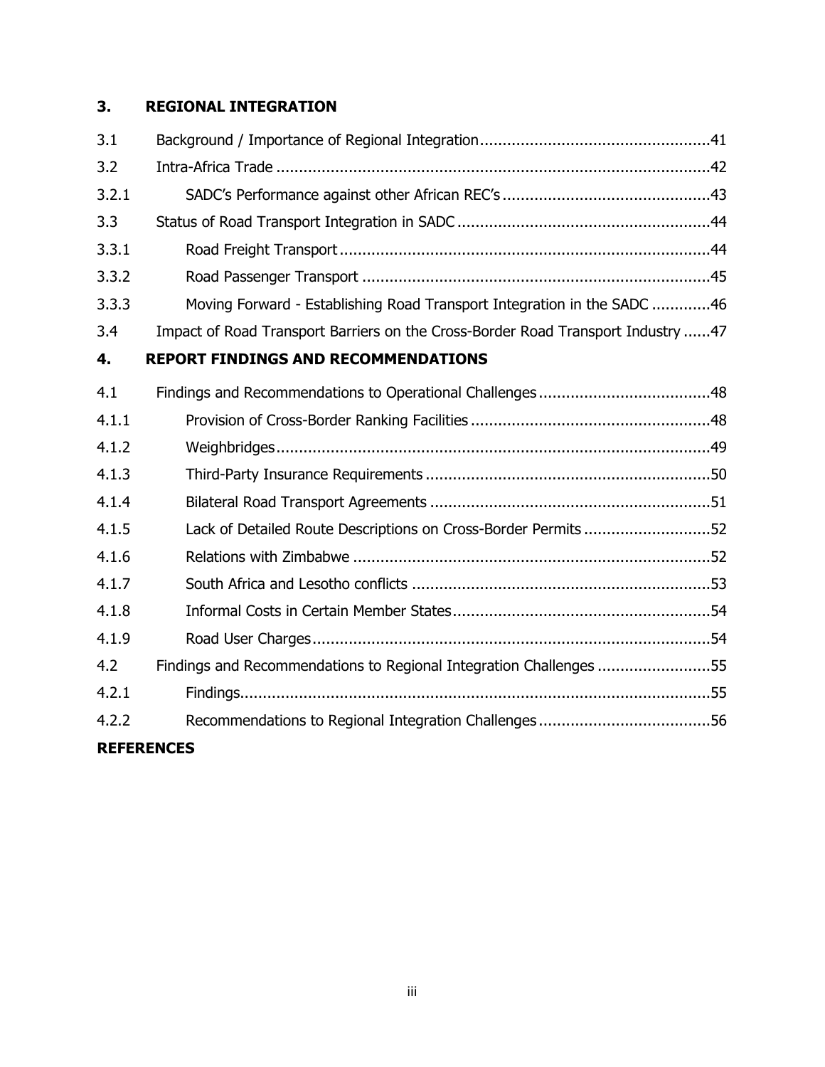**3. REGIONAL INTEGRATION**

| | | |
|---|---|---|
| 3.1 | Background / Importance of Regional Integration | 41 |
| 3.2 | Intra-Africa Trade | 42 |
| 3.2.1 | SADC's Performance against other African REC's | 43 |
| 3.3 | Status of Road Transport Integration in SADC | 44 |
| 3.3.1 | Road Freight Transport | 44 |
| 3.3.2 | Road Passenger Transport | 45 |
| 3.3.3 | Moving Forward - Establishing Road Transport Integration in the SADC | 46 |
| 3.4 | Impact of Road Transport Barriers on the Cross-Border Road Transport Industry | 47 |

**4. REPORT FINDINGS AND RECOMMENDATIONS**

| | | |
|---|---|---|
| 4.1 | Findings and Recommendations to Operational Challenges | 48 |
| 4.1.1 | Provision of Cross-Border Ranking Facilities | 48 |
| 4.1.2 | Weighbridges | 49 |
| 4.1.3 | Third-Party Insurance Requirements | 50 |
| 4.1.4 | Bilateral Road Transport Agreements | 51 |
| 4.1.5 | Lack of Detailed Route Descriptions on Cross-Border Permits | 52 |
| 4.1.6 | Relations with Zimbabwe | 52 |
| 4.1.7 | South Africa and Lesotho conflicts | 53 |
| 4.1.8 | Informal Costs in Certain Member States | 54 |
| 4.1.9 | Road User Charges | 54 |
| 4.2 | Findings and Recommendations to Regional Integration Challenges | 55 |
| 4.2.1 | Findings | 55 |
| 4.2.2 | Recommendations to Regional Integration Challenges | 56 |

**REFERENCES**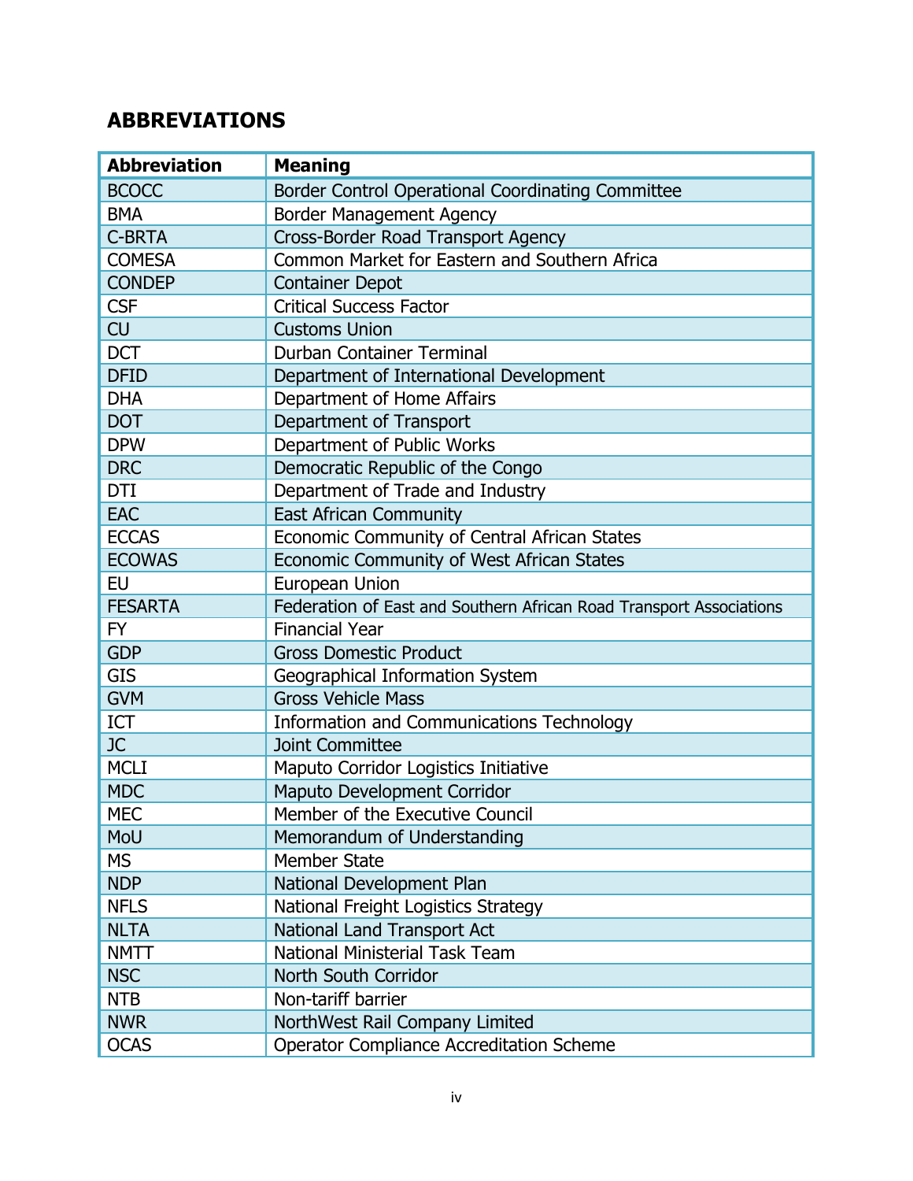## ABBREVIATIONS

| Abbreviation | Meaning |
|---|---|
| BCOCC | Border Control Operational Coordinating Committee |
| BMA | Border Management Agency |
| C-BRTA | Cross-Border Road Transport Agency |
| COMESA | Common Market for Eastern and Southern Africa |
| CONDEP | Container Depot |
| CSF | Critical Success Factor |
| CU | Customs Union |
| DCT | Durban Container Terminal |
| DFID | Department of International Development |
| DHA | Department of Home Affairs |
| DOT | Department of Transport |
| DPW | Department of Public Works |
| DRC | Democratic Republic of the Congo |
| DTI | Department of Trade and Industry |
| EAC | East African Community |
| ECCAS | Economic Community of Central African States |
| ECOWAS | Economic Community of West African States |
| EU | European Union |
| FESARTA | Federation of East and Southern African Road Transport Associations |
| FY | Financial Year |
| GDP | Gross Domestic Product |
| GIS | Geographical Information System |
| GVM | Gross Vehicle Mass |
| ICT | Information and Communications Technology |
| JC | Joint Committee |
| MCLI | Maputo Corridor Logistics Initiative |
| MDC | Maputo Development Corridor |
| MEC | Member of the Executive Council |
| MoU | Memorandum of Understanding |
| MS | Member State |
| NDP | National Development Plan |
| NFLS | National Freight Logistics Strategy |
| NLTA | National Land Transport Act |
| NMTT | National Ministerial Task Team |
| NSC | North South Corridor |
| NTB | Non-tariff barrier |
| NWR | NorthWest Rail Company Limited |
| OCAS | Operator Compliance Accreditation Scheme |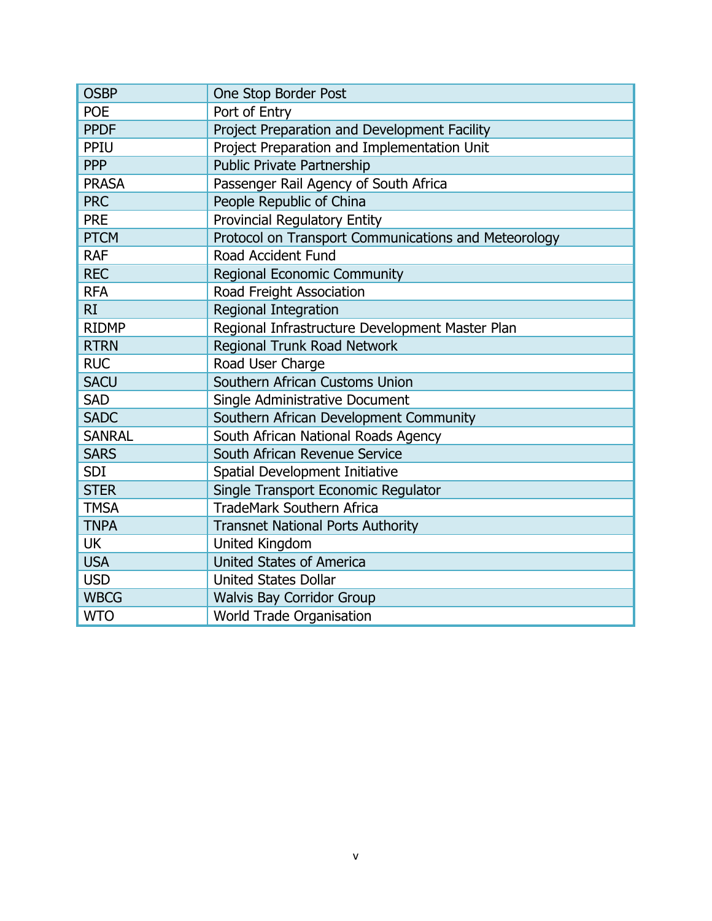| | |
|---|---|
| OSBP | One Stop Border Post |
| POE | Port of Entry |
| PPDF | Project Preparation and Development Facility |
| PPIU | Project Preparation and Implementation Unit |
| PPP | Public Private Partnership |
| PRASA | Passenger Rail Agency of South Africa |
| PRC | People Republic of China |
| PRE | Provincial Regulatory Entity |
| PTCM | Protocol on Transport Communications and Meteorology |
| RAF | Road Accident Fund |
| REC | Regional Economic Community |
| RFA | Road Freight Association |
| RI | Regional Integration |
| RIDMP | Regional Infrastructure Development Master Plan |
| RTRN | Regional Trunk Road Network |
| RUC | Road User Charge |
| SACU | Southern African Customs Union |
| SAD | Single Administrative Document |
| SADC | Southern African Development Community |
| SANRAL | South African National Roads Agency |
| SARS | South African Revenue Service |
| SDI | Spatial Development Initiative |
| STER | Single Transport Economic Regulator |
| TMSA | TradeMark Southern Africa |
| TNPA | Transnet National Ports Authority |
| UK | United Kingdom |
| USA | United States of America |
| USD | United States Dollar |
| WBCG | Walvis Bay Corridor Group |
| WTO | World Trade Organisation |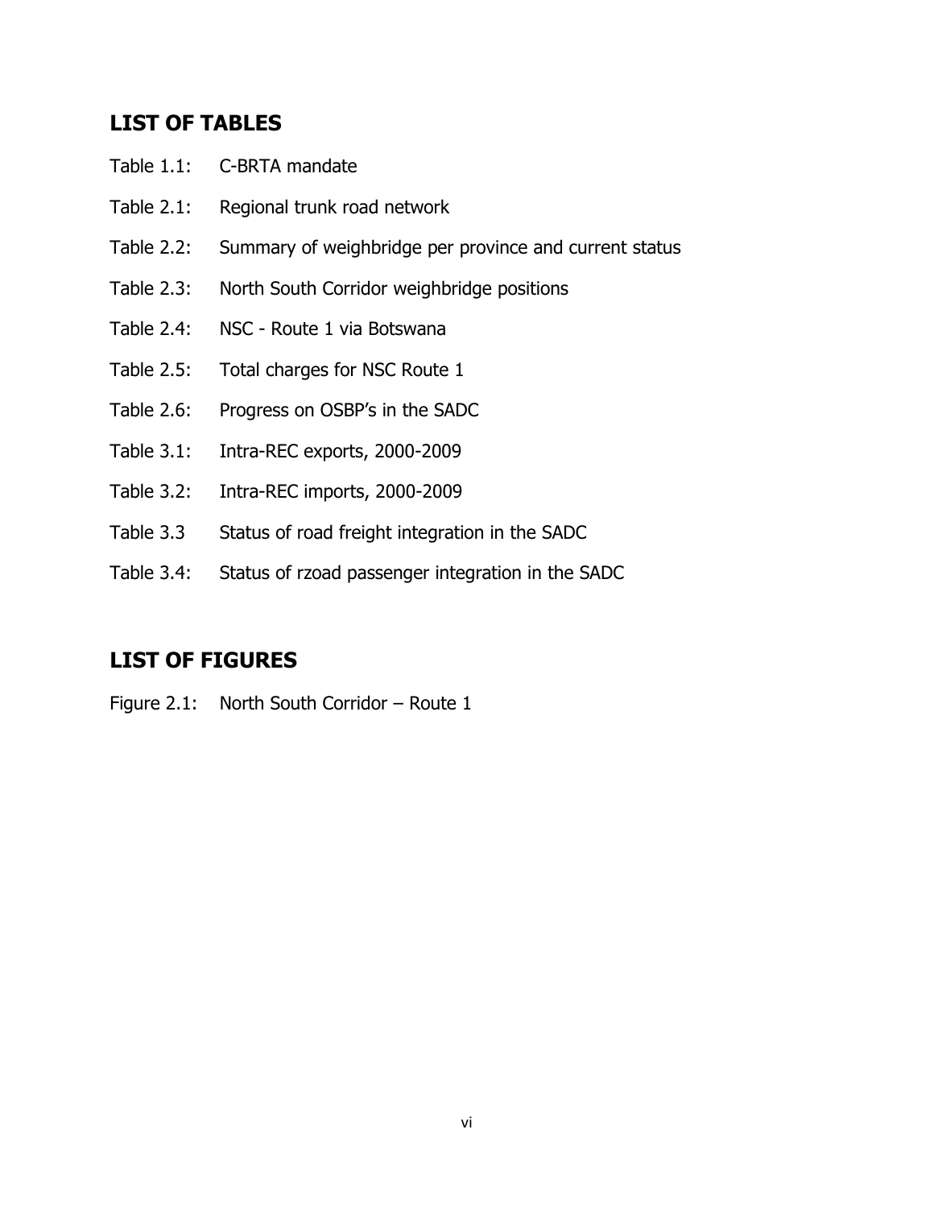## LIST OF TABLES

Table 1.1: C-BRTA mandate

Table 2.1: Regional trunk road network

Table 2.2: Summary of weighbridge per province and current status

Table 2.3: North South Corridor weighbridge positions

Table 2.4: NSC - Route 1 via Botswana

Table 2.5: Total charges for NSC Route 1

Table 2.6: Progress on OSBP's in the SADC

Table 3.1: Intra-REC exports, 2000-2009

Table 3.2: Intra-REC imports, 2000-2009

Table 3.3 Status of road freight integration in the SADC

Table 3.4: Status of rzoad passenger integration in the SADC

## LIST OF FIGURES

Figure 2.1: North South Corridor – Route 1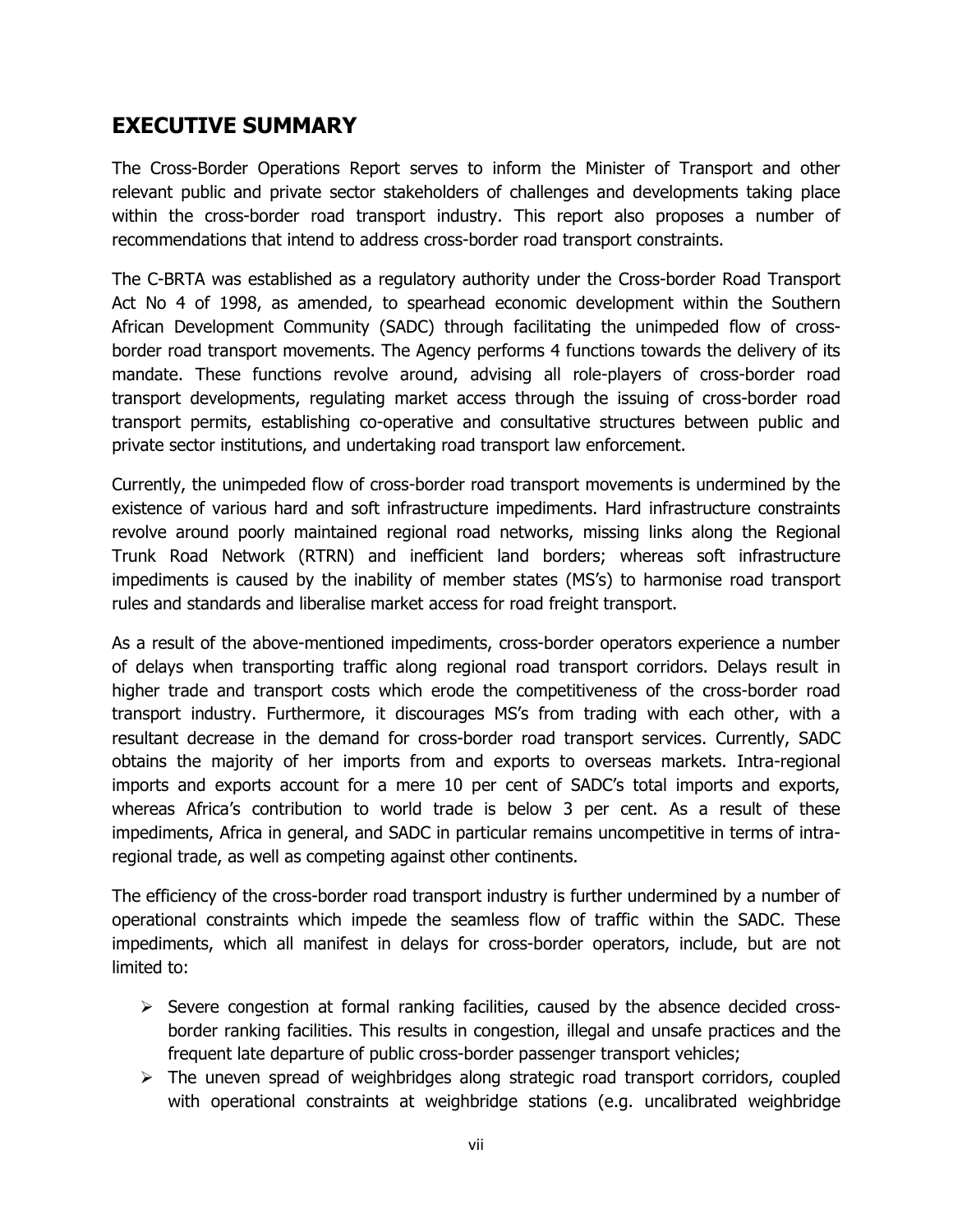## EXECUTIVE SUMMARY

The Cross-Border Operations Report serves to inform the Minister of Transport and other relevant public and private sector stakeholders of challenges and developments taking place within the cross-border road transport industry. This report also proposes a number of recommendations that intend to address cross-border road transport constraints.

The C-BRTA was established as a regulatory authority under the Cross-border Road Transport Act No 4 of 1998, as amended, to spearhead economic development within the Southern African Development Community (SADC) through facilitating the unimpeded flow of cross-border road transport movements. The Agency performs 4 functions towards the delivery of its mandate. These functions revolve around, advising all role-players of cross-border road transport developments, regulating market access through the issuing of cross-border road transport permits, establishing co-operative and consultative structures between public and private sector institutions, and undertaking road transport law enforcement.

Currently, the unimpeded flow of cross-border road transport movements is undermined by the existence of various hard and soft infrastructure impediments. Hard infrastructure constraints revolve around poorly maintained regional road networks, missing links along the Regional Trunk Road Network (RTRN) and inefficient land borders; whereas soft infrastructure impediments is caused by the inability of member states (MS's) to harmonise road transport rules and standards and liberalise market access for road freight transport.

As a result of the above-mentioned impediments, cross-border operators experience a number of delays when transporting traffic along regional road transport corridors. Delays result in higher trade and transport costs which erode the competitiveness of the cross-border road transport industry. Furthermore, it discourages MS's from trading with each other, with a resultant decrease in the demand for cross-border road transport services. Currently, SADC obtains the majority of her imports from and exports to overseas markets. Intra-regional imports and exports account for a mere 10 per cent of SADC's total imports and exports, whereas Africa's contribution to world trade is below 3 per cent. As a result of these impediments, Africa in general, and SADC in particular remains uncompetitive in terms of intra-regional trade, as well as competing against other continents.

The efficiency of the cross-border road transport industry is further undermined by a number of operational constraints which impede the seamless flow of traffic within the SADC. These impediments, which all manifest in delays for cross-border operators, include, but are not limited to:

- Severe congestion at formal ranking facilities, caused by the absence decided cross-border ranking facilities. This results in congestion, illegal and unsafe practices and the frequent late departure of public cross-border passenger transport vehicles;
- The uneven spread of weighbridges along strategic road transport corridors, coupled with operational constraints at weighbridge stations (e.g. uncalibrated weighbridge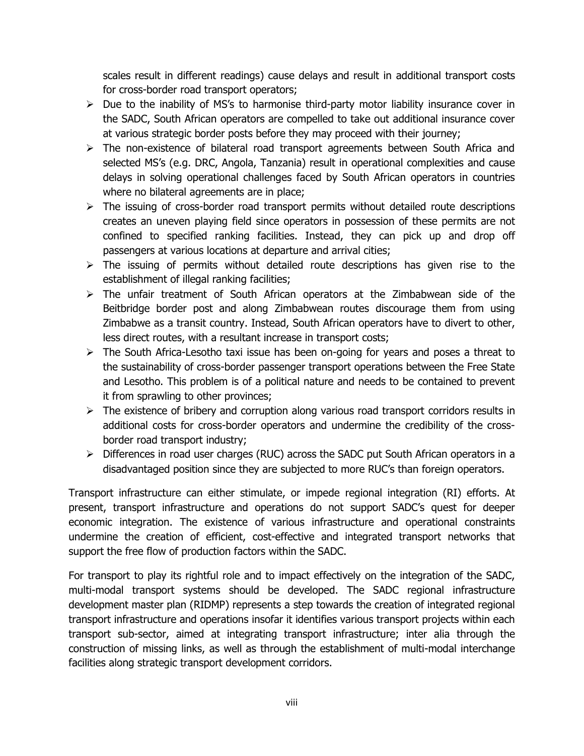scales result in different readings) cause delays and result in additional transport costs for cross-border road transport operators;

- Due to the inability of MS's to harmonise third-party motor liability insurance cover in the SADC, South African operators are compelled to take out additional insurance cover at various strategic border posts before they may proceed with their journey;
- The non-existence of bilateral road transport agreements between South Africa and selected MS's (e.g. DRC, Angola, Tanzania) result in operational complexities and cause delays in solving operational challenges faced by South African operators in countries where no bilateral agreements are in place;
- The issuing of cross-border road transport permits without detailed route descriptions creates an uneven playing field since operators in possession of these permits are not confined to specified ranking facilities. Instead, they can pick up and drop off passengers at various locations at departure and arrival cities;
- The issuing of permits without detailed route descriptions has given rise to the establishment of illegal ranking facilities;
- The unfair treatment of South African operators at the Zimbabwean side of the Beitbridge border post and along Zimbabwean routes discourage them from using Zimbabwe as a transit country. Instead, South African operators have to divert to other, less direct routes, with a resultant increase in transport costs;
- The South Africa-Lesotho taxi issue has been on-going for years and poses a threat to the sustainability of cross-border passenger transport operations between the Free State and Lesotho. This problem is of a political nature and needs to be contained to prevent it from sprawling to other provinces;
- The existence of bribery and corruption along various road transport corridors results in additional costs for cross-border operators and undermine the credibility of the cross-border road transport industry;
- Differences in road user charges (RUC) across the SADC put South African operators in a disadvantaged position since they are subjected to more RUC's than foreign operators.

Transport infrastructure can either stimulate, or impede regional integration (RI) efforts. At present, transport infrastructure and operations do not support SADC's quest for deeper economic integration. The existence of various infrastructure and operational constraints undermine the creation of efficient, cost-effective and integrated transport networks that support the free flow of production factors within the SADC.

For transport to play its rightful role and to impact effectively on the integration of the SADC, multi-modal transport systems should be developed. The SADC regional infrastructure development master plan (RIDMP) represents a step towards the creation of integrated regional transport infrastructure and operations insofar it identifies various transport projects within each transport sub-sector, aimed at integrating transport infrastructure; inter alia through the construction of missing links, as well as through the establishment of multi-modal interchange facilities along strategic transport development corridors.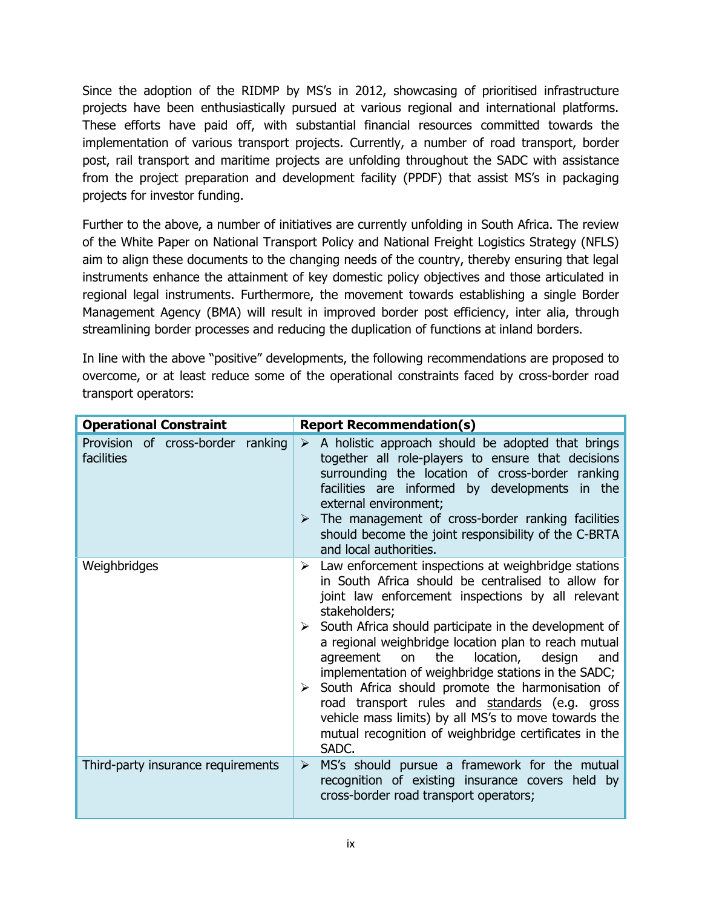Since the adoption of the RIDMP by MS's in 2012, showcasing of prioritised infrastructure projects have been enthusiastically pursued at various regional and international platforms. These efforts have paid off, with substantial financial resources committed towards the implementation of various transport projects. Currently, a number of road transport, border post, rail transport and maritime projects are unfolding throughout the SADC with assistance from the project preparation and development facility (PPDF) that assist MS's in packaging projects for investor funding.

Further to the above, a number of initiatives are currently unfolding in South Africa. The review of the White Paper on National Transport Policy and National Freight Logistics Strategy (NFLS) aim to align these documents to the changing needs of the country, thereby ensuring that legal instruments enhance the attainment of key domestic policy objectives and those articulated in regional legal instruments. Furthermore, the movement towards establishing a single Border Management Agency (BMA) will result in improved border post efficiency, inter alia, through streamlining border processes and reducing the duplication of functions at inland borders.

In line with the above "positive" developments, the following recommendations are proposed to overcome, or at least reduce some of the operational constraints faced by cross-border road transport operators:

| **Operational Constraint** | **Report Recommendation(s)** |
|---|---|
| Provision of cross-border ranking facilities | ➢ A holistic approach should be adopted that brings together all role-players to ensure that decisions surrounding the location of cross-border ranking facilities are informed by developments in the external environment;<br>➢ The management of cross-border ranking facilities should become the joint responsibility of the C-BRTA and local authorities. |
| Weighbridges | ➢ Law enforcement inspections at weighbridge stations in South Africa should be centralised to allow for joint law enforcement inspections by all relevant stakeholders;<br>➢ South Africa should participate in the development of a regional weighbridge location plan to reach mutual agreement on the location, design and implementation of weighbridge stations in the SADC;<br>➢ South Africa should promote the harmonisation of road transport rules and standards (e.g. gross vehicle mass limits) by all MS's to move towards the mutual recognition of weighbridge certificates in the SADC. |
| Third-party insurance requirements | ➢ MS's should pursue a framework for the mutual recognition of existing insurance covers held by cross-border road transport operators; |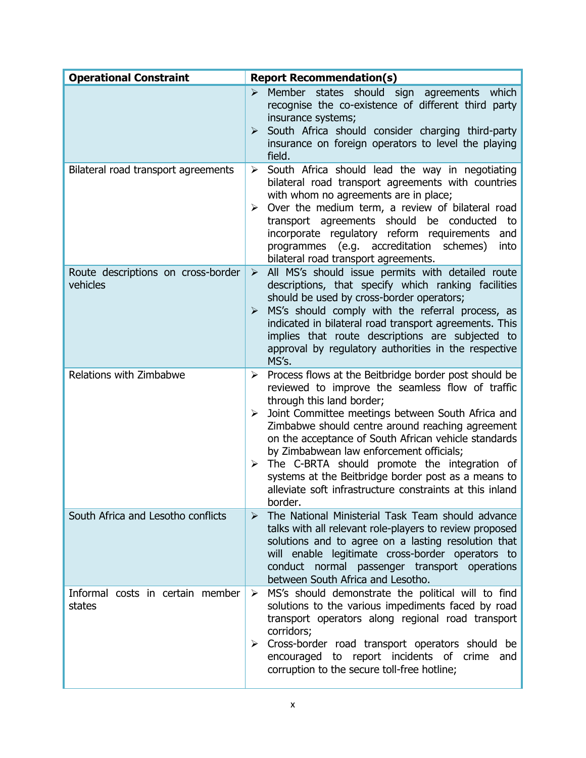| Operational Constraint | Report Recommendation(s) |
|---|---|
| | ➢ Member states should sign agreements which recognise the co-existence of different third party insurance systems;<br>➢ South Africa should consider charging third-party insurance on foreign operators to level the playing field. |
| Bilateral road transport agreements | ➢ South Africa should lead the way in negotiating bilateral road transport agreements with countries with whom no agreements are in place;<br>➢ Over the medium term, a review of bilateral road transport agreements should be conducted to incorporate regulatory reform requirements and programmes (e.g. accreditation schemes) into bilateral road transport agreements. |
| Route descriptions on cross-border vehicles | ➢ All MS's should issue permits with detailed route descriptions, that specify which ranking facilities should be used by cross-border operators;<br>➢ MS's should comply with the referral process, as indicated in bilateral road transport agreements. This implies that route descriptions are subjected to approval by regulatory authorities in the respective MS's. |
| Relations with Zimbabwe | ➢ Process flows at the Beitbridge border post should be reviewed to improve the seamless flow of traffic through this land border;<br>➢ Joint Committee meetings between South Africa and Zimbabwe should centre around reaching agreement on the acceptance of South African vehicle standards by Zimbabwean law enforcement officials;<br>➢ The C-BRTA should promote the integration of systems at the Beitbridge border post as a means to alleviate soft infrastructure constraints at this inland border. |
| South Africa and Lesotho conflicts | ➢ The National Ministerial Task Team should advance talks with all relevant role-players to review proposed solutions and to agree on a lasting resolution that will enable legitimate cross-border operators to conduct normal passenger transport operations between South Africa and Lesotho. |
| Informal costs in certain member states | ➢ MS's should demonstrate the political will to find solutions to the various impediments faced by road transport operators along regional road transport corridors;<br>➢ Cross-border road transport operators should be encouraged to report incidents of crime and corruption to the secure toll-free hotline; |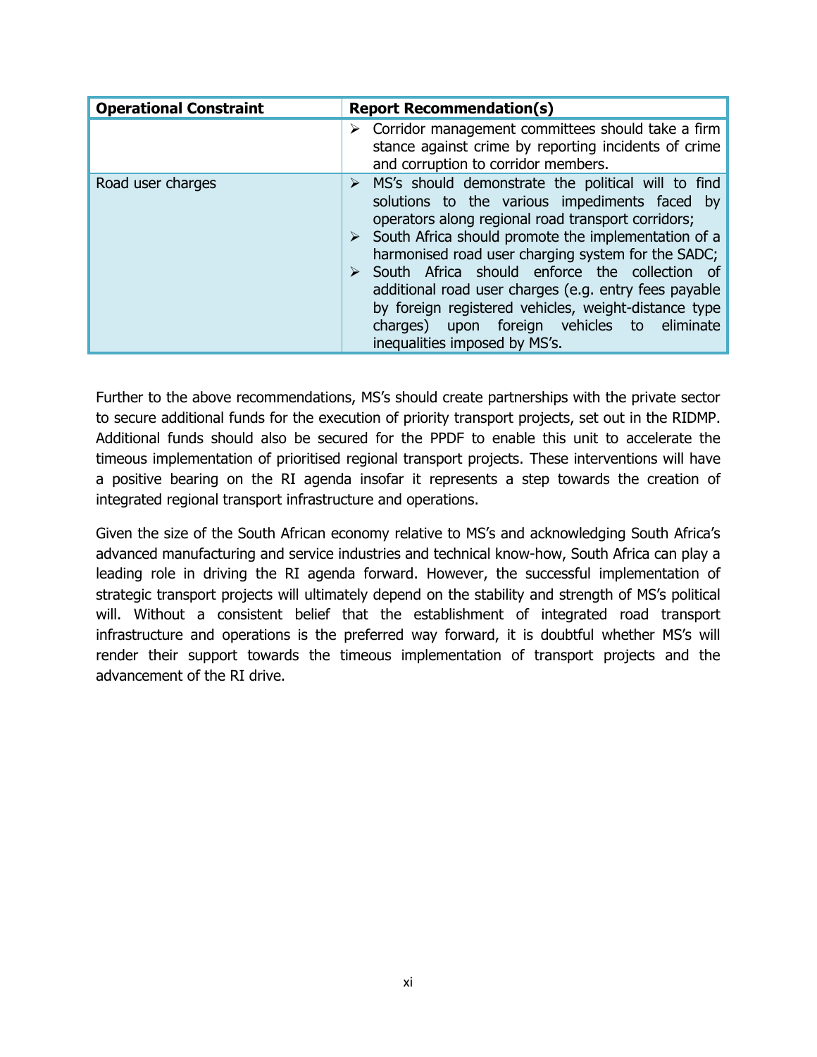| Operational Constraint | Report Recommendation(s) |
|---|---|
| | ➢ Corridor management committees should take a firm stance against crime by reporting incidents of crime and corruption to corridor members. |
| Road user charges | ➢ MS's should demonstrate the political will to find solutions to the various impediments faced by operators along regional road transport corridors;<br>➢ South Africa should promote the implementation of a harmonised road user charging system for the SADC;<br>➢ South Africa should enforce the collection of additional road user charges (e.g. entry fees payable by foreign registered vehicles, weight-distance type charges) upon foreign vehicles to eliminate inequalities imposed by MS's. |

Further to the above recommendations, MS's should create partnerships with the private sector to secure additional funds for the execution of priority transport projects, set out in the RIDMP. Additional funds should also be secured for the PPDF to enable this unit to accelerate the timeous implementation of prioritised regional transport projects. These interventions will have a positive bearing on the RI agenda insofar it represents a step towards the creation of integrated regional transport infrastructure and operations.

Given the size of the South African economy relative to MS's and acknowledging South Africa's advanced manufacturing and service industries and technical know-how, South Africa can play a leading role in driving the RI agenda forward. However, the successful implementation of strategic transport projects will ultimately depend on the stability and strength of MS's political will. Without a consistent belief that the establishment of integrated road transport infrastructure and operations is the preferred way forward, it is doubtful whether MS's will render their support towards the timeous implementation of transport projects and the advancement of the RI drive.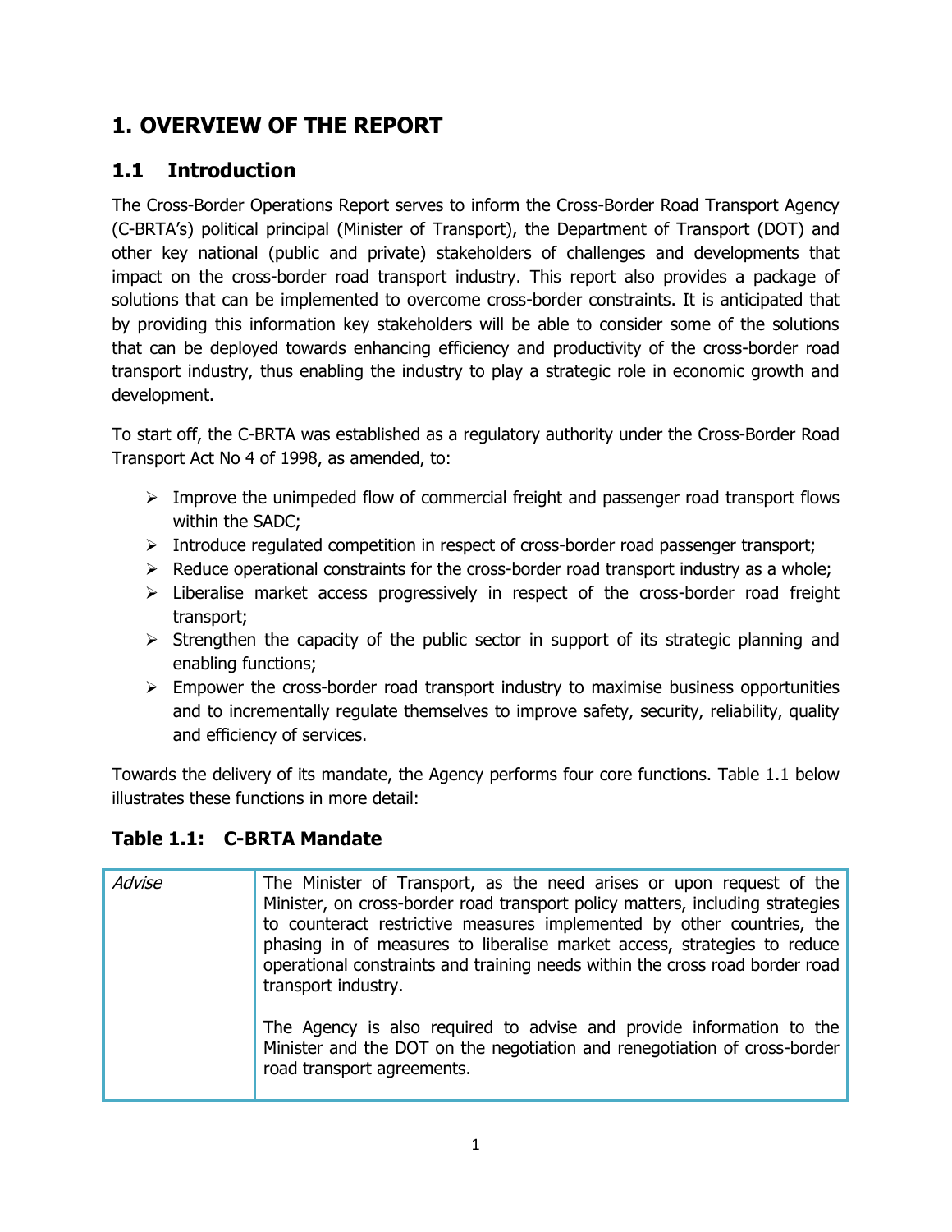# 1. OVERVIEW OF THE REPORT

## 1.1 Introduction

The Cross-Border Operations Report serves to inform the Cross-Border Road Transport Agency (C-BRTA's) political principal (Minister of Transport), the Department of Transport (DOT) and other key national (public and private) stakeholders of challenges and developments that impact on the cross-border road transport industry. This report also provides a package of solutions that can be implemented to overcome cross-border constraints. It is anticipated that by providing this information key stakeholders will be able to consider some of the solutions that can be deployed towards enhancing efficiency and productivity of the cross-border road transport industry, thus enabling the industry to play a strategic role in economic growth and development.

To start off, the C-BRTA was established as a regulatory authority under the Cross-Border Road Transport Act No 4 of 1998, as amended, to:

- Improve the unimpeded flow of commercial freight and passenger road transport flows within the SADC;
- Introduce regulated competition in respect of cross-border road passenger transport;
- Reduce operational constraints for the cross-border road transport industry as a whole;
- Liberalise market access progressively in respect of the cross-border road freight transport;
- Strengthen the capacity of the public sector in support of its strategic planning and enabling functions;
- Empower the cross-border road transport industry to maximise business opportunities and to incrementally regulate themselves to improve safety, security, reliability, quality and efficiency of services.

Towards the delivery of its mandate, the Agency performs four core functions. Table 1.1 below illustrates these functions in more detail:

### Table 1.1: C-BRTA Mandate

| | |
|---|---|
| *Advise* | The Minister of Transport, as the need arises or upon request of the Minister, on cross-border road transport policy matters, including strategies to counteract restrictive measures implemented by other countries, the phasing in of measures to liberalise market access, strategies to reduce operational constraints and training needs within the cross road border road transport industry.<br><br>The Agency is also required to advise and provide information to the Minister and the DOT on the negotiation and renegotiation of cross-border road transport agreements. |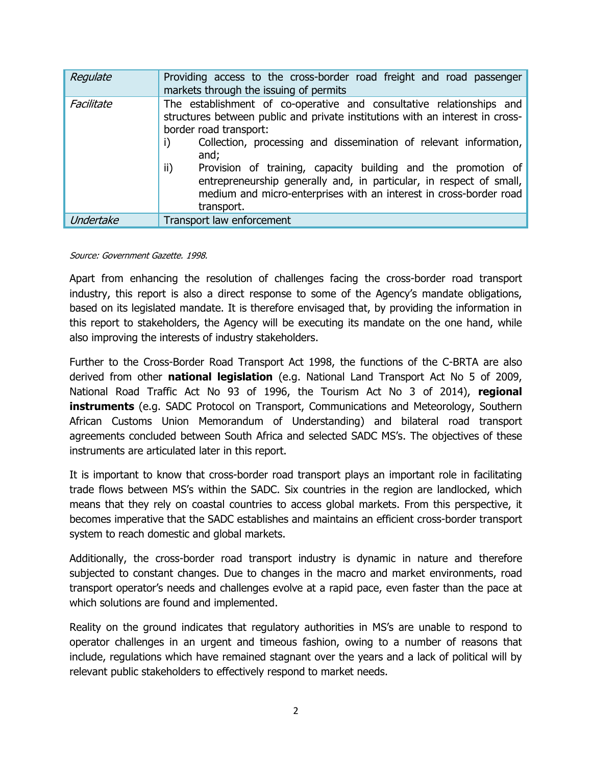| *Regulate* | Providing access to the cross-border road freight and road passenger markets through the issuing of permits |
|---|---|
| *Facilitate* | The establishment of co-operative and consultative relationships and structures between public and private institutions with an interest in cross-border road transport:<br>i) Collection, processing and dissemination of relevant information, and;<br>ii) Provision of training, capacity building and the promotion of entrepreneurship generally and, in particular, in respect of small, medium and micro-enterprises with an interest in cross-border road transport. |
| *Undertake* | Transport law enforcement |

*Source: Government Gazette. 1998.*

Apart from enhancing the resolution of challenges facing the cross-border road transport industry, this report is also a direct response to some of the Agency's mandate obligations, based on its legislated mandate. It is therefore envisaged that, by providing the information in this report to stakeholders, the Agency will be executing its mandate on the one hand, while also improving the interests of industry stakeholders.

Further to the Cross-Border Road Transport Act 1998, the functions of the C-BRTA are also derived from other **national legislation** (e.g. National Land Transport Act No 5 of 2009, National Road Traffic Act No 93 of 1996, the Tourism Act No 3 of 2014), **regional instruments** (e.g. SADC Protocol on Transport, Communications and Meteorology, Southern African Customs Union Memorandum of Understanding) and bilateral road transport agreements concluded between South Africa and selected SADC MS's. The objectives of these instruments are articulated later in this report.

It is important to know that cross-border road transport plays an important role in facilitating trade flows between MS's within the SADC. Six countries in the region are landlocked, which means that they rely on coastal countries to access global markets. From this perspective, it becomes imperative that the SADC establishes and maintains an efficient cross-border transport system to reach domestic and global markets.

Additionally, the cross-border road transport industry is dynamic in nature and therefore subjected to constant changes. Due to changes in the macro and market environments, road transport operator's needs and challenges evolve at a rapid pace, even faster than the pace at which solutions are found and implemented.

Reality on the ground indicates that regulatory authorities in MS's are unable to respond to operator challenges in an urgent and timeous fashion, owing to a number of reasons that include, regulations which have remained stagnant over the years and a lack of political will by relevant public stakeholders to effectively respond to market needs.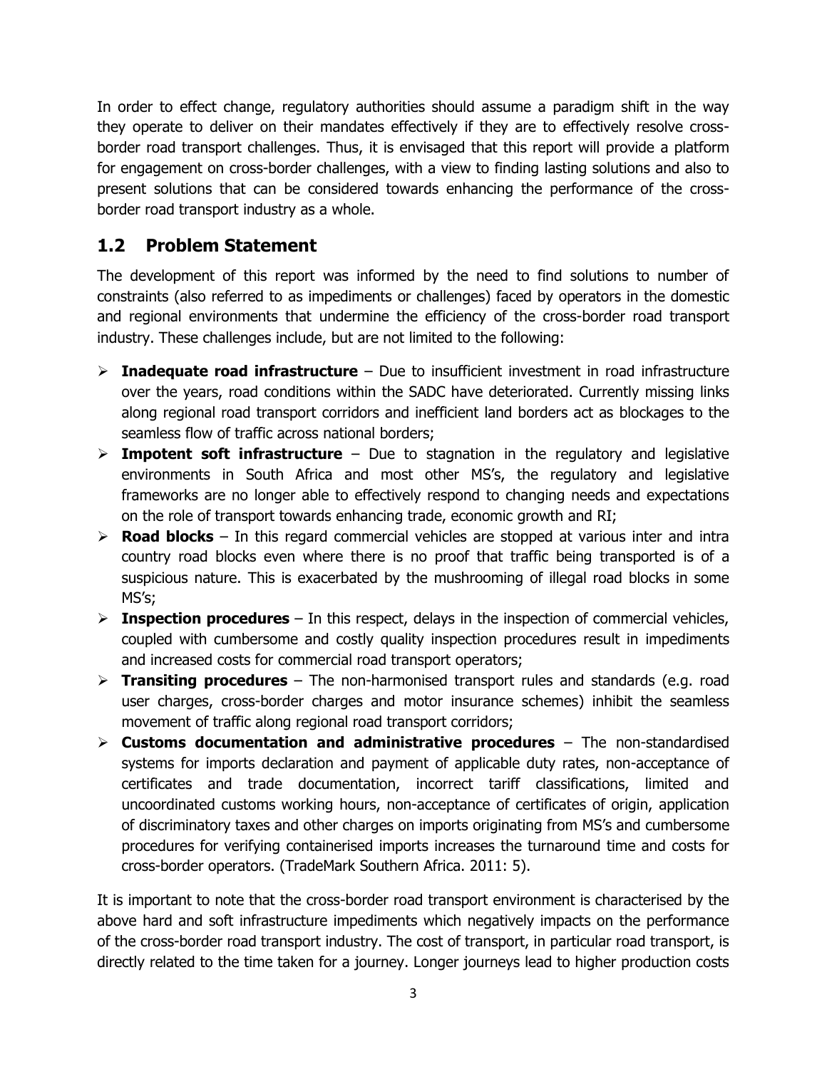In order to effect change, regulatory authorities should assume a paradigm shift in the way they operate to deliver on their mandates effectively if they are to effectively resolve cross-border road transport challenges. Thus, it is envisaged that this report will provide a platform for engagement on cross-border challenges, with a view to finding lasting solutions and also to present solutions that can be considered towards enhancing the performance of the cross-border road transport industry as a whole.

## 1.2 Problem Statement

The development of this report was informed by the need to find solutions to number of constraints (also referred to as impediments or challenges) faced by operators in the domestic and regional environments that undermine the efficiency of the cross-border road transport industry. These challenges include, but are not limited to the following:

- **Inadequate road infrastructure** – Due to insufficient investment in road infrastructure over the years, road conditions within the SADC have deteriorated. Currently missing links along regional road transport corridors and inefficient land borders act as blockages to the seamless flow of traffic across national borders;
- **Impotent soft infrastructure** – Due to stagnation in the regulatory and legislative environments in South Africa and most other MS's, the regulatory and legislative frameworks are no longer able to effectively respond to changing needs and expectations on the role of transport towards enhancing trade, economic growth and RI;
- **Road blocks** – In this regard commercial vehicles are stopped at various inter and intra country road blocks even where there is no proof that traffic being transported is of a suspicious nature. This is exacerbated by the mushrooming of illegal road blocks in some MS's;
- **Inspection procedures** – In this respect, delays in the inspection of commercial vehicles, coupled with cumbersome and costly quality inspection procedures result in impediments and increased costs for commercial road transport operators;
- **Transiting procedures** – The non-harmonised transport rules and standards (e.g. road user charges, cross-border charges and motor insurance schemes) inhibit the seamless movement of traffic along regional road transport corridors;
- **Customs documentation and administrative procedures** – The non-standardised systems for imports declaration and payment of applicable duty rates, non-acceptance of certificates and trade documentation, incorrect tariff classifications, limited and uncoordinated customs working hours, non-acceptance of certificates of origin, application of discriminatory taxes and other charges on imports originating from MS's and cumbersome procedures for verifying containerised imports increases the turnaround time and costs for cross-border operators. (TradeMark Southern Africa. 2011: 5).

It is important to note that the cross-border road transport environment is characterised by the above hard and soft infrastructure impediments which negatively impacts on the performance of the cross-border road transport industry. The cost of transport, in particular road transport, is directly related to the time taken for a journey. Longer journeys lead to higher production costs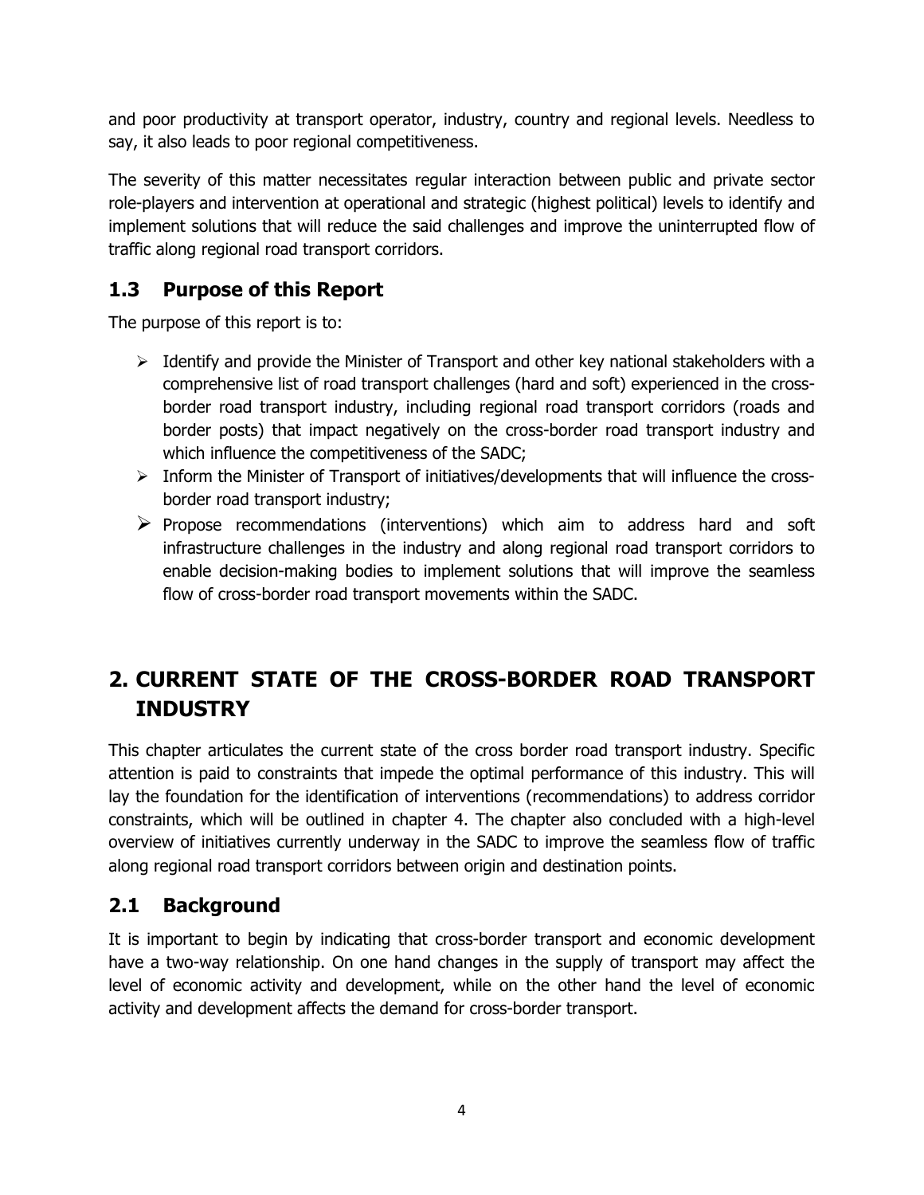and poor productivity at transport operator, industry, country and regional levels. Needless to say, it also leads to poor regional competitiveness.

The severity of this matter necessitates regular interaction between public and private sector role-players and intervention at operational and strategic (highest political) levels to identify and implement solutions that will reduce the said challenges and improve the uninterrupted flow of traffic along regional road transport corridors.

## 1.3 Purpose of this Report

The purpose of this report is to:

- Identify and provide the Minister of Transport and other key national stakeholders with a comprehensive list of road transport challenges (hard and soft) experienced in the cross-border road transport industry, including regional road transport corridors (roads and border posts) that impact negatively on the cross-border road transport industry and which influence the competitiveness of the SADC;
- Inform the Minister of Transport of initiatives/developments that will influence the cross-border road transport industry;
- Propose recommendations (interventions) which aim to address hard and soft infrastructure challenges in the industry and along regional road transport corridors to enable decision-making bodies to implement solutions that will improve the seamless flow of cross-border road transport movements within the SADC.

# 2. CURRENT STATE OF THE CROSS-BORDER ROAD TRANSPORT INDUSTRY

This chapter articulates the current state of the cross border road transport industry. Specific attention is paid to constraints that impede the optimal performance of this industry. This will lay the foundation for the identification of interventions (recommendations) to address corridor constraints, which will be outlined in chapter 4. The chapter also concluded with a high-level overview of initiatives currently underway in the SADC to improve the seamless flow of traffic along regional road transport corridors between origin and destination points.

## 2.1 Background

It is important to begin by indicating that cross-border transport and economic development have a two-way relationship. On one hand changes in the supply of transport may affect the level of economic activity and development, while on the other hand the level of economic activity and development affects the demand for cross-border transport.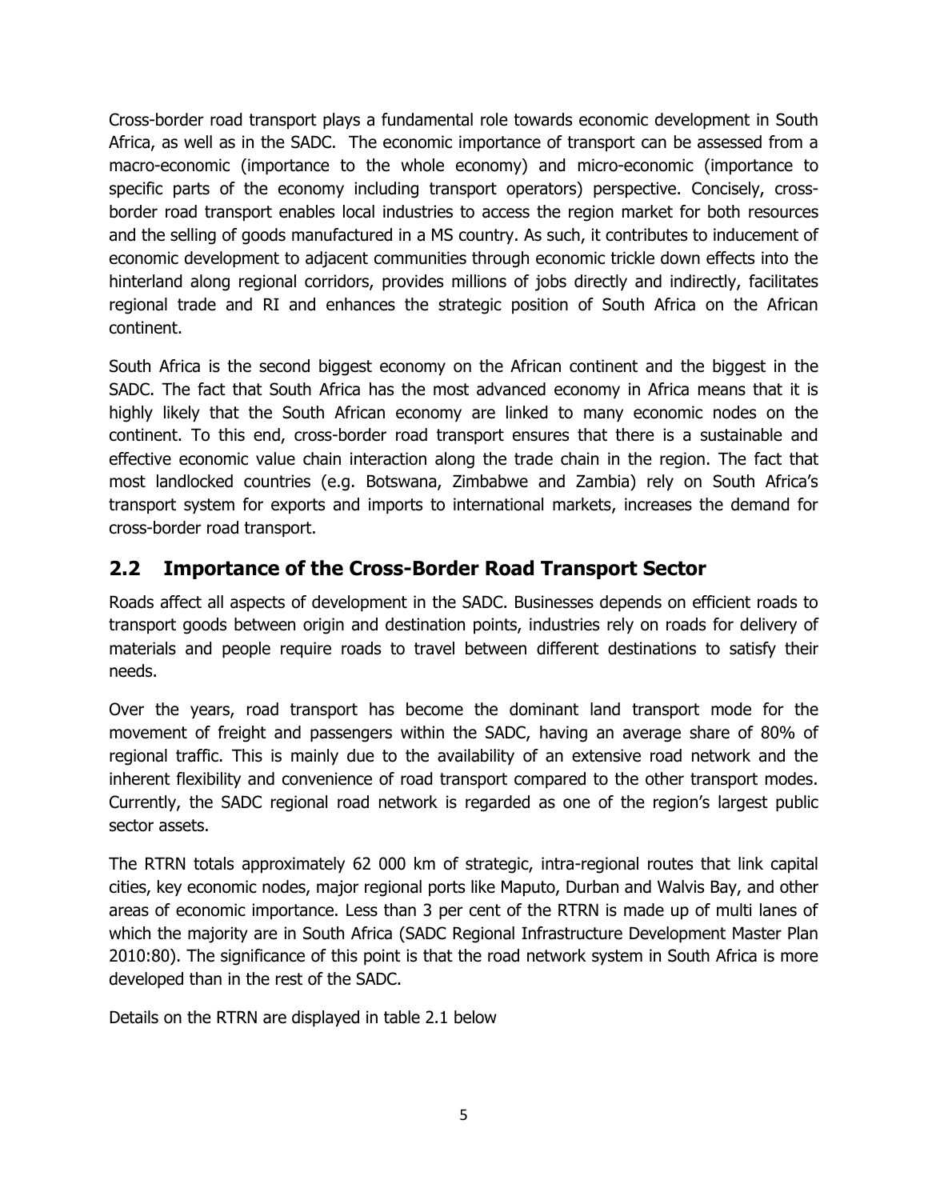Cross-border road transport plays a fundamental role towards economic development in South Africa, as well as in the SADC. The economic importance of transport can be assessed from a macro-economic (importance to the whole economy) and micro-economic (importance to specific parts of the economy including transport operators) perspective. Concisely, cross-border road transport enables local industries to access the region market for both resources and the selling of goods manufactured in a MS country. As such, it contributes to inducement of economic development to adjacent communities through economic trickle down effects into the hinterland along regional corridors, provides millions of jobs directly and indirectly, facilitates regional trade and RI and enhances the strategic position of South Africa on the African continent.

South Africa is the second biggest economy on the African continent and the biggest in the SADC. The fact that South Africa has the most advanced economy in Africa means that it is highly likely that the South African economy are linked to many economic nodes on the continent. To this end, cross-border road transport ensures that there is a sustainable and effective economic value chain interaction along the trade chain in the region. The fact that most landlocked countries (e.g. Botswana, Zimbabwe and Zambia) rely on South Africa's transport system for exports and imports to international markets, increases the demand for cross-border road transport.

## 2.2 Importance of the Cross-Border Road Transport Sector

Roads affect all aspects of development in the SADC. Businesses depends on efficient roads to transport goods between origin and destination points, industries rely on roads for delivery of materials and people require roads to travel between different destinations to satisfy their needs.

Over the years, road transport has become the dominant land transport mode for the movement of freight and passengers within the SADC, having an average share of 80% of regional traffic. This is mainly due to the availability of an extensive road network and the inherent flexibility and convenience of road transport compared to the other transport modes. Currently, the SADC regional road network is regarded as one of the region's largest public sector assets.

The RTRN totals approximately 62 000 km of strategic, intra-regional routes that link capital cities, key economic nodes, major regional ports like Maputo, Durban and Walvis Bay, and other areas of economic importance. Less than 3 per cent of the RTRN is made up of multi lanes of which the majority are in South Africa (SADC Regional Infrastructure Development Master Plan 2010:80). The significance of this point is that the road network system in South Africa is more developed than in the rest of the SADC.

Details on the RTRN are displayed in table 2.1 below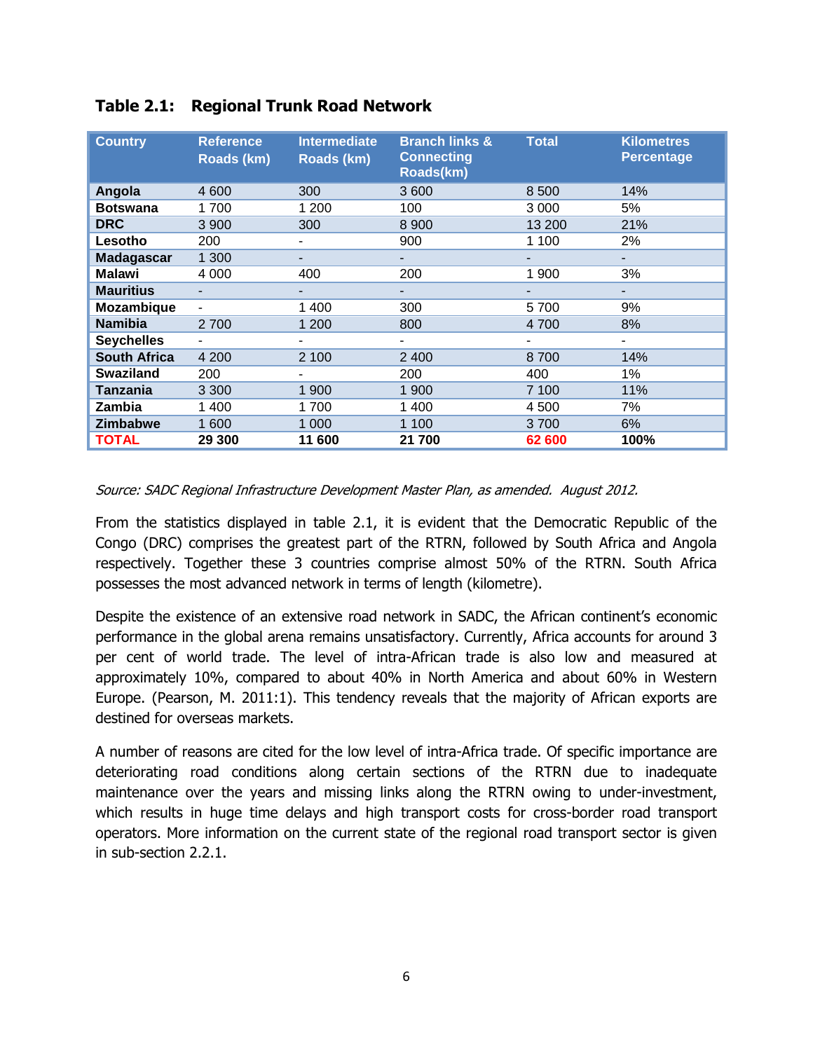**Table 2.1: Regional Trunk Road Network**

| Country | Reference Roads (km) | Intermediate Roads (km) | Branch links & Connecting Roads(km) | Total | Kilometres Percentage |
|---|---|---|---|---|---|
| **Angola** | 4 600 | 300 | 3 600 | 8 500 | 14% |
| **Botswana** | 1 700 | 1 200 | 100 | 3 000 | 5% |
| **DRC** | 3 900 | 300 | 8 900 | 13 200 | 21% |
| **Lesotho** | 200 | - | 900 | 1 100 | 2% |
| **Madagascar** | 1 300 | - | - | - | - |
| **Malawi** | 4 000 | 400 | 200 | 1 900 | 3% |
| **Mauritius** | - | - | - | - | - |
| **Mozambique** | - | 1 400 | 300 | 5 700 | 9% |
| **Namibia** | 2 700 | 1 200 | 800 | 4 700 | 8% |
| **Seychelles** | - | - | - | - | - |
| **South Africa** | 4 200 | 2 100 | 2 400 | 8 700 | 14% |
| **Swaziland** | 200 | - | 200 | 400 | 1% |
| **Tanzania** | 3 300 | 1 900 | 1 900 | 7 100 | 11% |
| **Zambia** | 1 400 | 1 700 | 1 400 | 4 500 | 7% |
| **Zimbabwe** | 1 600 | 1 000 | 1 100 | 3 700 | 6% |
| **TOTAL** | **29 300** | **11 600** | **21 700** | **62 600** | **100%** |

*Source: SADC Regional Infrastructure Development Master Plan, as amended. August 2012.*

From the statistics displayed in table 2.1, it is evident that the Democratic Republic of the Congo (DRC) comprises the greatest part of the RTRN, followed by South Africa and Angola respectively. Together these 3 countries comprise almost 50% of the RTRN. South Africa possesses the most advanced network in terms of length (kilometre).

Despite the existence of an extensive road network in SADC, the African continent's economic performance in the global arena remains unsatisfactory. Currently, Africa accounts for around 3 per cent of world trade. The level of intra-African trade is also low and measured at approximately 10%, compared to about 40% in North America and about 60% in Western Europe. (Pearson, M. 2011:1). This tendency reveals that the majority of African exports are destined for overseas markets.

A number of reasons are cited for the low level of intra-Africa trade. Of specific importance are deteriorating road conditions along certain sections of the RTRN due to inadequate maintenance over the years and missing links along the RTRN owing to under-investment, which results in huge time delays and high transport costs for cross-border road transport operators. More information on the current state of the regional road transport sector is given in sub-section 2.2.1.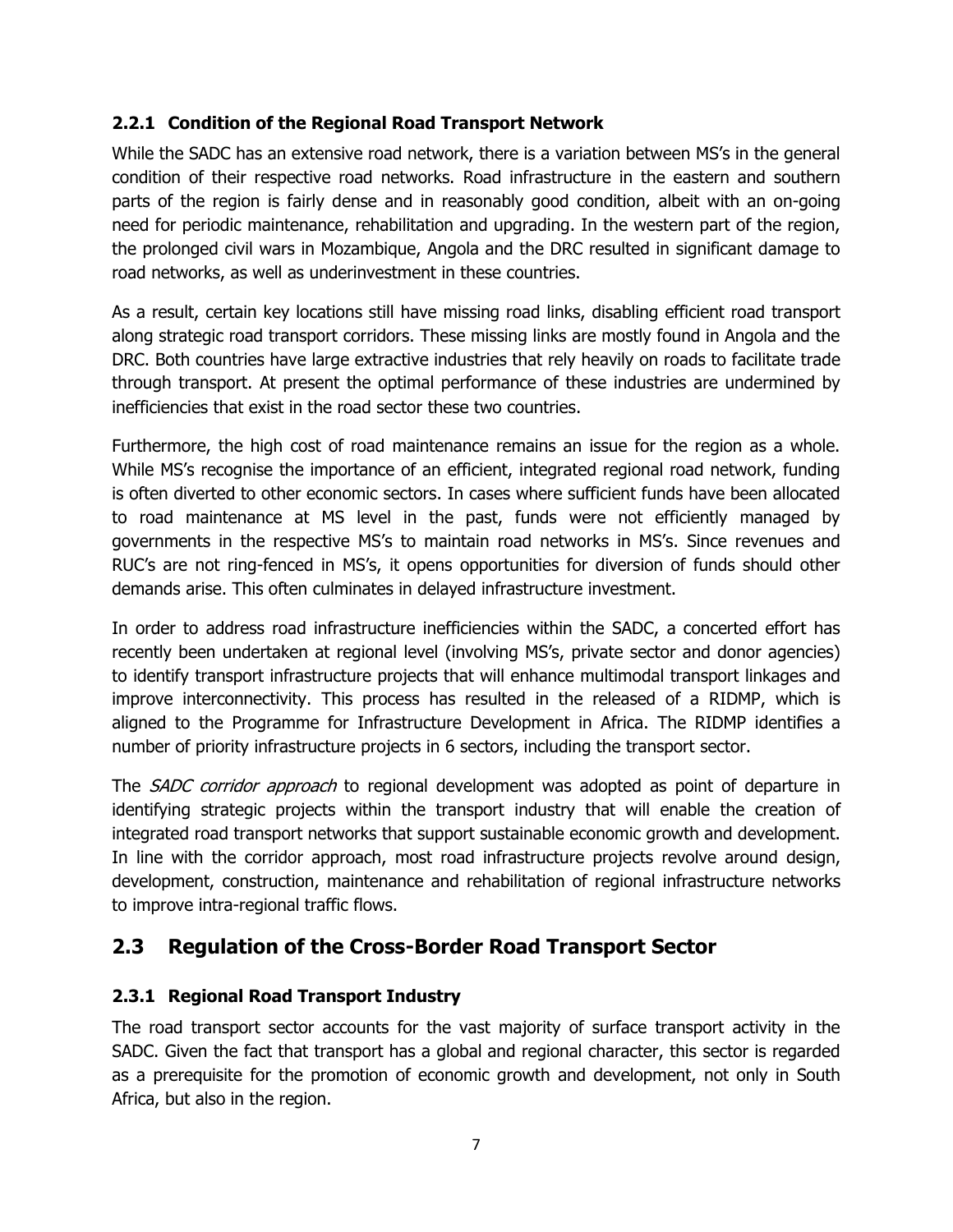### 2.2.1 Condition of the Regional Road Transport Network

While the SADC has an extensive road network, there is a variation between MS's in the general condition of their respective road networks. Road infrastructure in the eastern and southern parts of the region is fairly dense and in reasonably good condition, albeit with an on-going need for periodic maintenance, rehabilitation and upgrading. In the western part of the region, the prolonged civil wars in Mozambique, Angola and the DRC resulted in significant damage to road networks, as well as underinvestment in these countries.

As a result, certain key locations still have missing road links, disabling efficient road transport along strategic road transport corridors. These missing links are mostly found in Angola and the DRC. Both countries have large extractive industries that rely heavily on roads to facilitate trade through transport. At present the optimal performance of these industries are undermined by inefficiencies that exist in the road sector these two countries.

Furthermore, the high cost of road maintenance remains an issue for the region as a whole. While MS's recognise the importance of an efficient, integrated regional road network, funding is often diverted to other economic sectors. In cases where sufficient funds have been allocated to road maintenance at MS level in the past, funds were not efficiently managed by governments in the respective MS's to maintain road networks in MS's. Since revenues and RUC's are not ring-fenced in MS's, it opens opportunities for diversion of funds should other demands arise. This often culminates in delayed infrastructure investment.

In order to address road infrastructure inefficiencies within the SADC, a concerted effort has recently been undertaken at regional level (involving MS's, private sector and donor agencies) to identify transport infrastructure projects that will enhance multimodal transport linkages and improve interconnectivity. This process has resulted in the released of a RIDMP, which is aligned to the Programme for Infrastructure Development in Africa. The RIDMP identifies a number of priority infrastructure projects in 6 sectors, including the transport sector.

The *SADC corridor approach* to regional development was adopted as point of departure in identifying strategic projects within the transport industry that will enable the creation of integrated road transport networks that support sustainable economic growth and development. In line with the corridor approach, most road infrastructure projects revolve around design, development, construction, maintenance and rehabilitation of regional infrastructure networks to improve intra-regional traffic flows.

## 2.3 Regulation of the Cross-Border Road Transport Sector

### 2.3.1 Regional Road Transport Industry

The road transport sector accounts for the vast majority of surface transport activity in the SADC. Given the fact that transport has a global and regional character, this sector is regarded as a prerequisite for the promotion of economic growth and development, not only in South Africa, but also in the region.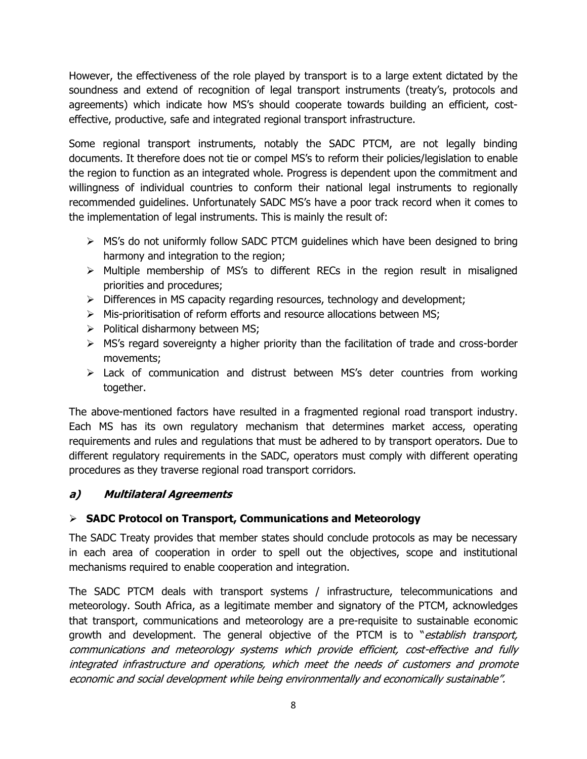However, the effectiveness of the role played by transport is to a large extent dictated by the soundness and extend of recognition of legal transport instruments (treaty's, protocols and agreements) which indicate how MS's should cooperate towards building an efficient, cost-effective, productive, safe and integrated regional transport infrastructure.

Some regional transport instruments, notably the SADC PTCM, are not legally binding documents. It therefore does not tie or compel MS's to reform their policies/legislation to enable the region to function as an integrated whole. Progress is dependent upon the commitment and willingness of individual countries to conform their national legal instruments to regionally recommended guidelines. Unfortunately SADC MS's have a poor track record when it comes to the implementation of legal instruments. This is mainly the result of:

- MS's do not uniformly follow SADC PTCM guidelines which have been designed to bring harmony and integration to the region;
- Multiple membership of MS's to different RECs in the region result in misaligned priorities and procedures;
- Differences in MS capacity regarding resources, technology and development;
- Mis-prioritisation of reform efforts and resource allocations between MS;
- Political disharmony between MS;
- MS's regard sovereignty a higher priority than the facilitation of trade and cross-border movements;
- Lack of communication and distrust between MS's deter countries from working together.

The above-mentioned factors have resulted in a fragmented regional road transport industry. Each MS has its own regulatory mechanism that determines market access, operating requirements and rules and regulations that must be adhered to by transport operators. Due to different regulatory requirements in the SADC, operators must comply with different operating procedures as they traverse regional road transport corridors.

### ***a) Multilateral Agreements***

- **SADC Protocol on Transport, Communications and Meteorology**

The SADC Treaty provides that member states should conclude protocols as may be necessary in each area of cooperation in order to spell out the objectives, scope and institutional mechanisms required to enable cooperation and integration.

The SADC PTCM deals with transport systems / infrastructure, telecommunications and meteorology. South Africa, as a legitimate member and signatory of the PTCM, acknowledges that transport, communications and meteorology are a pre-requisite to sustainable economic growth and development. The general objective of the PTCM is to "*establish transport, communications and meteorology systems which provide efficient, cost-effective and fully integrated infrastructure and operations, which meet the needs of customers and promote economic and social development while being environmentally and economically sustainable*".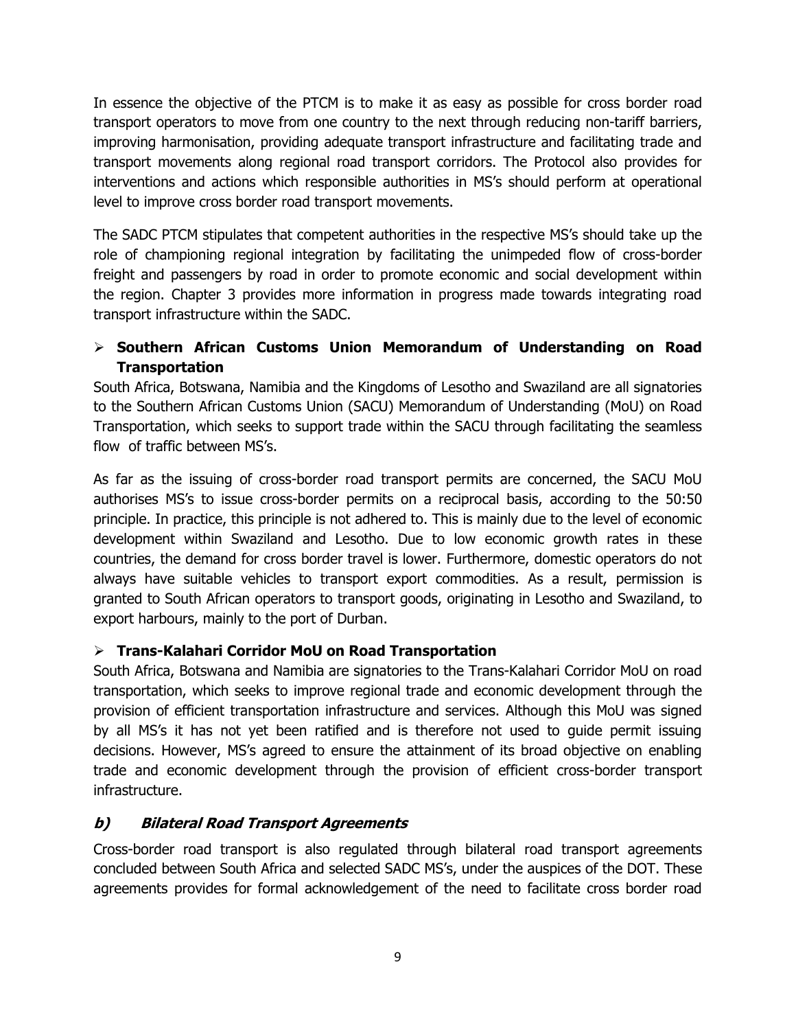In essence the objective of the PTCM is to make it as easy as possible for cross border road transport operators to move from one country to the next through reducing non-tariff barriers, improving harmonisation, providing adequate transport infrastructure and facilitating trade and transport movements along regional road transport corridors. The Protocol also provides for interventions and actions which responsible authorities in MS's should perform at operational level to improve cross border road transport movements.

The SADC PTCM stipulates that competent authorities in the respective MS's should take up the role of championing regional integration by facilitating the unimpeded flow of cross-border freight and passengers by road in order to promote economic and social development within the region. Chapter 3 provides more information in progress made towards integrating road transport infrastructure within the SADC.

- **Southern African Customs Union Memorandum of Understanding on Road Transportation**

South Africa, Botswana, Namibia and the Kingdoms of Lesotho and Swaziland are all signatories to the Southern African Customs Union (SACU) Memorandum of Understanding (MoU) on Road Transportation, which seeks to support trade within the SACU through facilitating the seamless flow of traffic between MS's.

As far as the issuing of cross-border road transport permits are concerned, the SACU MoU authorises MS's to issue cross-border permits on a reciprocal basis, according to the 50:50 principle. In practice, this principle is not adhered to. This is mainly due to the level of economic development within Swaziland and Lesotho. Due to low economic growth rates in these countries, the demand for cross border travel is lower. Furthermore, domestic operators do not always have suitable vehicles to transport export commodities. As a result, permission is granted to South African operators to transport goods, originating in Lesotho and Swaziland, to export harbours, mainly to the port of Durban.

- **Trans-Kalahari Corridor MoU on Road Transportation**

South Africa, Botswana and Namibia are signatories to the Trans-Kalahari Corridor MoU on road transportation, which seeks to improve regional trade and economic development through the provision of efficient transportation infrastructure and services. Although this MoU was signed by all MS's it has not yet been ratified and is therefore not used to guide permit issuing decisions. However, MS's agreed to ensure the attainment of its broad objective on enabling trade and economic development through the provision of efficient cross-border transport infrastructure.

### *b) Bilateral Road Transport Agreements*

Cross-border road transport is also regulated through bilateral road transport agreements concluded between South Africa and selected SADC MS's, under the auspices of the DOT. These agreements provides for formal acknowledgement of the need to facilitate cross border road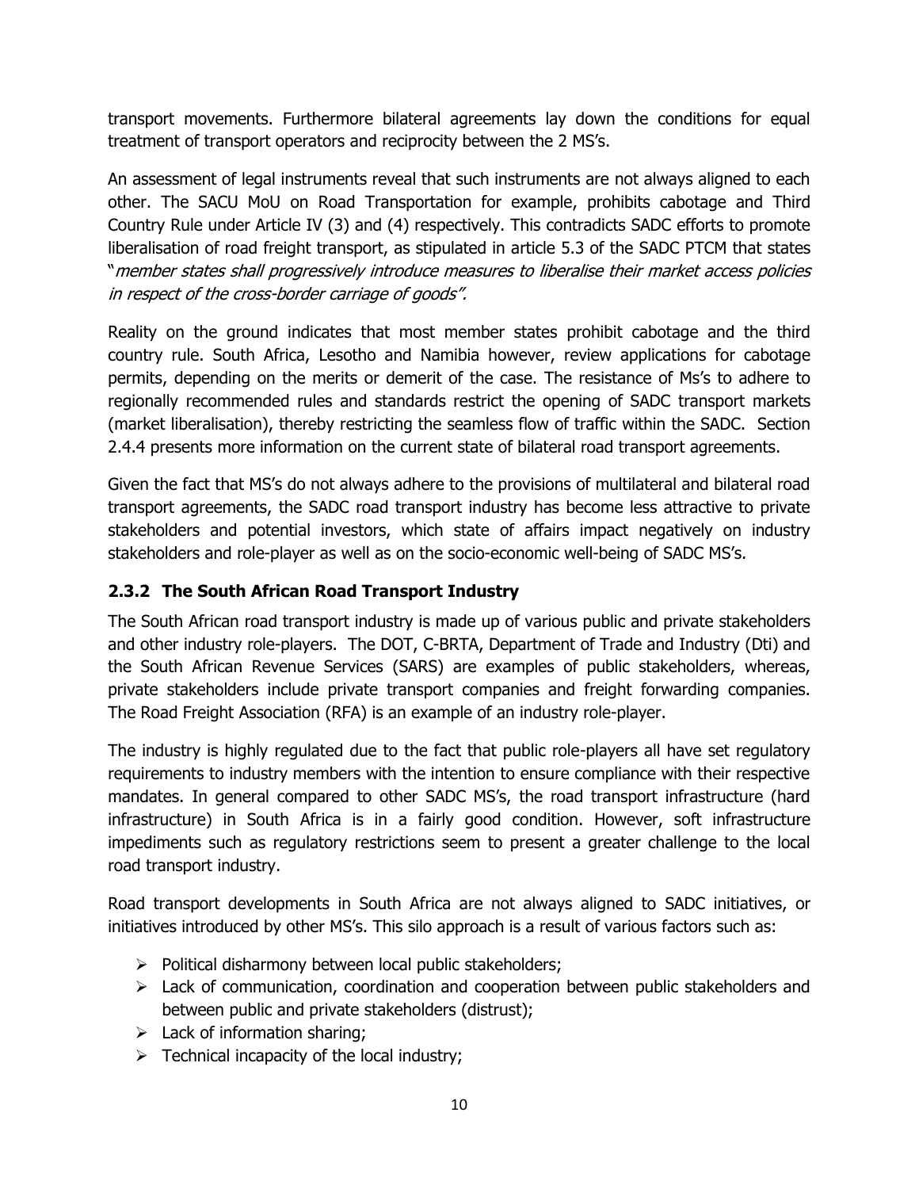transport movements. Furthermore bilateral agreements lay down the conditions for equal treatment of transport operators and reciprocity between the 2 MS's.

An assessment of legal instruments reveal that such instruments are not always aligned to each other. The SACU MoU on Road Transportation for example, prohibits cabotage and Third Country Rule under Article IV (3) and (4) respectively. This contradicts SADC efforts to promote liberalisation of road freight transport, as stipulated in article 5.3 of the SADC PTCM that states "*member states shall progressively introduce measures to liberalise their market access policies in respect of the cross-border carriage of goods".*

Reality on the ground indicates that most member states prohibit cabotage and the third country rule. South Africa, Lesotho and Namibia however, review applications for cabotage permits, depending on the merits or demerit of the case. The resistance of Ms's to adhere to regionally recommended rules and standards restrict the opening of SADC transport markets (market liberalisation), thereby restricting the seamless flow of traffic within the SADC. Section 2.4.4 presents more information on the current state of bilateral road transport agreements.

Given the fact that MS's do not always adhere to the provisions of multilateral and bilateral road transport agreements, the SADC road transport industry has become less attractive to private stakeholders and potential investors, which state of affairs impact negatively on industry stakeholders and role-player as well as on the socio-economic well-being of SADC MS's.

### 2.3.2 The South African Road Transport Industry

The South African road transport industry is made up of various public and private stakeholders and other industry role-players. The DOT, C-BRTA, Department of Trade and Industry (Dti) and the South African Revenue Services (SARS) are examples of public stakeholders, whereas, private stakeholders include private transport companies and freight forwarding companies. The Road Freight Association (RFA) is an example of an industry role-player.

The industry is highly regulated due to the fact that public role-players all have set regulatory requirements to industry members with the intention to ensure compliance with their respective mandates. In general compared to other SADC MS's, the road transport infrastructure (hard infrastructure) in South Africa is in a fairly good condition. However, soft infrastructure impediments such as regulatory restrictions seem to present a greater challenge to the local road transport industry.

Road transport developments in South Africa are not always aligned to SADC initiatives, or initiatives introduced by other MS's. This silo approach is a result of various factors such as:

- Political disharmony between local public stakeholders;
- Lack of communication, coordination and cooperation between public stakeholders and between public and private stakeholders (distrust);
- Lack of information sharing;
- Technical incapacity of the local industry;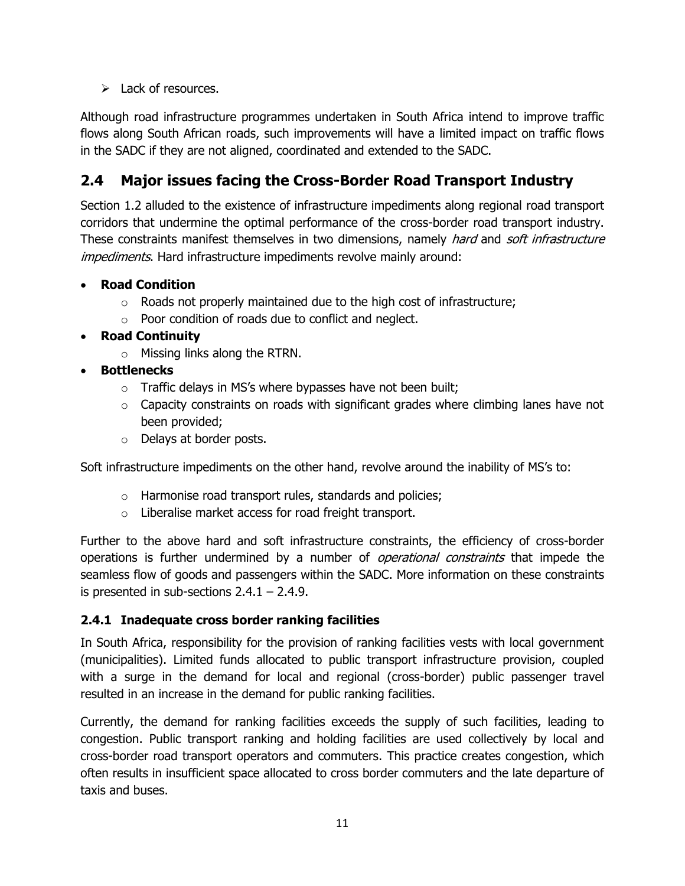- Lack of resources.

Although road infrastructure programmes undertaken in South Africa intend to improve traffic flows along South African roads, such improvements will have a limited impact on traffic flows in the SADC if they are not aligned, coordinated and extended to the SADC.

## 2.4 Major issues facing the Cross-Border Road Transport Industry

Section 1.2 alluded to the existence of infrastructure impediments along regional road transport corridors that undermine the optimal performance of the cross-border road transport industry. These constraints manifest themselves in two dimensions, namely *hard* and *soft infrastructure impediments*. Hard infrastructure impediments revolve mainly around:

- **Road Condition**
  - Roads not properly maintained due to the high cost of infrastructure;
  - Poor condition of roads due to conflict and neglect.
- **Road Continuity**
  - Missing links along the RTRN.
- **Bottlenecks**
  - Traffic delays in MS's where bypasses have not been built;
  - Capacity constraints on roads with significant grades where climbing lanes have not been provided;
  - Delays at border posts.

Soft infrastructure impediments on the other hand, revolve around the inability of MS's to:

- Harmonise road transport rules, standards and policies;
- Liberalise market access for road freight transport.

Further to the above hard and soft infrastructure constraints, the efficiency of cross-border operations is further undermined by a number of *operational constraints* that impede the seamless flow of goods and passengers within the SADC. More information on these constraints is presented in sub-sections 2.4.1 – 2.4.9.

### 2.4.1 Inadequate cross border ranking facilities

In South Africa, responsibility for the provision of ranking facilities vests with local government (municipalities). Limited funds allocated to public transport infrastructure provision, coupled with a surge in the demand for local and regional (cross-border) public passenger travel resulted in an increase in the demand for public ranking facilities.

Currently, the demand for ranking facilities exceeds the supply of such facilities, leading to congestion. Public transport ranking and holding facilities are used collectively by local and cross-border road transport operators and commuters. This practice creates congestion, which often results in insufficient space allocated to cross border commuters and the late departure of taxis and buses.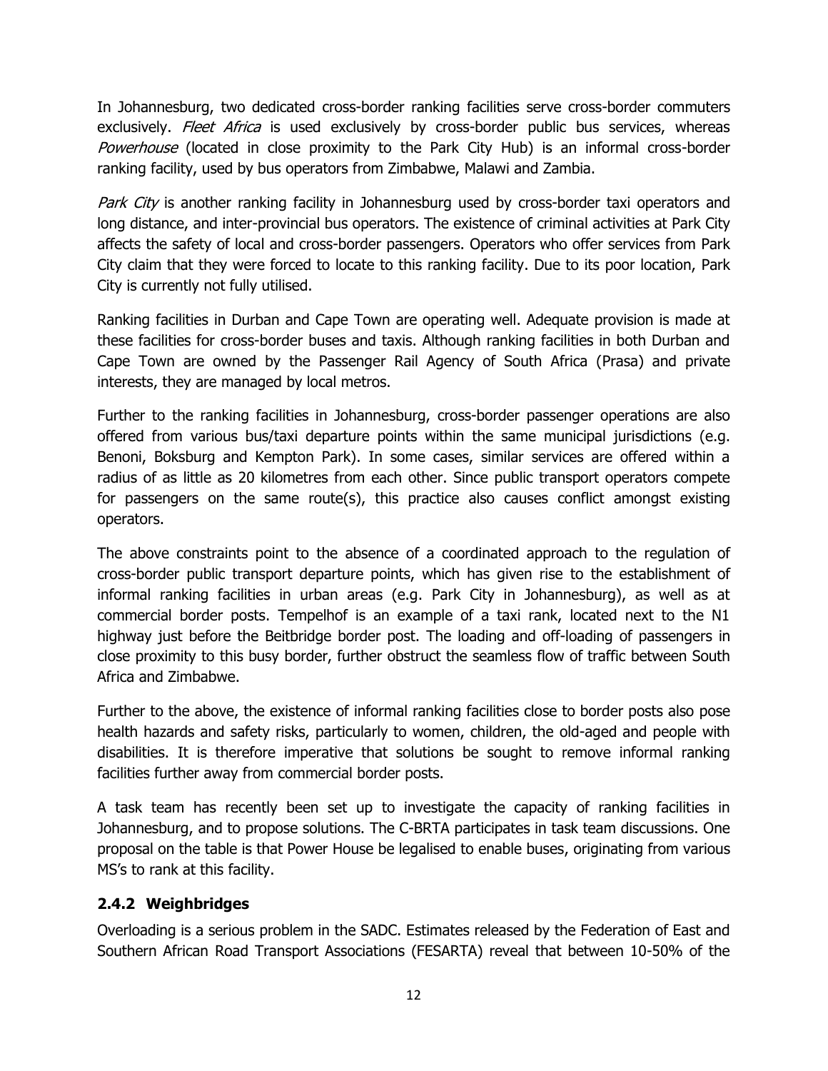In Johannesburg, two dedicated cross-border ranking facilities serve cross-border commuters exclusively. *Fleet Africa* is used exclusively by cross-border public bus services, whereas *Powerhouse* (located in close proximity to the Park City Hub) is an informal cross-border ranking facility, used by bus operators from Zimbabwe, Malawi and Zambia.

*Park City* is another ranking facility in Johannesburg used by cross-border taxi operators and long distance, and inter-provincial bus operators. The existence of criminal activities at Park City affects the safety of local and cross-border passengers. Operators who offer services from Park City claim that they were forced to locate to this ranking facility. Due to its poor location, Park City is currently not fully utilised.

Ranking facilities in Durban and Cape Town are operating well. Adequate provision is made at these facilities for cross-border buses and taxis. Although ranking facilities in both Durban and Cape Town are owned by the Passenger Rail Agency of South Africa (Prasa) and private interests, they are managed by local metros.

Further to the ranking facilities in Johannesburg, cross-border passenger operations are also offered from various bus/taxi departure points within the same municipal jurisdictions (e.g. Benoni, Boksburg and Kempton Park). In some cases, similar services are offered within a radius of as little as 20 kilometres from each other. Since public transport operators compete for passengers on the same route(s), this practice also causes conflict amongst existing operators.

The above constraints point to the absence of a coordinated approach to the regulation of cross-border public transport departure points, which has given rise to the establishment of informal ranking facilities in urban areas (e.g. Park City in Johannesburg), as well as at commercial border posts. Tempelhof is an example of a taxi rank, located next to the N1 highway just before the Beitbridge border post. The loading and off-loading of passengers in close proximity to this busy border, further obstruct the seamless flow of traffic between South Africa and Zimbabwe.

Further to the above, the existence of informal ranking facilities close to border posts also pose health hazards and safety risks, particularly to women, children, the old-aged and people with disabilities. It is therefore imperative that solutions be sought to remove informal ranking facilities further away from commercial border posts.

A task team has recently been set up to investigate the capacity of ranking facilities in Johannesburg, and to propose solutions. The C-BRTA participates in task team discussions. One proposal on the table is that Power House be legalised to enable buses, originating from various MS's to rank at this facility.

### 2.4.2 Weighbridges

Overloading is a serious problem in the SADC. Estimates released by the Federation of East and Southern African Road Transport Associations (FESARTA) reveal that between 10-50% of the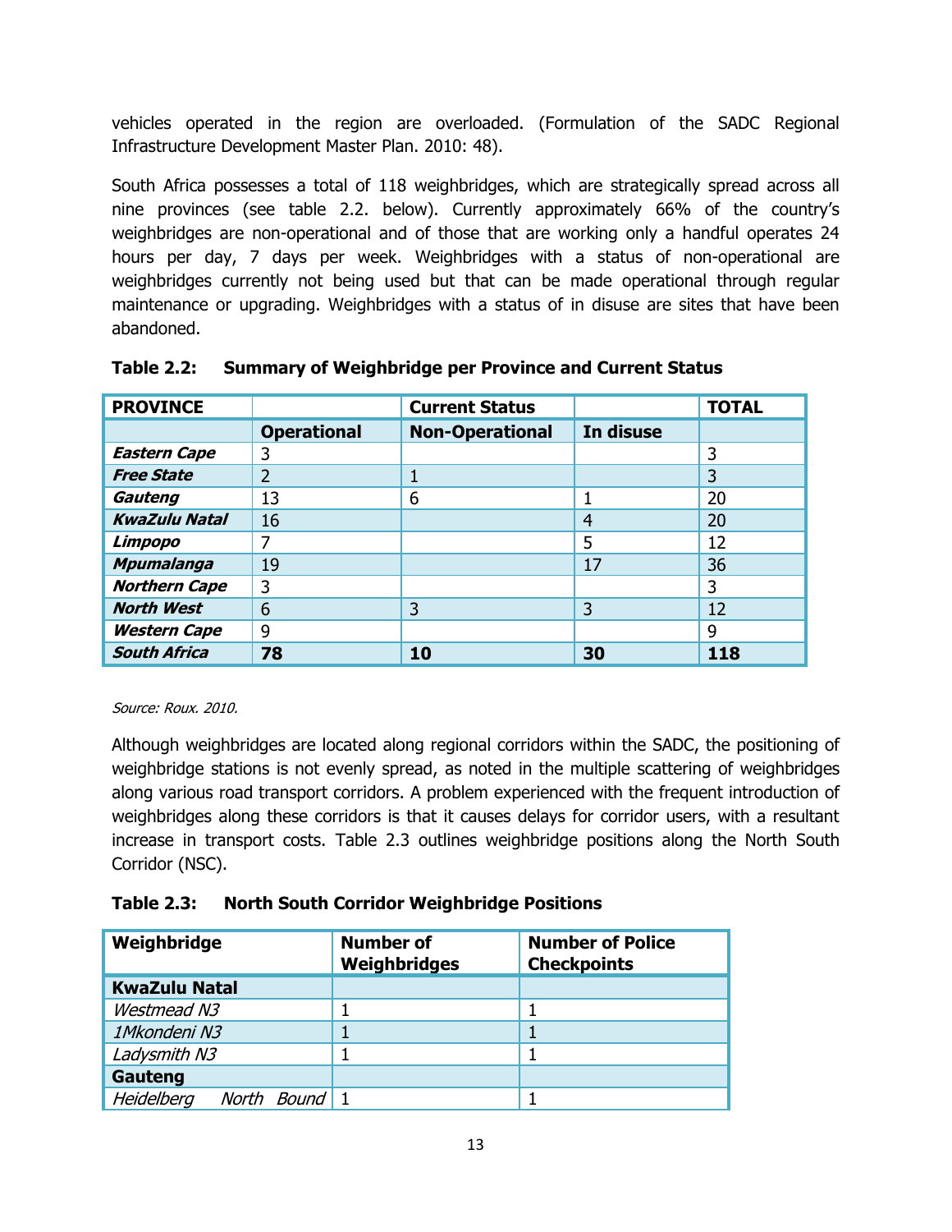vehicles operated in the region are overloaded. (Formulation of the SADC Regional Infrastructure Development Master Plan. 2010: 48).

South Africa possesses a total of 118 weighbridges, which are strategically spread across all nine provinces (see table 2.2. below). Currently approximately 66% of the country's weighbridges are non-operational and of those that are working only a handful operates 24 hours per day, 7 days per week. Weighbridges with a status of non-operational are weighbridges currently not being used but that can be made operational through regular maintenance or upgrading. Weighbridges with a status of in disuse are sites that have been abandoned.

**Table 2.2: Summary of Weighbridge per Province and Current Status**

| **PROVINCE** | | **Current Status** | | **TOTAL** |
|---|---|---|---|---|
| | **Operational** | **Non-Operational** | **In disuse** | |
| ***Eastern Cape*** | 3 | | | 3 |
| ***Free State*** | 2 | 1 | | 3 |
| ***Gauteng*** | 13 | 6 | 1 | 20 |
| ***KwaZulu Natal*** | 16 | | 4 | 20 |
| ***Limpopo*** | 7 | | 5 | 12 |
| ***Mpumalanga*** | 19 | | 17 | 36 |
| ***Northern Cape*** | 3 | | | 3 |
| ***North West*** | 6 | 3 | 3 | 12 |
| ***Western Cape*** | 9 | | | 9 |
| ***South Africa*** | **78** | **10** | **30** | **118** |

*Source: Roux. 2010.*

Although weighbridges are located along regional corridors within the SADC, the positioning of weighbridge stations is not evenly spread, as noted in the multiple scattering of weighbridges along various road transport corridors. A problem experienced with the frequent introduction of weighbridges along these corridors is that it causes delays for corridor users, with a resultant increase in transport costs. Table 2.3 outlines weighbridge positions along the North South Corridor (NSC).

**Table 2.3: North South Corridor Weighbridge Positions**

| **Weighbridge** | **Number of Weighbridges** | **Number of Police Checkpoints** |
|---|---|---|
| **KwaZulu Natal** | | |
| *Westmead N3* | 1 | 1 |
| *1Mkondeni N3* | 1 | 1 |
| *Ladysmith N3* | 1 | 1 |
| **Gauteng** | | |
| *Heidelberg North Bound* | 1 | 1 |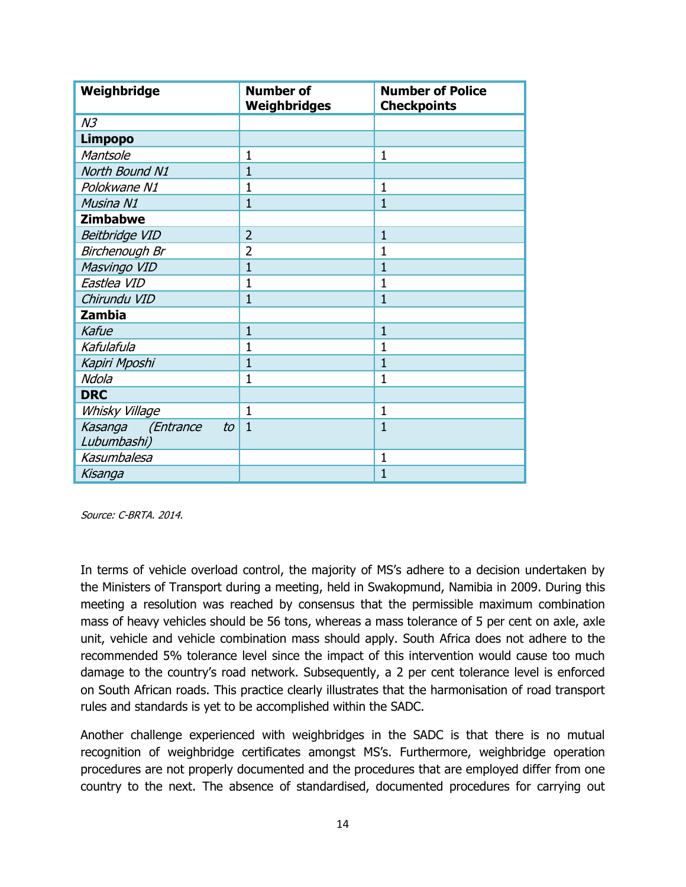| Weighbridge | Number of Weighbridges | Number of Police Checkpoints |
|---|---|---|
| *N3* | | |
| **Limpopo** | | |
| *Mantsole* | 1 | 1 |
| *North Bound N1* | 1 | |
| *Polokwane N1* | 1 | 1 |
| *Musina N1* | 1 | 1 |
| **Zimbabwe** | | |
| *Beitbridge VID* | 2 | 1 |
| *Birchenough Br* | 2 | 1 |
| *Masvingo VID* | 1 | 1 |
| *Eastlea VID* | 1 | 1 |
| *Chirundu VID* | 1 | 1 |
| **Zambia** | | |
| *Kafue* | 1 | 1 |
| *Kafulafula* | 1 | 1 |
| *Kapiri Mposhi* | 1 | 1 |
| *Ndola* | 1 | 1 |
| **DRC** | | |
| *Whisky Village* | 1 | 1 |
| *Kasanga (Entrance to Lubumbashi)* | 1 | 1 |
| *Kasumbalesa* | | 1 |
| *Kisanga* | | 1 |

*Source: C-BRTA. 2014.*

In terms of vehicle overload control, the majority of MS's adhere to a decision undertaken by the Ministers of Transport during a meeting, held in Swakopmund, Namibia in 2009. During this meeting a resolution was reached by consensus that the permissible maximum combination mass of heavy vehicles should be 56 tons, whereas a mass tolerance of 5 per cent on axle, axle unit, vehicle and vehicle combination mass should apply. South Africa does not adhere to the recommended 5% tolerance level since the impact of this intervention would cause too much damage to the country's road network. Subsequently, a 2 per cent tolerance level is enforced on South African roads. This practice clearly illustrates that the harmonisation of road transport rules and standards is yet to be accomplished within the SADC.

Another challenge experienced with weighbridges in the SADC is that there is no mutual recognition of weighbridge certificates amongst MS's. Furthermore, weighbridge operation procedures are not properly documented and the procedures that are employed differ from one country to the next. The absence of standardised, documented procedures for carrying out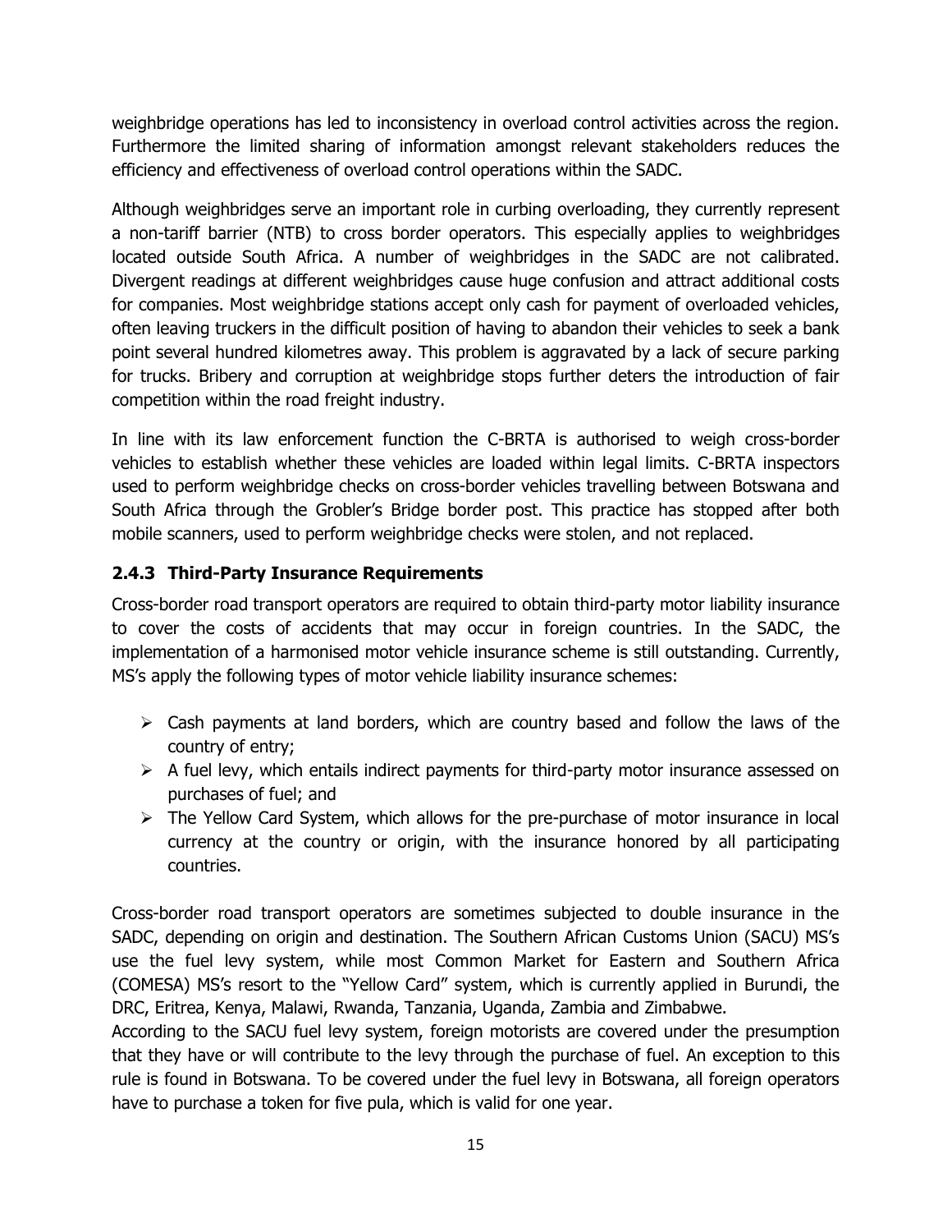weighbridge operations has led to inconsistency in overload control activities across the region. Furthermore the limited sharing of information amongst relevant stakeholders reduces the efficiency and effectiveness of overload control operations within the SADC.

Although weighbridges serve an important role in curbing overloading, they currently represent a non-tariff barrier (NTB) to cross border operators. This especially applies to weighbridges located outside South Africa. A number of weighbridges in the SADC are not calibrated. Divergent readings at different weighbridges cause huge confusion and attract additional costs for companies. Most weighbridge stations accept only cash for payment of overloaded vehicles, often leaving truckers in the difficult position of having to abandon their vehicles to seek a bank point several hundred kilometres away. This problem is aggravated by a lack of secure parking for trucks. Bribery and corruption at weighbridge stops further deters the introduction of fair competition within the road freight industry.

In line with its law enforcement function the C-BRTA is authorised to weigh cross-border vehicles to establish whether these vehicles are loaded within legal limits. C-BRTA inspectors used to perform weighbridge checks on cross-border vehicles travelling between Botswana and South Africa through the Grobler's Bridge border post. This practice has stopped after both mobile scanners, used to perform weighbridge checks were stolen, and not replaced.

### 2.4.3 Third-Party Insurance Requirements

Cross-border road transport operators are required to obtain third-party motor liability insurance to cover the costs of accidents that may occur in foreign countries. In the SADC, the implementation of a harmonised motor vehicle insurance scheme is still outstanding. Currently, MS's apply the following types of motor vehicle liability insurance schemes:

- Cash payments at land borders, which are country based and follow the laws of the country of entry;
- A fuel levy, which entails indirect payments for third-party motor insurance assessed on purchases of fuel; and
- The Yellow Card System, which allows for the pre-purchase of motor insurance in local currency at the country or origin, with the insurance honored by all participating countries.

Cross-border road transport operators are sometimes subjected to double insurance in the SADC, depending on origin and destination. The Southern African Customs Union (SACU) MS's use the fuel levy system, while most Common Market for Eastern and Southern Africa (COMESA) MS's resort to the "Yellow Card" system, which is currently applied in Burundi, the DRC, Eritrea, Kenya, Malawi, Rwanda, Tanzania, Uganda, Zambia and Zimbabwe.

According to the SACU fuel levy system, foreign motorists are covered under the presumption that they have or will contribute to the levy through the purchase of fuel. An exception to this rule is found in Botswana. To be covered under the fuel levy in Botswana, all foreign operators have to purchase a token for five pula, which is valid for one year.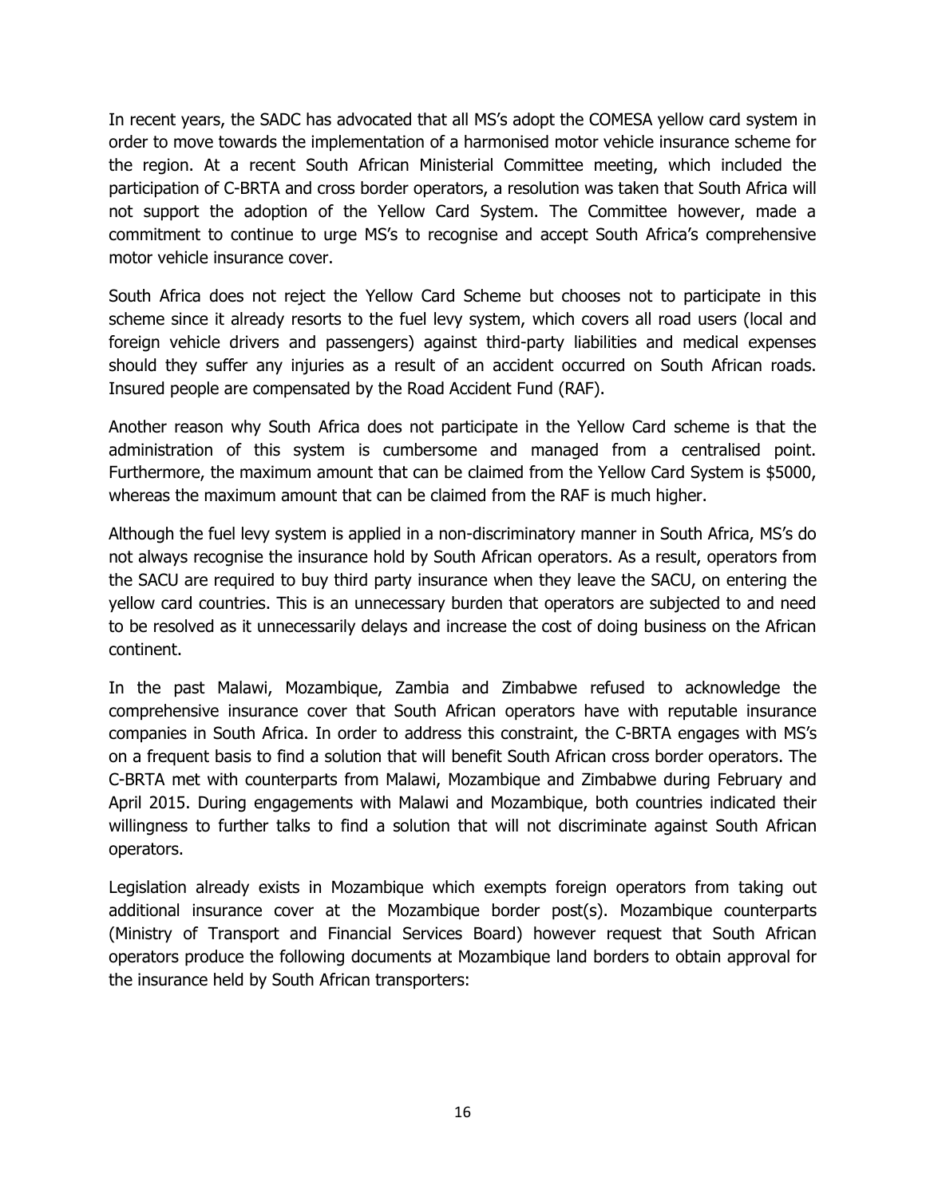In recent years, the SADC has advocated that all MS's adopt the COMESA yellow card system in order to move towards the implementation of a harmonised motor vehicle insurance scheme for the region. At a recent South African Ministerial Committee meeting, which included the participation of C-BRTA and cross border operators, a resolution was taken that South Africa will not support the adoption of the Yellow Card System. The Committee however, made a commitment to continue to urge MS's to recognise and accept South Africa's comprehensive motor vehicle insurance cover.

South Africa does not reject the Yellow Card Scheme but chooses not to participate in this scheme since it already resorts to the fuel levy system, which covers all road users (local and foreign vehicle drivers and passengers) against third-party liabilities and medical expenses should they suffer any injuries as a result of an accident occurred on South African roads. Insured people are compensated by the Road Accident Fund (RAF).

Another reason why South Africa does not participate in the Yellow Card scheme is that the administration of this system is cumbersome and managed from a centralised point. Furthermore, the maximum amount that can be claimed from the Yellow Card System is $5000, whereas the maximum amount that can be claimed from the RAF is much higher.

Although the fuel levy system is applied in a non-discriminatory manner in South Africa, MS's do not always recognise the insurance hold by South African operators. As a result, operators from the SACU are required to buy third party insurance when they leave the SACU, on entering the yellow card countries. This is an unnecessary burden that operators are subjected to and need to be resolved as it unnecessarily delays and increase the cost of doing business on the African continent.

In the past Malawi, Mozambique, Zambia and Zimbabwe refused to acknowledge the comprehensive insurance cover that South African operators have with reputable insurance companies in South Africa. In order to address this constraint, the C-BRTA engages with MS's on a frequent basis to find a solution that will benefit South African cross border operators. The C-BRTA met with counterparts from Malawi, Mozambique and Zimbabwe during February and April 2015. During engagements with Malawi and Mozambique, both countries indicated their willingness to further talks to find a solution that will not discriminate against South African operators.

Legislation already exists in Mozambique which exempts foreign operators from taking out additional insurance cover at the Mozambique border post(s). Mozambique counterparts (Ministry of Transport and Financial Services Board) however request that South African operators produce the following documents at Mozambique land borders to obtain approval for the insurance held by South African transporters: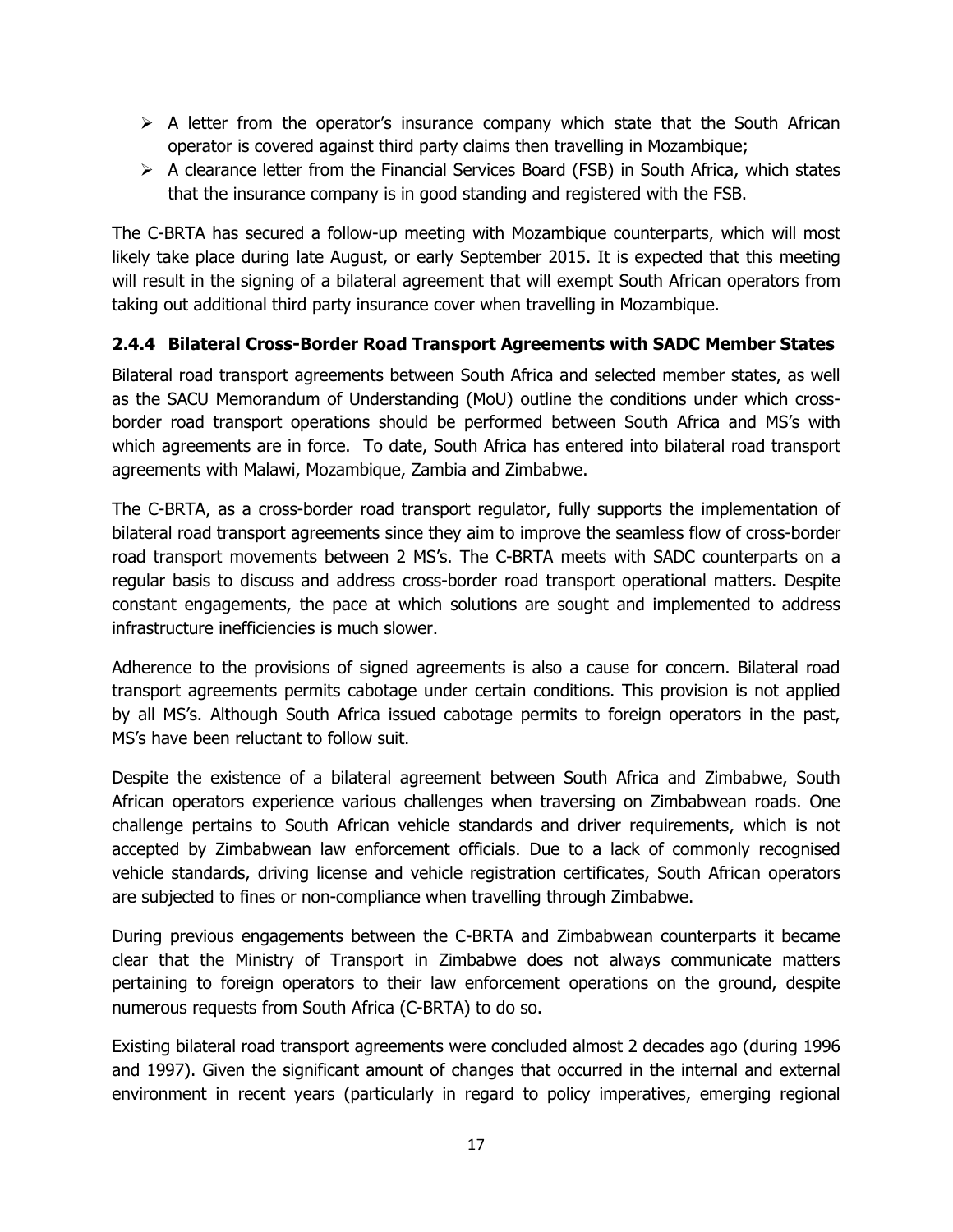- A letter from the operator's insurance company which state that the South African operator is covered against third party claims then travelling in Mozambique;
- A clearance letter from the Financial Services Board (FSB) in South Africa, which states that the insurance company is in good standing and registered with the FSB.

The C-BRTA has secured a follow-up meeting with Mozambique counterparts, which will most likely take place during late August, or early September 2015. It is expected that this meeting will result in the signing of a bilateral agreement that will exempt South African operators from taking out additional third party insurance cover when travelling in Mozambique.

### 2.4.4 Bilateral Cross-Border Road Transport Agreements with SADC Member States

Bilateral road transport agreements between South Africa and selected member states, as well as the SACU Memorandum of Understanding (MoU) outline the conditions under which cross-border road transport operations should be performed between South Africa and MS's with which agreements are in force. To date, South Africa has entered into bilateral road transport agreements with Malawi, Mozambique, Zambia and Zimbabwe.

The C-BRTA, as a cross-border road transport regulator, fully supports the implementation of bilateral road transport agreements since they aim to improve the seamless flow of cross-border road transport movements between 2 MS's. The C-BRTA meets with SADC counterparts on a regular basis to discuss and address cross-border road transport operational matters. Despite constant engagements, the pace at which solutions are sought and implemented to address infrastructure inefficiencies is much slower.

Adherence to the provisions of signed agreements is also a cause for concern. Bilateral road transport agreements permits cabotage under certain conditions. This provision is not applied by all MS's. Although South Africa issued cabotage permits to foreign operators in the past, MS's have been reluctant to follow suit.

Despite the existence of a bilateral agreement between South Africa and Zimbabwe, South African operators experience various challenges when traversing on Zimbabwean roads. One challenge pertains to South African vehicle standards and driver requirements, which is not accepted by Zimbabwean law enforcement officials. Due to a lack of commonly recognised vehicle standards, driving license and vehicle registration certificates, South African operators are subjected to fines or non-compliance when travelling through Zimbabwe.

During previous engagements between the C-BRTA and Zimbabwean counterparts it became clear that the Ministry of Transport in Zimbabwe does not always communicate matters pertaining to foreign operators to their law enforcement operations on the ground, despite numerous requests from South Africa (C-BRTA) to do so.

Existing bilateral road transport agreements were concluded almost 2 decades ago (during 1996 and 1997). Given the significant amount of changes that occurred in the internal and external environment in recent years (particularly in regard to policy imperatives, emerging regional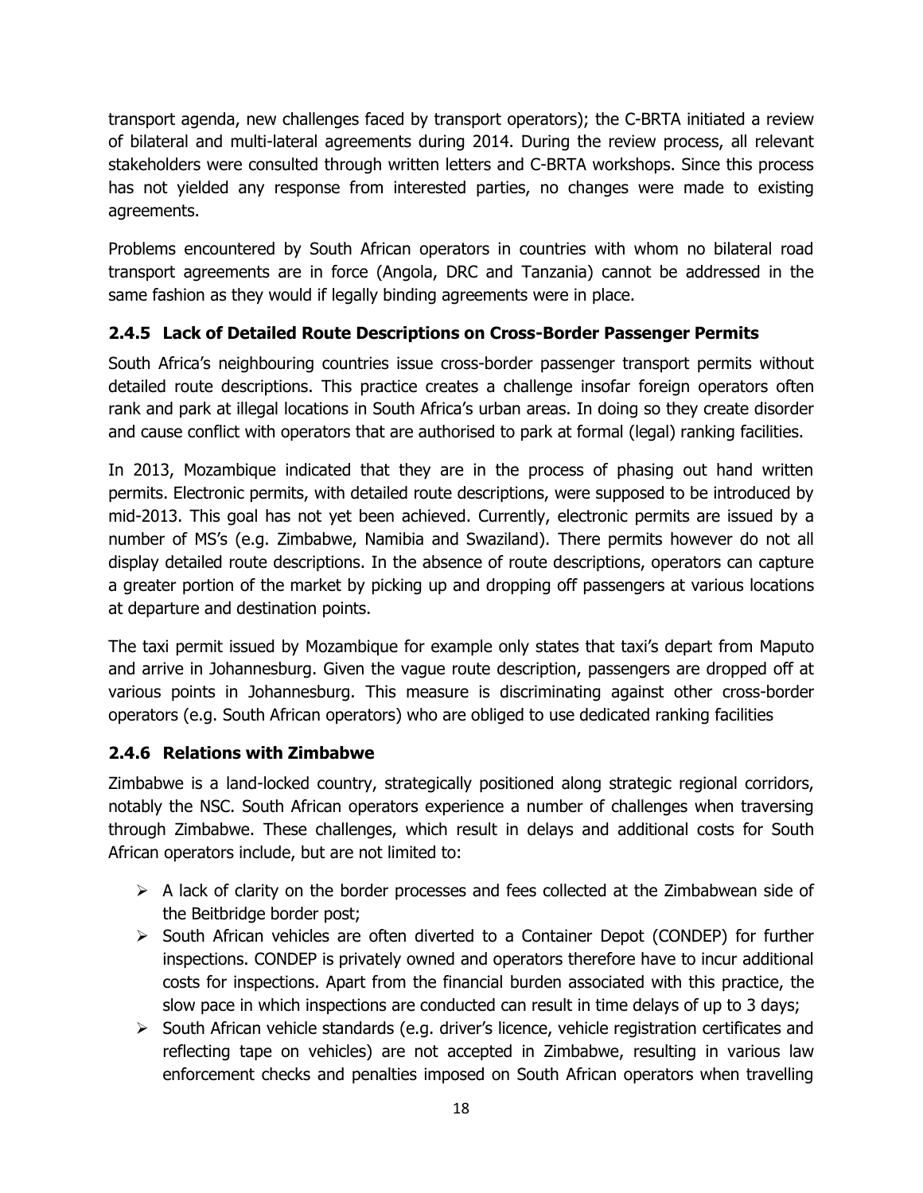transport agenda, new challenges faced by transport operators); the C-BRTA initiated a review of bilateral and multi-lateral agreements during 2014. During the review process, all relevant stakeholders were consulted through written letters and C-BRTA workshops. Since this process has not yielded any response from interested parties, no changes were made to existing agreements.

Problems encountered by South African operators in countries with whom no bilateral road transport agreements are in force (Angola, DRC and Tanzania) cannot be addressed in the same fashion as they would if legally binding agreements were in place.

### 2.4.5 Lack of Detailed Route Descriptions on Cross-Border Passenger Permits

South Africa's neighbouring countries issue cross-border passenger transport permits without detailed route descriptions. This practice creates a challenge insofar foreign operators often rank and park at illegal locations in South Africa's urban areas. In doing so they create disorder and cause conflict with operators that are authorised to park at formal (legal) ranking facilities.

In 2013, Mozambique indicated that they are in the process of phasing out hand written permits. Electronic permits, with detailed route descriptions, were supposed to be introduced by mid-2013. This goal has not yet been achieved. Currently, electronic permits are issued by a number of MS's (e.g. Zimbabwe, Namibia and Swaziland). There permits however do not all display detailed route descriptions. In the absence of route descriptions, operators can capture a greater portion of the market by picking up and dropping off passengers at various locations at departure and destination points.

The taxi permit issued by Mozambique for example only states that taxi's depart from Maputo and arrive in Johannesburg. Given the vague route description, passengers are dropped off at various points in Johannesburg. This measure is discriminating against other cross-border operators (e.g. South African operators) who are obliged to use dedicated ranking facilities

### 2.4.6 Relations with Zimbabwe

Zimbabwe is a land-locked country, strategically positioned along strategic regional corridors, notably the NSC. South African operators experience a number of challenges when traversing through Zimbabwe. These challenges, which result in delays and additional costs for South African operators include, but are not limited to:

- A lack of clarity on the border processes and fees collected at the Zimbabwean side of the Beitbridge border post;
- South African vehicles are often diverted to a Container Depot (CONDEP) for further inspections. CONDEP is privately owned and operators therefore have to incur additional costs for inspections. Apart from the financial burden associated with this practice, the slow pace in which inspections are conducted can result in time delays of up to 3 days;
- South African vehicle standards (e.g. driver's licence, vehicle registration certificates and reflecting tape on vehicles) are not accepted in Zimbabwe, resulting in various law enforcement checks and penalties imposed on South African operators when travelling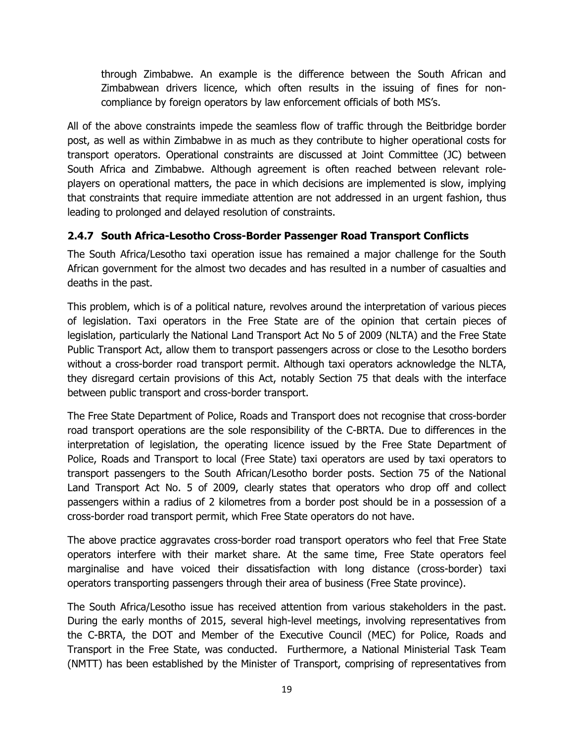through Zimbabwe. An example is the difference between the South African and Zimbabwean drivers licence, which often results in the issuing of fines for non-compliance by foreign operators by law enforcement officials of both MS's.

All of the above constraints impede the seamless flow of traffic through the Beitbridge border post, as well as within Zimbabwe in as much as they contribute to higher operational costs for transport operators. Operational constraints are discussed at Joint Committee (JC) between South Africa and Zimbabwe. Although agreement is often reached between relevant role-players on operational matters, the pace in which decisions are implemented is slow, implying that constraints that require immediate attention are not addressed in an urgent fashion, thus leading to prolonged and delayed resolution of constraints.

### 2.4.7 South Africa-Lesotho Cross-Border Passenger Road Transport Conflicts

The South Africa/Lesotho taxi operation issue has remained a major challenge for the South African government for the almost two decades and has resulted in a number of casualties and deaths in the past.

This problem, which is of a political nature, revolves around the interpretation of various pieces of legislation. Taxi operators in the Free State are of the opinion that certain pieces of legislation, particularly the National Land Transport Act No 5 of 2009 (NLTA) and the Free State Public Transport Act, allow them to transport passengers across or close to the Lesotho borders without a cross-border road transport permit. Although taxi operators acknowledge the NLTA, they disregard certain provisions of this Act, notably Section 75 that deals with the interface between public transport and cross-border transport.

The Free State Department of Police, Roads and Transport does not recognise that cross-border road transport operations are the sole responsibility of the C-BRTA. Due to differences in the interpretation of legislation, the operating licence issued by the Free State Department of Police, Roads and Transport to local (Free State) taxi operators are used by taxi operators to transport passengers to the South African/Lesotho border posts. Section 75 of the National Land Transport Act No. 5 of 2009, clearly states that operators who drop off and collect passengers within a radius of 2 kilometres from a border post should be in a possession of a cross-border road transport permit, which Free State operators do not have.

The above practice aggravates cross-border road transport operators who feel that Free State operators interfere with their market share. At the same time, Free State operators feel marginalise and have voiced their dissatisfaction with long distance (cross-border) taxi operators transporting passengers through their area of business (Free State province).

The South Africa/Lesotho issue has received attention from various stakeholders in the past. During the early months of 2015, several high-level meetings, involving representatives from the C-BRTA, the DOT and Member of the Executive Council (MEC) for Police, Roads and Transport in the Free State, was conducted. Furthermore, a National Ministerial Task Team (NMTT) has been established by the Minister of Transport, comprising of representatives from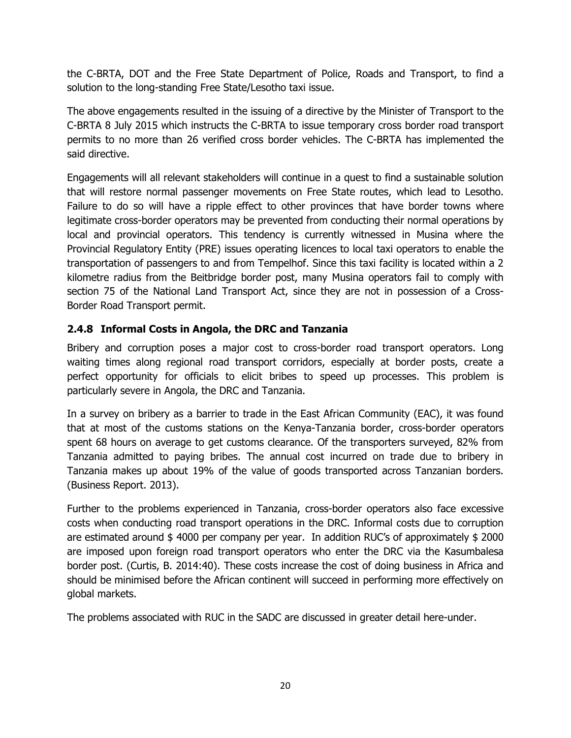the C-BRTA, DOT and the Free State Department of Police, Roads and Transport, to find a solution to the long-standing Free State/Lesotho taxi issue.

The above engagements resulted in the issuing of a directive by the Minister of Transport to the C-BRTA 8 July 2015 which instructs the C-BRTA to issue temporary cross border road transport permits to no more than 26 verified cross border vehicles. The C-BRTA has implemented the said directive.

Engagements will all relevant stakeholders will continue in a quest to find a sustainable solution that will restore normal passenger movements on Free State routes, which lead to Lesotho. Failure to do so will have a ripple effect to other provinces that have border towns where legitimate cross-border operators may be prevented from conducting their normal operations by local and provincial operators. This tendency is currently witnessed in Musina where the Provincial Regulatory Entity (PRE) issues operating licences to local taxi operators to enable the transportation of passengers to and from Tempelhof. Since this taxi facility is located within a 2 kilometre radius from the Beitbridge border post, many Musina operators fail to comply with section 75 of the National Land Transport Act, since they are not in possession of a Cross-Border Road Transport permit.

### 2.4.8 Informal Costs in Angola, the DRC and Tanzania

Bribery and corruption poses a major cost to cross-border road transport operators. Long waiting times along regional road transport corridors, especially at border posts, create a perfect opportunity for officials to elicit bribes to speed up processes. This problem is particularly severe in Angola, the DRC and Tanzania.

In a survey on bribery as a barrier to trade in the East African Community (EAC), it was found that at most of the customs stations on the Kenya-Tanzania border, cross-border operators spent 68 hours on average to get customs clearance. Of the transporters surveyed, 82% from Tanzania admitted to paying bribes. The annual cost incurred on trade due to bribery in Tanzania makes up about 19% of the value of goods transported across Tanzanian borders. (Business Report. 2013).

Further to the problems experienced in Tanzania, cross-border operators also face excessive costs when conducting road transport operations in the DRC. Informal costs due to corruption are estimated around $ 4000 per company per year. In addition RUC's of approximately $ 2000 are imposed upon foreign road transport operators who enter the DRC via the Kasumbalesa border post. (Curtis, B. 2014:40). These costs increase the cost of doing business in Africa and should be minimised before the African continent will succeed in performing more effectively on global markets.

The problems associated with RUC in the SADC are discussed in greater detail here-under.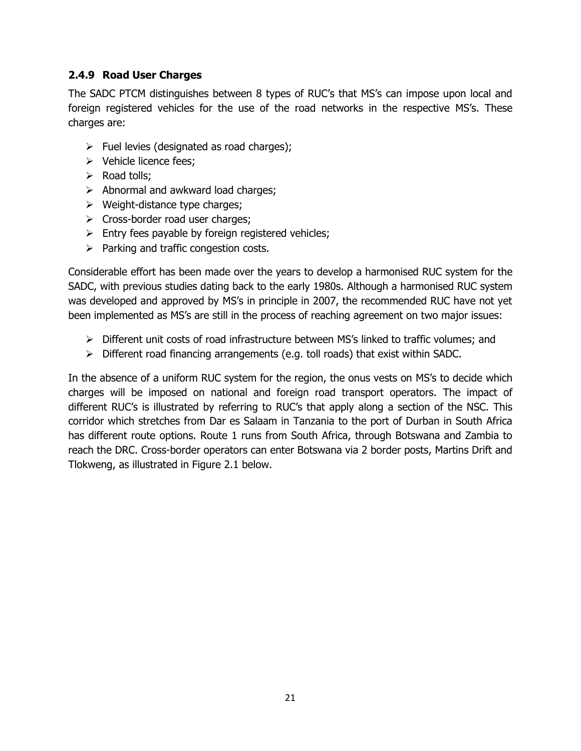### 2.4.9 Road User Charges

The SADC PTCM distinguishes between 8 types of RUC's that MS's can impose upon local and foreign registered vehicles for the use of the road networks in the respective MS's. These charges are:

- Fuel levies (designated as road charges);
- Vehicle licence fees;
- Road tolls;
- Abnormal and awkward load charges;
- Weight-distance type charges;
- Cross-border road user charges;
- Entry fees payable by foreign registered vehicles;
- Parking and traffic congestion costs.

Considerable effort has been made over the years to develop a harmonised RUC system for the SADC, with previous studies dating back to the early 1980s. Although a harmonised RUC system was developed and approved by MS's in principle in 2007, the recommended RUC have not yet been implemented as MS's are still in the process of reaching agreement on two major issues:

- Different unit costs of road infrastructure between MS's linked to traffic volumes; and
- Different road financing arrangements (e.g. toll roads) that exist within SADC.

In the absence of a uniform RUC system for the region, the onus vests on MS's to decide which charges will be imposed on national and foreign road transport operators. The impact of different RUC's is illustrated by referring to RUC's that apply along a section of the NSC. This corridor which stretches from Dar es Salaam in Tanzania to the port of Durban in South Africa has different route options. Route 1 runs from South Africa, through Botswana and Zambia to reach the DRC. Cross-border operators can enter Botswana via 2 border posts, Martins Drift and Tlokweng, as illustrated in Figure 2.1 below.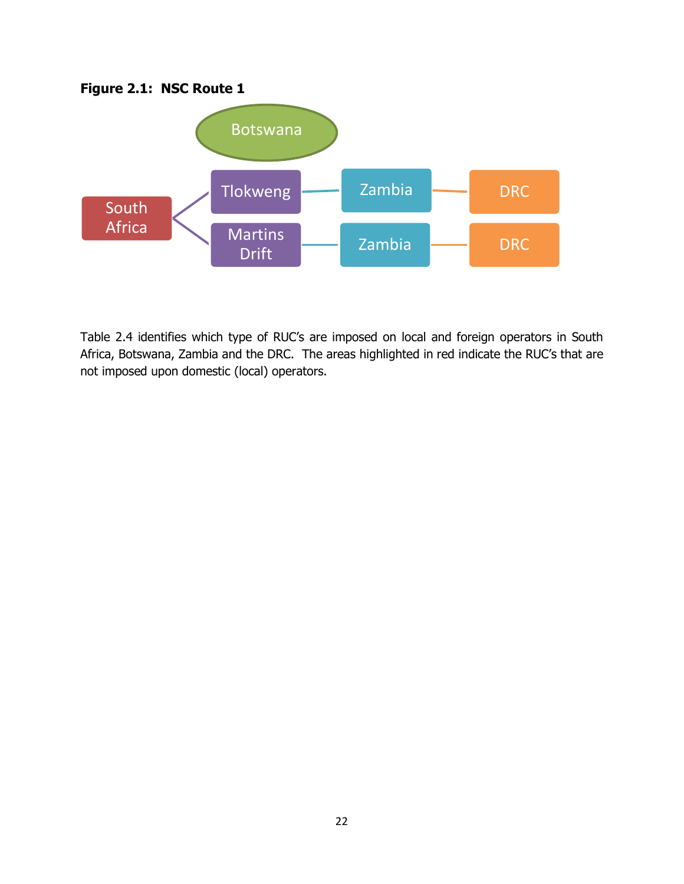**Figure 2.1: NSC Route 1**

Botswana

South Africa → Tlokweng → Zambia → DRC

South Africa → Martins Drift → Zambia → DRC

Table 2.4 identifies which type of RUC's are imposed on local and foreign operators in South Africa, Botswana, Zambia and the DRC. The areas highlighted in red indicate the RUC's that are not imposed upon domestic (local) operators.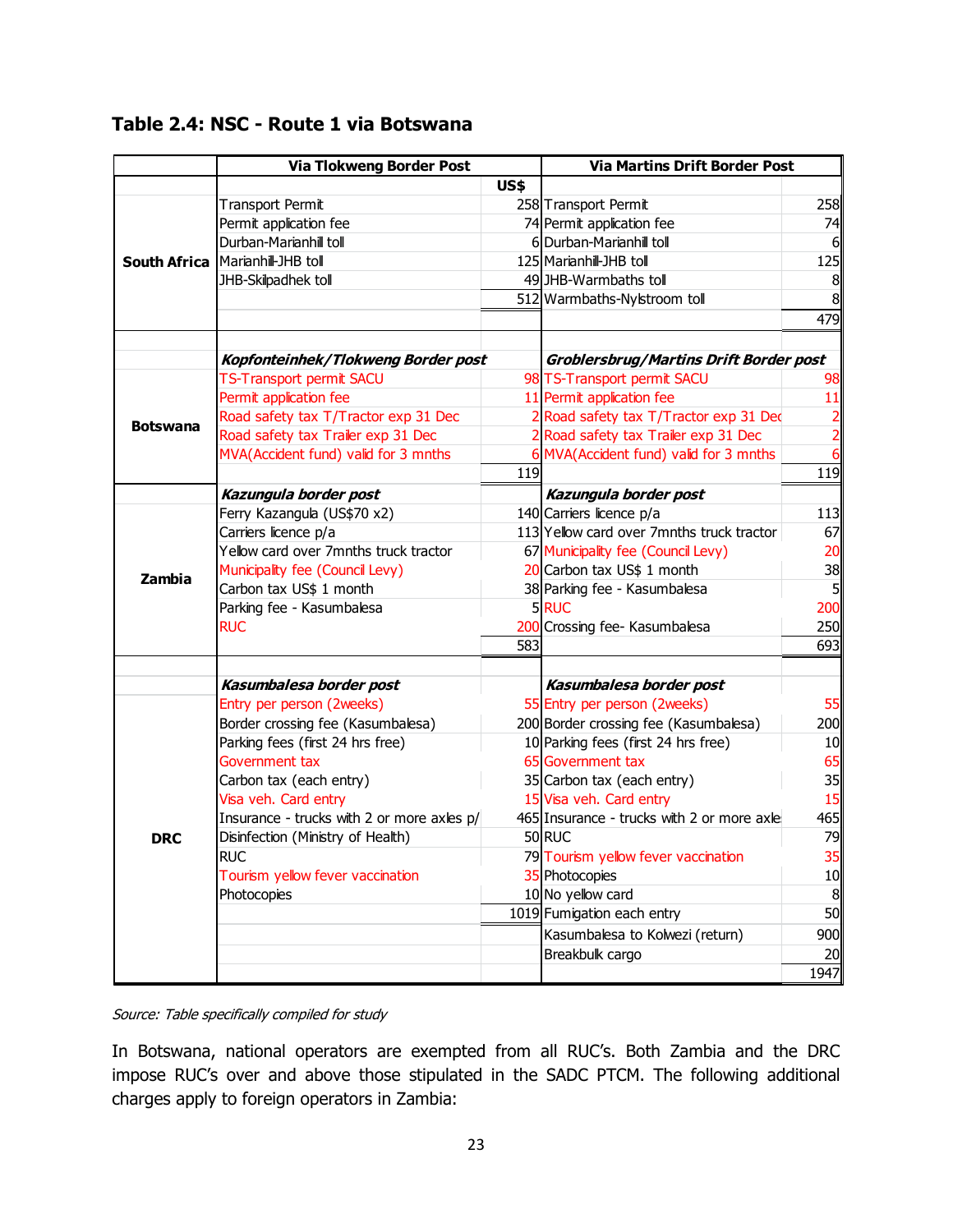## Table 2.4: NSC - Route 1 via Botswana

| | Via Tlokweng Border Post | | Via Martins Drift Border Post | |
|---|---|---|---|---|
| | | US$ | | |
| South Africa | Transport Permit | 258 | Transport Permit | 258 |
| | Permit application fee | 74 | Permit application fee | 74 |
| | Durban-Marianhill toll | 6 | Durban-Marianhill toll | 6 |
| | Marianhill-JHB toll | 125 | Marianhill-JHB toll | 125 |
| | JHB-Skilpadhek toll | 49 | JHB-Warmbaths toll | 8 |
| | | 512 | Warmbaths-Nylstroom toll | 8 |
| | | | | 479 |
| | | | | |
| | ***Kopfonteinhek/Tlokweng Border post*** | | ***Groblersbrug/Martins Drift Border post*** | |
| Botswana | TS-Transport permit SACU | 98 | TS-Transport permit SACU | 98 |
| | Permit application fee | 11 | Permit application fee | 11 |
| | Road safety tax T/Tractor exp 31 Dec | 2 | Road safety tax T/Tractor exp 31 Dec | 2 |
| | Road safety tax Trailer exp 31 Dec | 2 | Road safety tax Trailer exp 31 Dec | 2 |
| | MVA(Accident fund) valid for 3 mnths | 6 | MVA(Accident fund) valid for 3 mnths | 6 |
| | | 119 | | 119 |
| | ***Kazungula border post*** | | ***Kazungula border post*** | |
| Zambia | Ferry Kazangula (US$70 x2) | 140 | Carriers licence p/a | 113 |
| | Carriers licence p/a | 113 | Yellow card over 7mnths truck tractor | 67 |
| | Yellow card over 7mnths truck tractor | 67 | Municipality fee (Council Levy) | 20 |
| | Municipality fee (Council Levy) | 20 | Carbon tax US$ 1 month | 38 |
| | Carbon tax US$ 1 month | 38 | Parking fee - Kasumbalesa | 5 |
| | Parking fee - Kasumbalesa | 5 | RUC | 200 |
| | RUC | 200 | Crossing fee- Kasumbalesa | 250 |
| | | 583 | | 693 |
| | | | | |
| | ***Kasumbalesa border post*** | | ***Kasumbalesa border post*** | |
| DRC | Entry per person (2weeks) | 55 | Entry per person (2weeks) | 55 |
| | Border crossing fee (Kasumbalesa) | 200 | Border crossing fee (Kasumbalesa) | 200 |
| | Parking fees (first 24 hrs free) | 10 | Parking fees (first 24 hrs free) | 10 |
| | Government tax | 65 | Government tax | 65 |
| | Carbon tax (each entry) | 35 | Carbon tax (each entry) | 35 |
| | Visa veh. Card entry | 15 | Visa veh. Card entry | 15 |
| | Insurance - trucks with 2 or more axles p/ | 465 | Insurance - trucks with 2 or more axle | 465 |
| | Disinfection (Ministry of Health) | 50 | RUC | 79 |
| | RUC | 79 | Tourism yellow fever vaccination | 35 |
| | Tourism yellow fever vaccination | 35 | Photocopies | 10 |
| | Photocopies | 10 | No yellow card | 8 |
| | | 1019 | Fumigation each entry | 50 |
| | | | Kasumbalesa to Kolwezi (return) | 900 |
| | | | Breakbulk cargo | 20 |
| | | | | 1947 |

*Source: Table specifically compiled for study*

In Botswana, national operators are exempted from all RUC's. Both Zambia and the DRC impose RUC's over and above those stipulated in the SADC PTCM. The following additional charges apply to foreign operators in Zambia: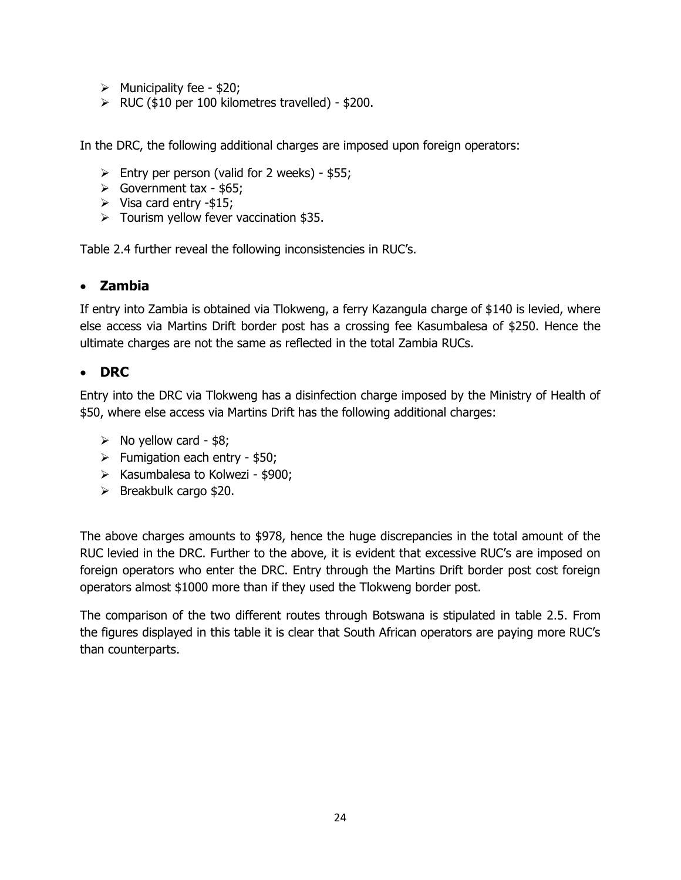- Municipality fee - $20;
- RUC ($10 per 100 kilometres travelled) - $200.

In the DRC, the following additional charges are imposed upon foreign operators:

- Entry per person (valid for 2 weeks) - $55;
- Government tax - $65;
- Visa card entry -$15;
- Tourism yellow fever vaccination $35.

Table 2.4 further reveal the following inconsistencies in RUC's.

- **Zambia**

If entry into Zambia is obtained via Tlokweng, a ferry Kazangula charge of $140 is levied, where else access via Martins Drift border post has a crossing fee Kasumbalesa of $250. Hence the ultimate charges are not the same as reflected in the total Zambia RUCs.

- **DRC**

Entry into the DRC via Tlokweng has a disinfection charge imposed by the Ministry of Health of $50, where else access via Martins Drift has the following additional charges:

- No yellow card - $8;
- Fumigation each entry - $50;
- Kasumbalesa to Kolwezi - $900;
- Breakbulk cargo $20.

The above charges amounts to $978, hence the huge discrepancies in the total amount of the RUC levied in the DRC. Further to the above, it is evident that excessive RUC's are imposed on foreign operators who enter the DRC. Entry through the Martins Drift border post cost foreign operators almost $1000 more than if they used the Tlokweng border post.

The comparison of the two different routes through Botswana is stipulated in table 2.5. From the figures displayed in this table it is clear that South African operators are paying more RUC's than counterparts.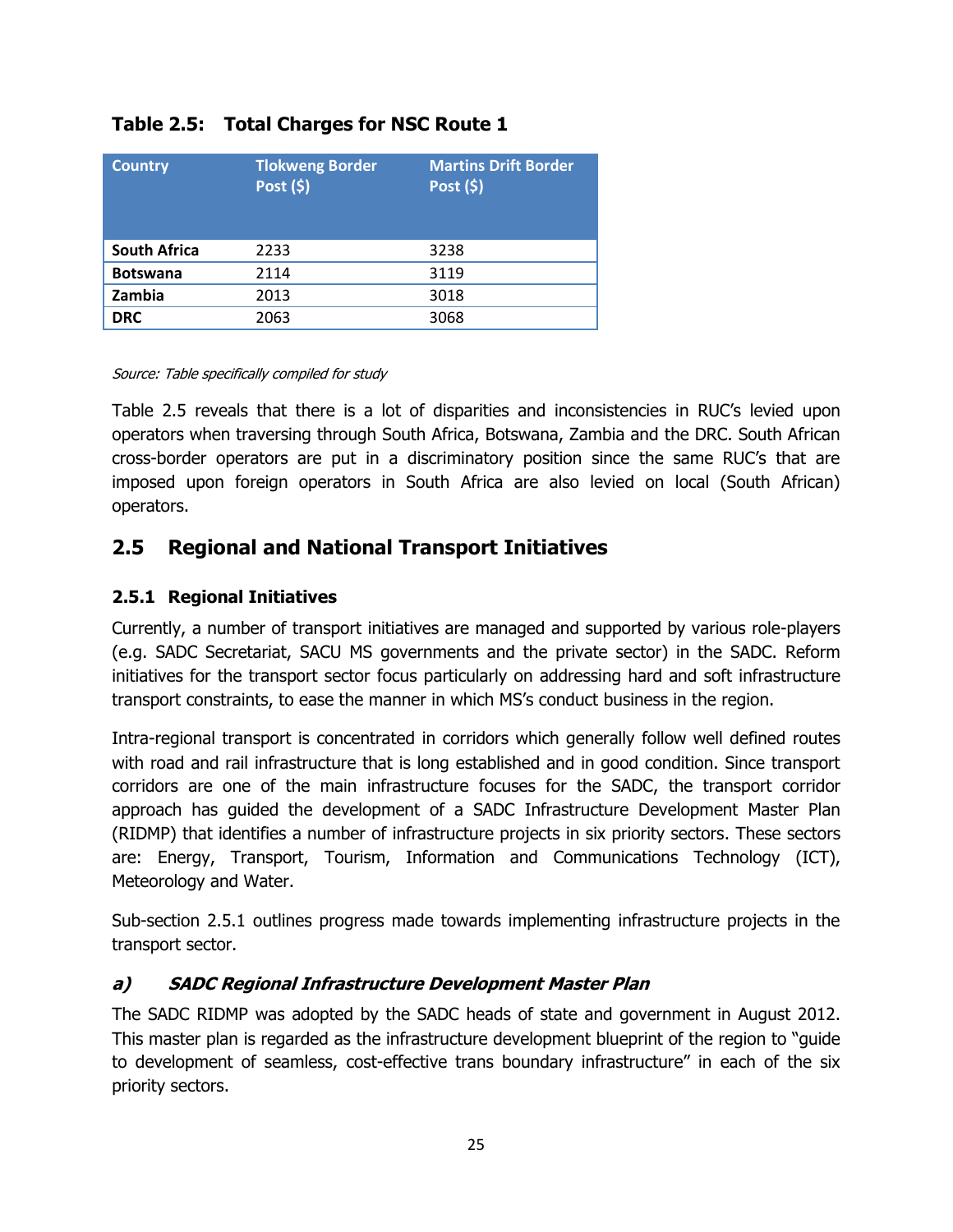**Table 2.5: Total Charges for NSC Route 1**

| Country | Tlokweng Border Post ($) | Martins Drift Border Post ($) |
|---|---|---|
| **South Africa** | 2233 | 3238 |
| **Botswana** | 2114 | 3119 |
| **Zambia** | 2013 | 3018 |
| **DRC** | 2063 | 3068 |

*Source: Table specifically compiled for study*

Table 2.5 reveals that there is a lot of disparities and inconsistencies in RUC's levied upon operators when traversing through South Africa, Botswana, Zambia and the DRC. South African cross-border operators are put in a discriminatory position since the same RUC's that are imposed upon foreign operators in South Africa are also levied on local (South African) operators.

## 2.5 Regional and National Transport Initiatives

### 2.5.1 Regional Initiatives

Currently, a number of transport initiatives are managed and supported by various role-players (e.g. SADC Secretariat, SACU MS governments and the private sector) in the SADC. Reform initiatives for the transport sector focus particularly on addressing hard and soft infrastructure transport constraints, to ease the manner in which MS's conduct business in the region.

Intra-regional transport is concentrated in corridors which generally follow well defined routes with road and rail infrastructure that is long established and in good condition. Since transport corridors are one of the main infrastructure focuses for the SADC, the transport corridor approach has guided the development of a SADC Infrastructure Development Master Plan (RIDMP) that identifies a number of infrastructure projects in six priority sectors. These sectors are: Energy, Transport, Tourism, Information and Communications Technology (ICT), Meteorology and Water.

Sub-section 2.5.1 outlines progress made towards implementing infrastructure projects in the transport sector.

#### *a) SADC Regional Infrastructure Development Master Plan*

The SADC RIDMP was adopted by the SADC heads of state and government in August 2012. This master plan is regarded as the infrastructure development blueprint of the region to "guide to development of seamless, cost-effective trans boundary infrastructure" in each of the six priority sectors.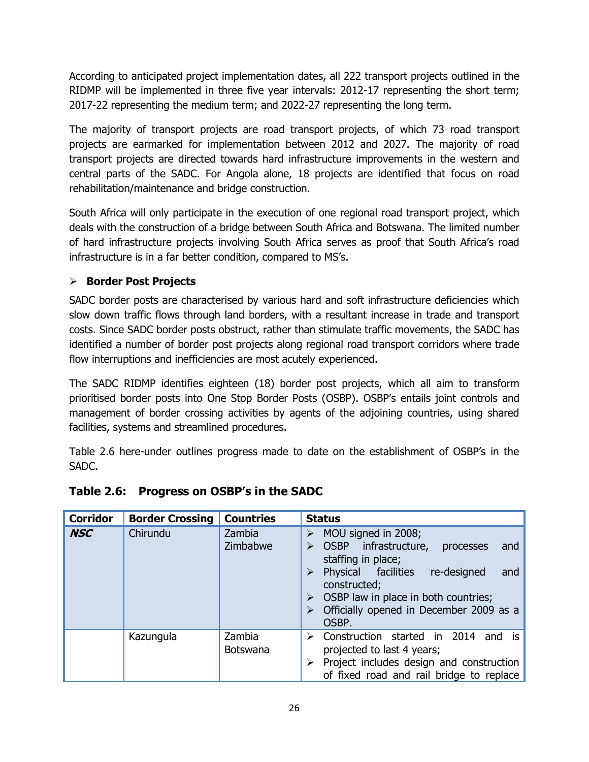According to anticipated project implementation dates, all 222 transport projects outlined in the RIDMP will be implemented in three five year intervals: 2012-17 representing the short term; 2017-22 representing the medium term; and 2022-27 representing the long term.

The majority of transport projects are road transport projects, of which 73 road transport projects are earmarked for implementation between 2012 and 2027. The majority of road transport projects are directed towards hard infrastructure improvements in the western and central parts of the SADC. For Angola alone, 18 projects are identified that focus on road rehabilitation/maintenance and bridge construction.

South Africa will only participate in the execution of one regional road transport project, which deals with the construction of a bridge between South Africa and Botswana. The limited number of hard infrastructure projects involving South Africa serves as proof that South Africa's road infrastructure is in a far better condition, compared to MS's.

- **Border Post Projects**

SADC border posts are characterised by various hard and soft infrastructure deficiencies which slow down traffic flows through land borders, with a resultant increase in trade and transport costs. Since SADC border posts obstruct, rather than stimulate traffic movements, the SADC has identified a number of border post projects along regional road transport corridors where trade flow interruptions and inefficiencies are most acutely experienced.

The SADC RIDMP identifies eighteen (18) border post projects, which all aim to transform prioritised border posts into One Stop Border Posts (OSBP). OSBP's entails joint controls and management of border crossing activities by agents of the adjoining countries, using shared facilities, systems and streamlined procedures.

Table 2.6 here-under outlines progress made to date on the establishment of OSBP's in the SADC.

## Table 2.6: Progress on OSBP's in the SADC

| Corridor | Border Crossing | Countries | Status |
|---|---|---|---|
| ***NSC*** | Chirundu | Zambia<br>Zimbabwe | ➢ MOU signed in 2008;<br>➢ OSBP infrastructure, processes and staffing in place;<br>➢ Physical facilities re-designed and constructed;<br>➢ OSBP law in place in both countries;<br>➢ Officially opened in December 2009 as a OSBP. |
| | Kazungula | Zambia<br>Botswana | ➢ Construction started in 2014 and is projected to last 4 years;<br>➢ Project includes design and construction of fixed road and rail bridge to replace |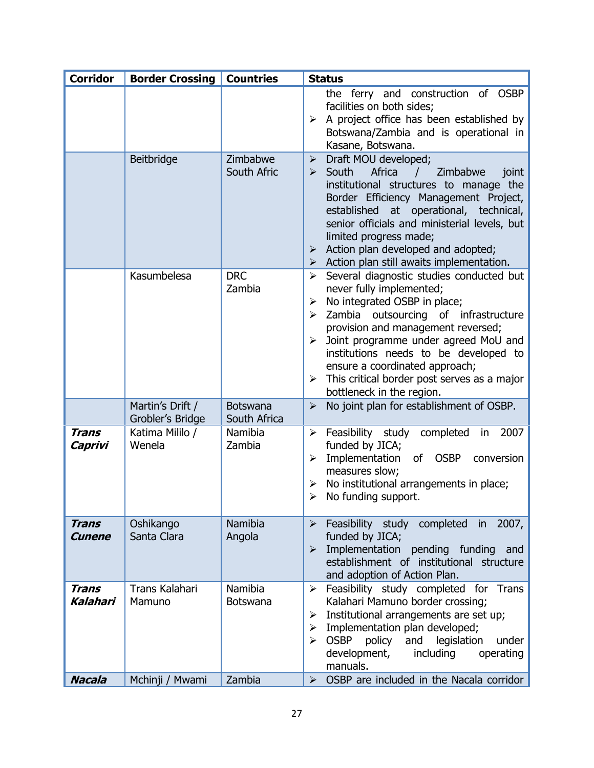| Corridor | Border Crossing | Countries | Status |
|---|---|---|---|
| | | | the ferry and construction of OSBP facilities on both sides;<br>➢ A project office has been established by Botswana/Zambia and is operational in Kasane, Botswana. |
| | Beitbridge | Zimbabwe<br>South Afric | ➢ Draft MOU developed;<br>➢ South Africa / Zimbabwe joint institutional structures to manage the Border Efficiency Management Project, established at operational, technical, senior officials and ministerial levels, but limited progress made;<br>➢ Action plan developed and adopted;<br>➢ Action plan still awaits implementation. |
| | Kasumbelesa | DRC<br>Zambia | ➢ Several diagnostic studies conducted but never fully implemented;<br>➢ No integrated OSBP in place;<br>➢ Zambia outsourcing of infrastructure provision and management reversed;<br>➢ Joint programme under agreed MoU and institutions needs to be developed to ensure a coordinated approach;<br>➢ This critical border post serves as a major bottleneck in the region. |
| | Martin's Drift / Grobler's Bridge | Botswana<br>South Africa | ➢ No joint plan for establishment of OSBP. |
| ***Trans Caprivi*** | Katima Mililo / Wenela | Namibia<br>Zambia | ➢ Feasibility study completed in 2007 funded by JICA;<br>➢ Implementation of OSBP conversion measures slow;<br>➢ No institutional arrangements in place;<br>➢ No funding support. |
| ***Trans Cunene*** | Oshikango<br>Santa Clara | Namibia<br>Angola | ➢ Feasibility study completed in 2007, funded by JICA;<br>➢ Implementation pending funding and establishment of institutional structure and adoption of Action Plan. |
| ***Trans Kalahari*** | Trans Kalahari Mamuno | Namibia<br>Botswana | ➢ Feasibility study completed for Trans Kalahari Mamuno border crossing;<br>➢ Institutional arrangements are set up;<br>➢ Implementation plan developed;<br>➢ OSBP policy and legislation under development, including operating manuals. |
| ***Nacala*** | Mchinji / Mwami | Zambia | ➢ OSBP are included in the Nacala corridor |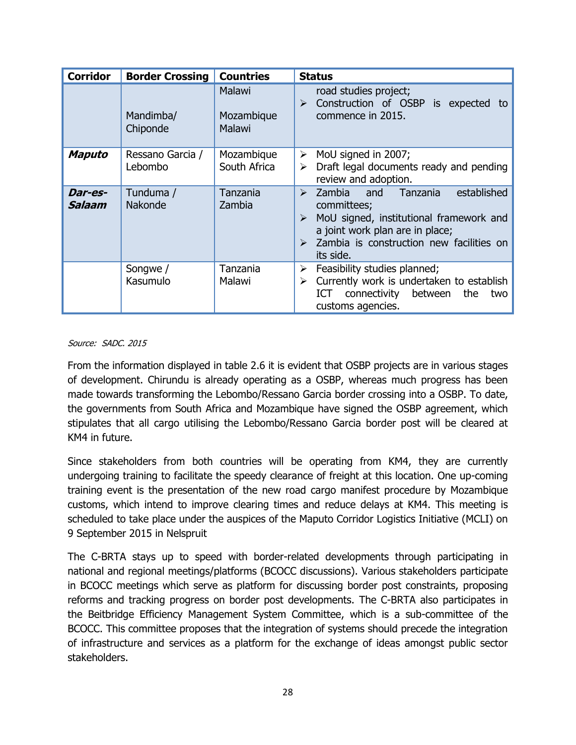| Corridor | Border Crossing | Countries | Status |
|---|---|---|---|
| | Mandimba/ Chiponde | Malawi<br><br>Mozambique Malawi | road studies project;<br>➢ Construction of OSBP is expected to commence in 2015. |
| ***Maputo*** | Ressano Garcia / Lebombo | Mozambique South Africa | ➢ MoU signed in 2007;<br>➢ Draft legal documents ready and pending review and adoption. |
| ***Dar-es-Salaam*** | Tunduma / Nakonde | Tanzania Zambia | ➢ Zambia and Tanzania established committees;<br>➢ MoU signed, institutional framework and a joint work plan are in place;<br>➢ Zambia is construction new facilities on its side. |
| | Songwe / Kasumulo | Tanzania Malawi | ➢ Feasibility studies planned;<br>➢ Currently work is undertaken to establish ICT connectivity between the two customs agencies. |

*Source: SADC. 2015*

From the information displayed in table 2.6 it is evident that OSBP projects are in various stages of development. Chirundu is already operating as a OSBP, whereas much progress has been made towards transforming the Lebombo/Ressano Garcia border crossing into a OSBP. To date, the governments from South Africa and Mozambique have signed the OSBP agreement, which stipulates that all cargo utilising the Lebombo/Ressano Garcia border post will be cleared at KM4 in future.

Since stakeholders from both countries will be operating from KM4, they are currently undergoing training to facilitate the speedy clearance of freight at this location. One up-coming training event is the presentation of the new road cargo manifest procedure by Mozambique customs, which intend to improve clearing times and reduce delays at KM4. This meeting is scheduled to take place under the auspices of the Maputo Corridor Logistics Initiative (MCLI) on 9 September 2015 in Nelspruit

The C-BRTA stays up to speed with border-related developments through participating in national and regional meetings/platforms (BCOCC discussions). Various stakeholders participate in BCOCC meetings which serve as platform for discussing border post constraints, proposing reforms and tracking progress on border post developments. The C-BRTA also participates in the Beitbridge Efficiency Management System Committee, which is a sub-committee of the BCOCC. This committee proposes that the integration of systems should precede the integration of infrastructure and services as a platform for the exchange of ideas amongst public sector stakeholders.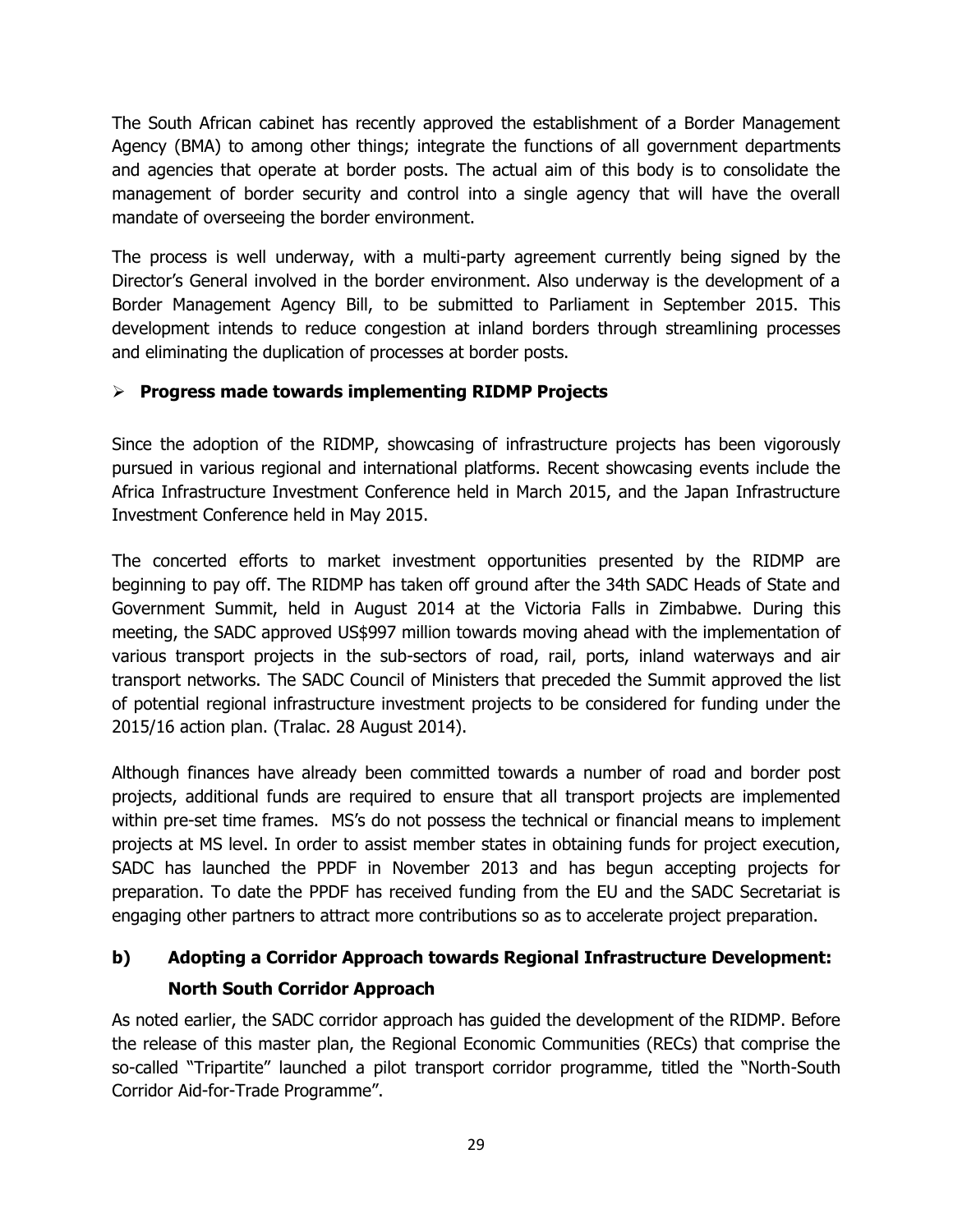The South African cabinet has recently approved the establishment of a Border Management Agency (BMA) to among other things; integrate the functions of all government departments and agencies that operate at border posts. The actual aim of this body is to consolidate the management of border security and control into a single agency that will have the overall mandate of overseeing the border environment.

The process is well underway, with a multi-party agreement currently being signed by the Director's General involved in the border environment. Also underway is the development of a Border Management Agency Bill, to be submitted to Parliament in September 2015. This development intends to reduce congestion at inland borders through streamlining processes and eliminating the duplication of processes at border posts.

- **Progress made towards implementing RIDMP Projects**

Since the adoption of the RIDMP, showcasing of infrastructure projects has been vigorously pursued in various regional and international platforms. Recent showcasing events include the Africa Infrastructure Investment Conference held in March 2015, and the Japan Infrastructure Investment Conference held in May 2015.

The concerted efforts to market investment opportunities presented by the RIDMP are beginning to pay off. The RIDMP has taken off ground after the 34th SADC Heads of State and Government Summit, held in August 2014 at the Victoria Falls in Zimbabwe. During this meeting, the SADC approved US$997 million towards moving ahead with the implementation of various transport projects in the sub-sectors of road, rail, ports, inland waterways and air transport networks. The SADC Council of Ministers that preceded the Summit approved the list of potential regional infrastructure investment projects to be considered for funding under the 2015/16 action plan. (Tralac. 28 August 2014).

Although finances have already been committed towards a number of road and border post projects, additional funds are required to ensure that all transport projects are implemented within pre-set time frames. MS's do not possess the technical or financial means to implement projects at MS level. In order to assist member states in obtaining funds for project execution, SADC has launched the PPDF in November 2013 and has begun accepting projects for preparation. To date the PPDF has received funding from the EU and the SADC Secretariat is engaging other partners to attract more contributions so as to accelerate project preparation.

## b) Adopting a Corridor Approach towards Regional Infrastructure Development: North South Corridor Approach

As noted earlier, the SADC corridor approach has guided the development of the RIDMP. Before the release of this master plan, the Regional Economic Communities (RECs) that comprise the so-called "Tripartite" launched a pilot transport corridor programme, titled the "North-South Corridor Aid-for-Trade Programme".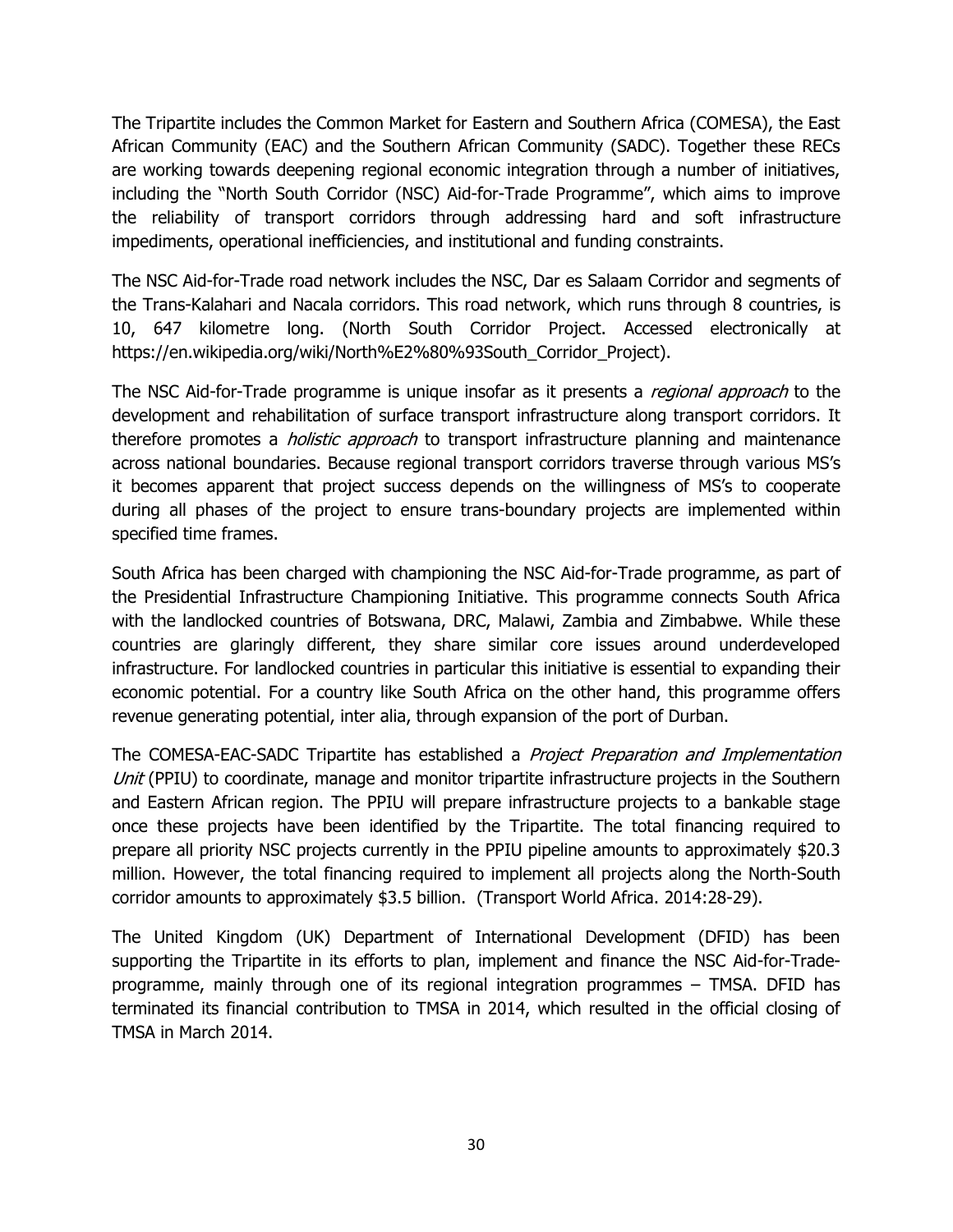The Tripartite includes the Common Market for Eastern and Southern Africa (COMESA), the East African Community (EAC) and the Southern African Community (SADC). Together these RECs are working towards deepening regional economic integration through a number of initiatives, including the "North South Corridor (NSC) Aid-for-Trade Programme", which aims to improve the reliability of transport corridors through addressing hard and soft infrastructure impediments, operational inefficiencies, and institutional and funding constraints.

The NSC Aid-for-Trade road network includes the NSC, Dar es Salaam Corridor and segments of the Trans-Kalahari and Nacala corridors. This road network, which runs through 8 countries, is 10, 647 kilometre long. (North South Corridor Project. Accessed electronically at https://en.wikipedia.org/wiki/North%E2%80%93South_Corridor_Project).

The NSC Aid-for-Trade programme is unique insofar as it presents a *regional approach* to the development and rehabilitation of surface transport infrastructure along transport corridors. It therefore promotes a *holistic approach* to transport infrastructure planning and maintenance across national boundaries. Because regional transport corridors traverse through various MS's it becomes apparent that project success depends on the willingness of MS's to cooperate during all phases of the project to ensure trans-boundary projects are implemented within specified time frames.

South Africa has been charged with championing the NSC Aid-for-Trade programme, as part of the Presidential Infrastructure Championing Initiative. This programme connects South Africa with the landlocked countries of Botswana, DRC, Malawi, Zambia and Zimbabwe. While these countries are glaringly different, they share similar core issues around underdeveloped infrastructure. For landlocked countries in particular this initiative is essential to expanding their economic potential. For a country like South Africa on the other hand, this programme offers revenue generating potential, inter alia, through expansion of the port of Durban.

The COMESA-EAC-SADC Tripartite has established a *Project Preparation and Implementation Unit* (PPIU) to coordinate, manage and monitor tripartite infrastructure projects in the Southern and Eastern African region. The PPIU will prepare infrastructure projects to a bankable stage once these projects have been identified by the Tripartite. The total financing required to prepare all priority NSC projects currently in the PPIU pipeline amounts to approximately $20.3 million. However, the total financing required to implement all projects along the North-South corridor amounts to approximately $3.5 billion. (Transport World Africa. 2014:28-29).

The United Kingdom (UK) Department of International Development (DFID) has been supporting the Tripartite in its efforts to plan, implement and finance the NSC Aid-for-Trade-programme, mainly through one of its regional integration programmes – TMSA. DFID has terminated its financial contribution to TMSA in 2014, which resulted in the official closing of TMSA in March 2014.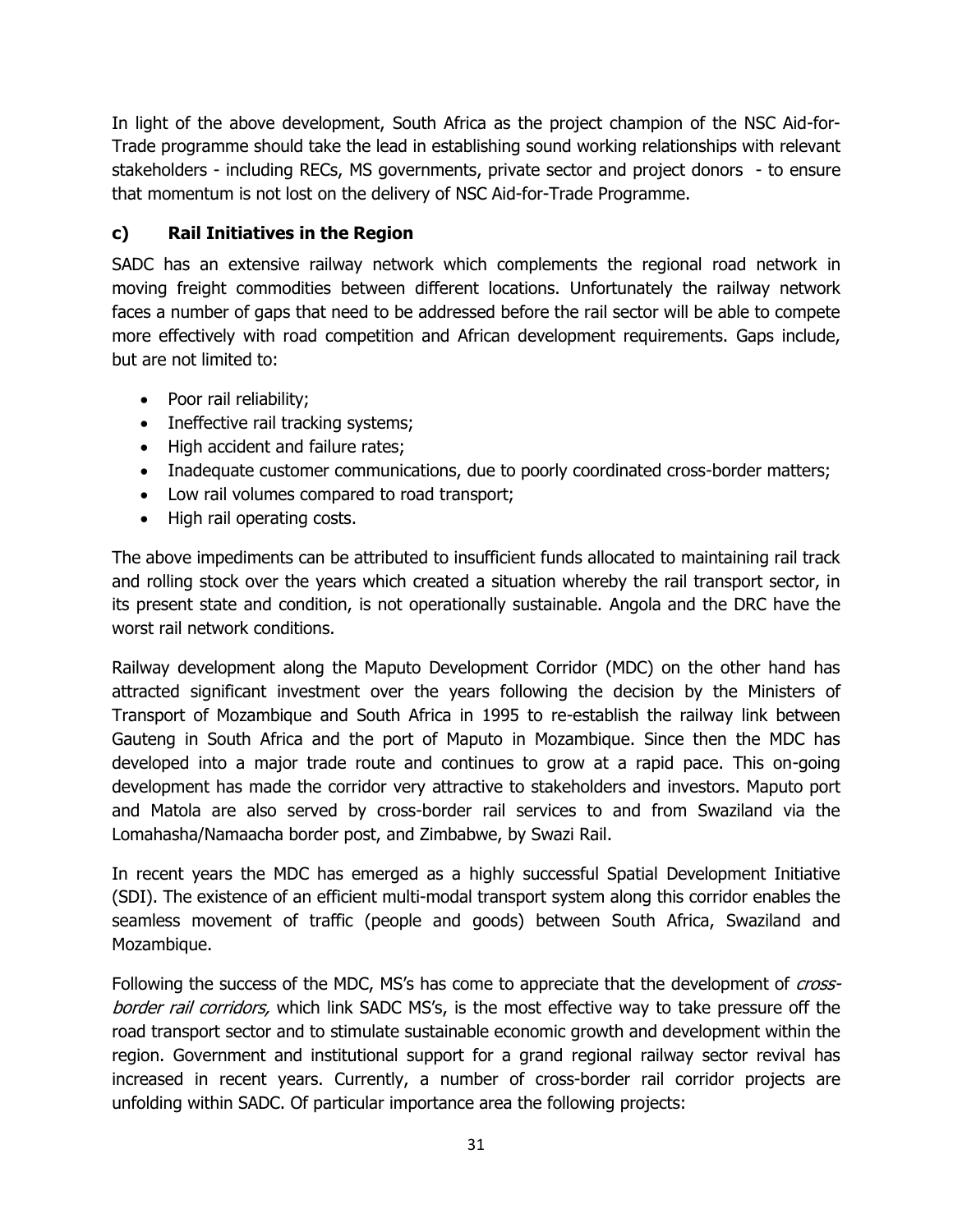In light of the above development, South Africa as the project champion of the NSC Aid-for-Trade programme should take the lead in establishing sound working relationships with relevant stakeholders - including RECs, MS governments, private sector and project donors - to ensure that momentum is not lost on the delivery of NSC Aid-for-Trade Programme.

### c) Rail Initiatives in the Region

SADC has an extensive railway network which complements the regional road network in moving freight commodities between different locations. Unfortunately the railway network faces a number of gaps that need to be addressed before the rail sector will be able to compete more effectively with road competition and African development requirements. Gaps include, but are not limited to:

- Poor rail reliability;
- Ineffective rail tracking systems;
- High accident and failure rates;
- Inadequate customer communications, due to poorly coordinated cross-border matters;
- Low rail volumes compared to road transport;
- High rail operating costs.

The above impediments can be attributed to insufficient funds allocated to maintaining rail track and rolling stock over the years which created a situation whereby the rail transport sector, in its present state and condition, is not operationally sustainable. Angola and the DRC have the worst rail network conditions.

Railway development along the Maputo Development Corridor (MDC) on the other hand has attracted significant investment over the years following the decision by the Ministers of Transport of Mozambique and South Africa in 1995 to re-establish the railway link between Gauteng in South Africa and the port of Maputo in Mozambique. Since then the MDC has developed into a major trade route and continues to grow at a rapid pace. This on-going development has made the corridor very attractive to stakeholders and investors. Maputo port and Matola are also served by cross-border rail services to and from Swaziland via the Lomahasha/Namaacha border post, and Zimbabwe, by Swazi Rail.

In recent years the MDC has emerged as a highly successful Spatial Development Initiative (SDI). The existence of an efficient multi-modal transport system along this corridor enables the seamless movement of traffic (people and goods) between South Africa, Swaziland and Mozambique.

Following the success of the MDC, MS's has come to appreciate that the development of *cross-border rail corridors,* which link SADC MS's, is the most effective way to take pressure off the road transport sector and to stimulate sustainable economic growth and development within the region. Government and institutional support for a grand regional railway sector revival has increased in recent years. Currently, a number of cross-border rail corridor projects are unfolding within SADC. Of particular importance area the following projects: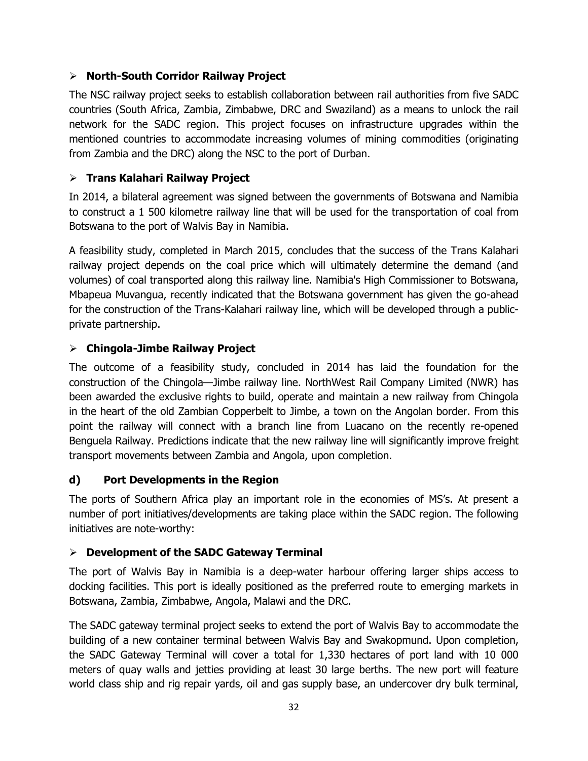- **North-South Corridor Railway Project**

The NSC railway project seeks to establish collaboration between rail authorities from five SADC countries (South Africa, Zambia, Zimbabwe, DRC and Swaziland) as a means to unlock the rail network for the SADC region. This project focuses on infrastructure upgrades within the mentioned countries to accommodate increasing volumes of mining commodities (originating from Zambia and the DRC) along the NSC to the port of Durban.

- **Trans Kalahari Railway Project**

In 2014, a bilateral agreement was signed between the governments of Botswana and Namibia to construct a 1 500 kilometre railway line that will be used for the transportation of coal from Botswana to the port of Walvis Bay in Namibia.

A feasibility study, completed in March 2015, concludes that the success of the Trans Kalahari railway project depends on the coal price which will ultimately determine the demand (and volumes) of coal transported along this railway line. Namibia's High Commissioner to Botswana, Mbapeua Muvangua, recently indicated that the Botswana government has given the go-ahead for the construction of the Trans-Kalahari railway line, which will be developed through a public-private partnership.

- **Chingola-Jimbe Railway Project**

The outcome of a feasibility study, concluded in 2014 has laid the foundation for the construction of the Chingola—Jimbe railway line. NorthWest Rail Company Limited (NWR) has been awarded the exclusive rights to build, operate and maintain a new railway from Chingola in the heart of the old Zambian Copperbelt to Jimbe, a town on the Angolan border. From this point the railway will connect with a branch line from Luacano on the recently re-opened Benguela Railway. Predictions indicate that the new railway line will significantly improve freight transport movements between Zambia and Angola, upon completion.

### d) Port Developments in the Region

The ports of Southern Africa play an important role in the economies of MS's. At present a number of port initiatives/developments are taking place within the SADC region. The following initiatives are note-worthy:

- **Development of the SADC Gateway Terminal**

The port of Walvis Bay in Namibia is a deep-water harbour offering larger ships access to docking facilities. This port is ideally positioned as the preferred route to emerging markets in Botswana, Zambia, Zimbabwe, Angola, Malawi and the DRC.

The SADC gateway terminal project seeks to extend the port of Walvis Bay to accommodate the building of a new container terminal between Walvis Bay and Swakopmund. Upon completion, the SADC Gateway Terminal will cover a total for 1,330 hectares of port land with 10 000 meters of quay walls and jetties providing at least 30 large berths. The new port will feature world class ship and rig repair yards, oil and gas supply base, an undercover dry bulk terminal,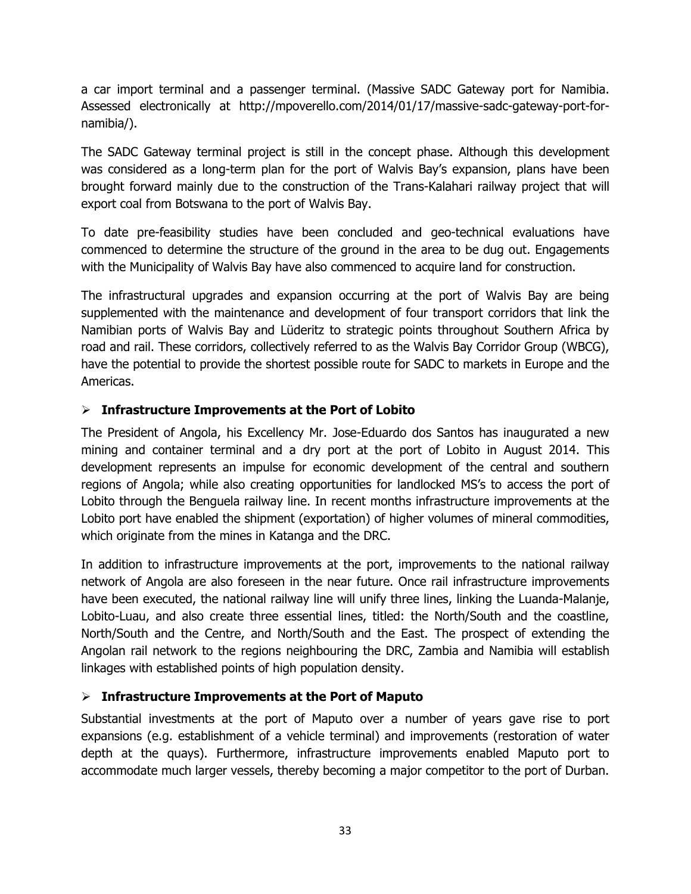a car import terminal and a passenger terminal. (Massive SADC Gateway port for Namibia. Assessed electronically at http://mpoverello.com/2014/01/17/massive-sadc-gateway-port-for-namibia/).

The SADC Gateway terminal project is still in the concept phase. Although this development was considered as a long-term plan for the port of Walvis Bay's expansion, plans have been brought forward mainly due to the construction of the Trans-Kalahari railway project that will export coal from Botswana to the port of Walvis Bay.

To date pre-feasibility studies have been concluded and geo-technical evaluations have commenced to determine the structure of the ground in the area to be dug out. Engagements with the Municipality of Walvis Bay have also commenced to acquire land for construction.

The infrastructural upgrades and expansion occurring at the port of Walvis Bay are being supplemented with the maintenance and development of four transport corridors that link the Namibian ports of Walvis Bay and Lüderitz to strategic points throughout Southern Africa by road and rail. These corridors, collectively referred to as the Walvis Bay Corridor Group (WBCG), have the potential to provide the shortest possible route for SADC to markets in Europe and the Americas.

- **Infrastructure Improvements at the Port of Lobito**

The President of Angola, his Excellency Mr. Jose-Eduardo dos Santos has inaugurated a new mining and container terminal and a dry port at the port of Lobito in August 2014. This development represents an impulse for economic development of the central and southern regions of Angola; while also creating opportunities for landlocked MS's to access the port of Lobito through the Benguela railway line. In recent months infrastructure improvements at the Lobito port have enabled the shipment (exportation) of higher volumes of mineral commodities, which originate from the mines in Katanga and the DRC.

In addition to infrastructure improvements at the port, improvements to the national railway network of Angola are also foreseen in the near future. Once rail infrastructure improvements have been executed, the national railway line will unify three lines, linking the Luanda-Malanje, Lobito-Luau, and also create three essential lines, titled: the North/South and the coastline, North/South and the Centre, and North/South and the East. The prospect of extending the Angolan rail network to the regions neighbouring the DRC, Zambia and Namibia will establish linkages with established points of high population density.

- **Infrastructure Improvements at the Port of Maputo**

Substantial investments at the port of Maputo over a number of years gave rise to port expansions (e.g. establishment of a vehicle terminal) and improvements (restoration of water depth at the quays). Furthermore, infrastructure improvements enabled Maputo port to accommodate much larger vessels, thereby becoming a major competitor to the port of Durban.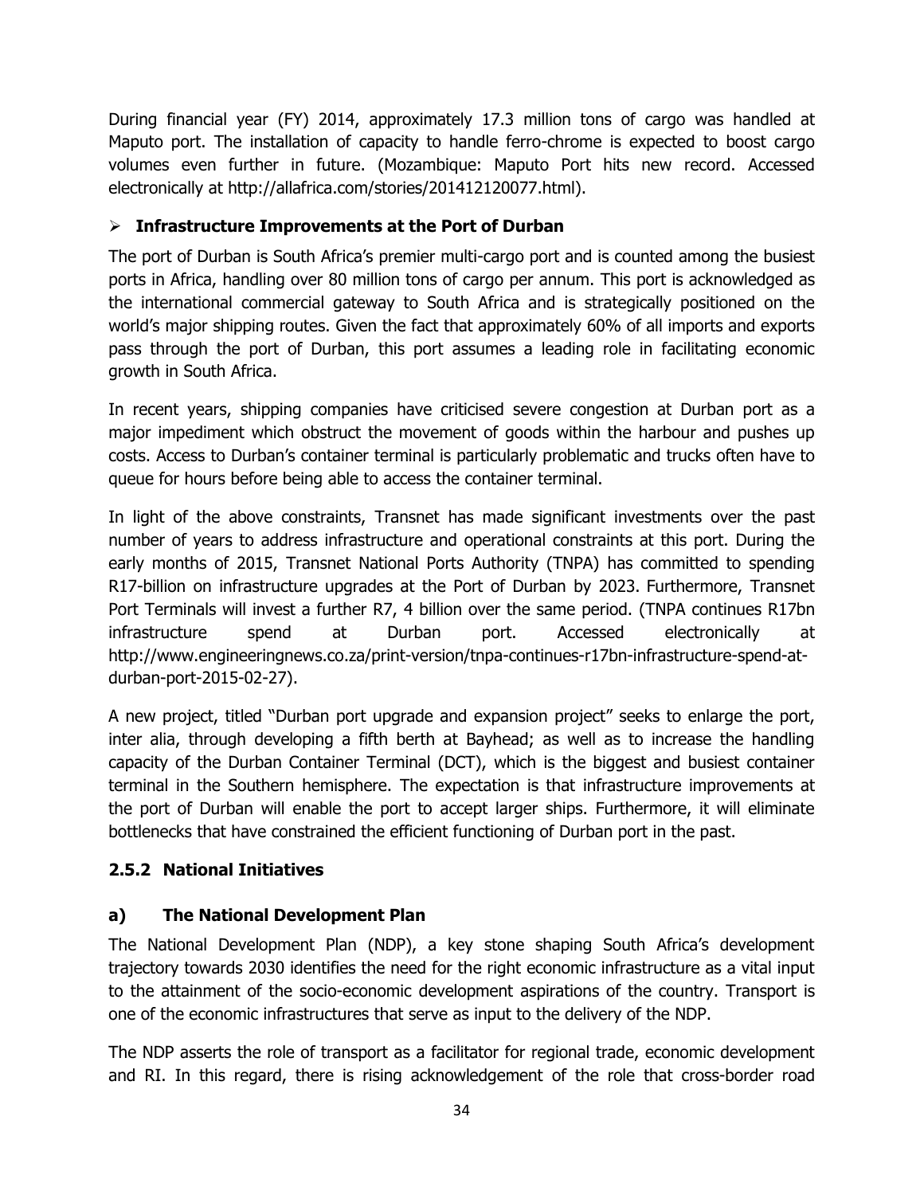During financial year (FY) 2014, approximately 17.3 million tons of cargo was handled at Maputo port. The installation of capacity to handle ferro-chrome is expected to boost cargo volumes even further in future. (Mozambique: Maputo Port hits new record. Accessed electronically at http://allafrica.com/stories/201412120077.html).

- **Infrastructure Improvements at the Port of Durban**

The port of Durban is South Africa's premier multi-cargo port and is counted among the busiest ports in Africa, handling over 80 million tons of cargo per annum. This port is acknowledged as the international commercial gateway to South Africa and is strategically positioned on the world's major shipping routes. Given the fact that approximately 60% of all imports and exports pass through the port of Durban, this port assumes a leading role in facilitating economic growth in South Africa.

In recent years, shipping companies have criticised severe congestion at Durban port as a major impediment which obstruct the movement of goods within the harbour and pushes up costs. Access to Durban's container terminal is particularly problematic and trucks often have to queue for hours before being able to access the container terminal.

In light of the above constraints, Transnet has made significant investments over the past number of years to address infrastructure and operational constraints at this port. During the early months of 2015, Transnet National Ports Authority (TNPA) has committed to spending R17-billion on infrastructure upgrades at the Port of Durban by 2023. Furthermore, Transnet Port Terminals will invest a further R7, 4 billion over the same period. (TNPA continues R17bn infrastructure spend at Durban port. Accessed electronically at http://www.engineeringnews.co.za/print-version/tnpa-continues-r17bn-infrastructure-spend-at-durban-port-2015-02-27).

A new project, titled "Durban port upgrade and expansion project" seeks to enlarge the port, inter alia, through developing a fifth berth at Bayhead; as well as to increase the handling capacity of the Durban Container Terminal (DCT), which is the biggest and busiest container terminal in the Southern hemisphere. The expectation is that infrastructure improvements at the port of Durban will enable the port to accept larger ships. Furthermore, it will eliminate bottlenecks that have constrained the efficient functioning of Durban port in the past.

### 2.5.2 National Initiatives

#### a) The National Development Plan

The National Development Plan (NDP), a key stone shaping South Africa's development trajectory towards 2030 identifies the need for the right economic infrastructure as a vital input to the attainment of the socio-economic development aspirations of the country. Transport is one of the economic infrastructures that serve as input to the delivery of the NDP.

The NDP asserts the role of transport as a facilitator for regional trade, economic development and RI. In this regard, there is rising acknowledgement of the role that cross-border road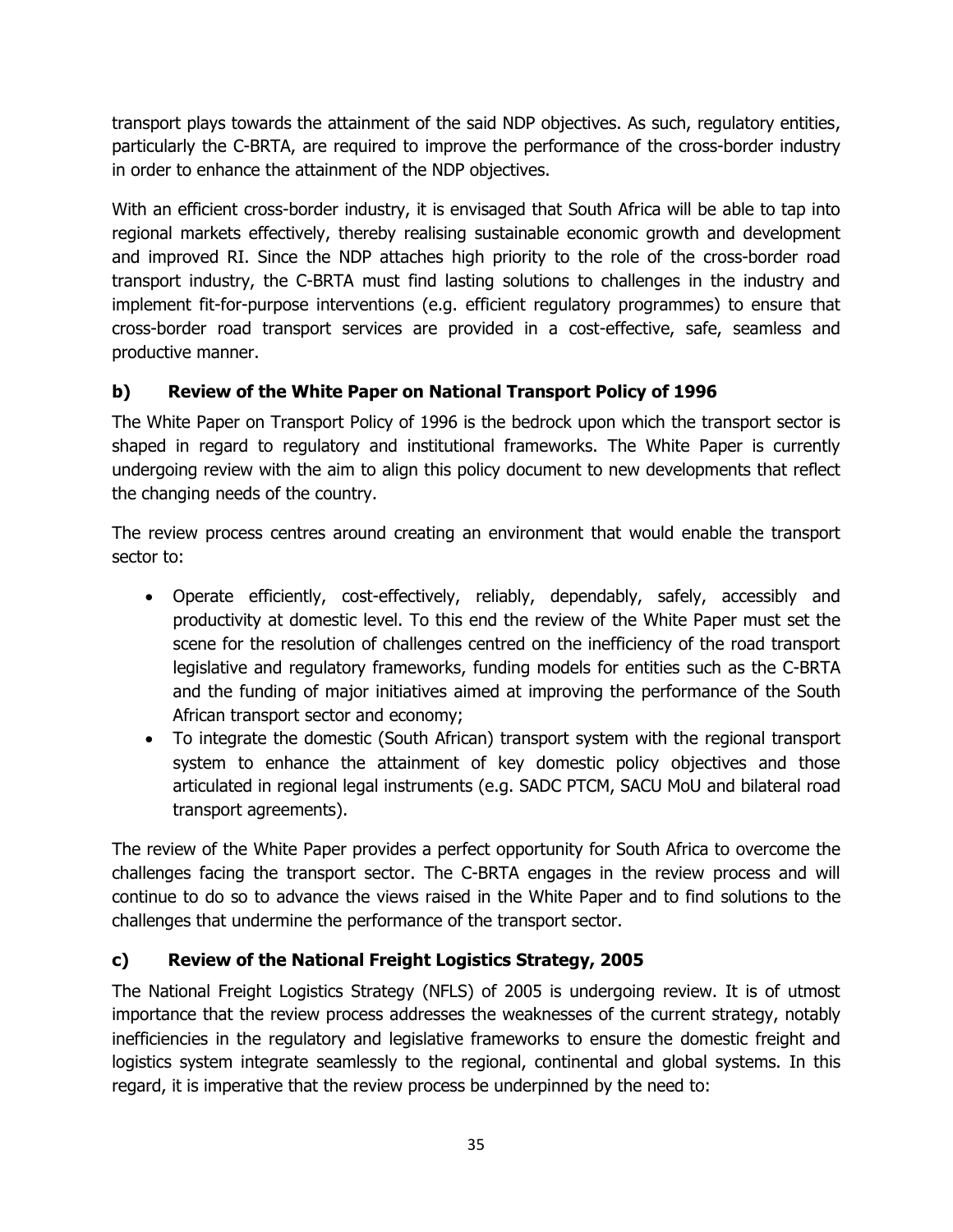transport plays towards the attainment of the said NDP objectives. As such, regulatory entities, particularly the C-BRTA, are required to improve the performance of the cross-border industry in order to enhance the attainment of the NDP objectives.

With an efficient cross-border industry, it is envisaged that South Africa will be able to tap into regional markets effectively, thereby realising sustainable economic growth and development and improved RI. Since the NDP attaches high priority to the role of the cross-border road transport industry, the C-BRTA must find lasting solutions to challenges in the industry and implement fit-for-purpose interventions (e.g. efficient regulatory programmes) to ensure that cross-border road transport services are provided in a cost-effective, safe, seamless and productive manner.

### b) Review of the White Paper on National Transport Policy of 1996

The White Paper on Transport Policy of 1996 is the bedrock upon which the transport sector is shaped in regard to regulatory and institutional frameworks. The White Paper is currently undergoing review with the aim to align this policy document to new developments that reflect the changing needs of the country.

The review process centres around creating an environment that would enable the transport sector to:

- Operate efficiently, cost-effectively, reliably, dependably, safely, accessibly and productivity at domestic level. To this end the review of the White Paper must set the scene for the resolution of challenges centred on the inefficiency of the road transport legislative and regulatory frameworks, funding models for entities such as the C-BRTA and the funding of major initiatives aimed at improving the performance of the South African transport sector and economy;
- To integrate the domestic (South African) transport system with the regional transport system to enhance the attainment of key domestic policy objectives and those articulated in regional legal instruments (e.g. SADC PTCM, SACU MoU and bilateral road transport agreements).

The review of the White Paper provides a perfect opportunity for South Africa to overcome the challenges facing the transport sector. The C-BRTA engages in the review process and will continue to do so to advance the views raised in the White Paper and to find solutions to the challenges that undermine the performance of the transport sector.

### c) Review of the National Freight Logistics Strategy, 2005

The National Freight Logistics Strategy (NFLS) of 2005 is undergoing review. It is of utmost importance that the review process addresses the weaknesses of the current strategy, notably inefficiencies in the regulatory and legislative frameworks to ensure the domestic freight and logistics system integrate seamlessly to the regional, continental and global systems. In this regard, it is imperative that the review process be underpinned by the need to: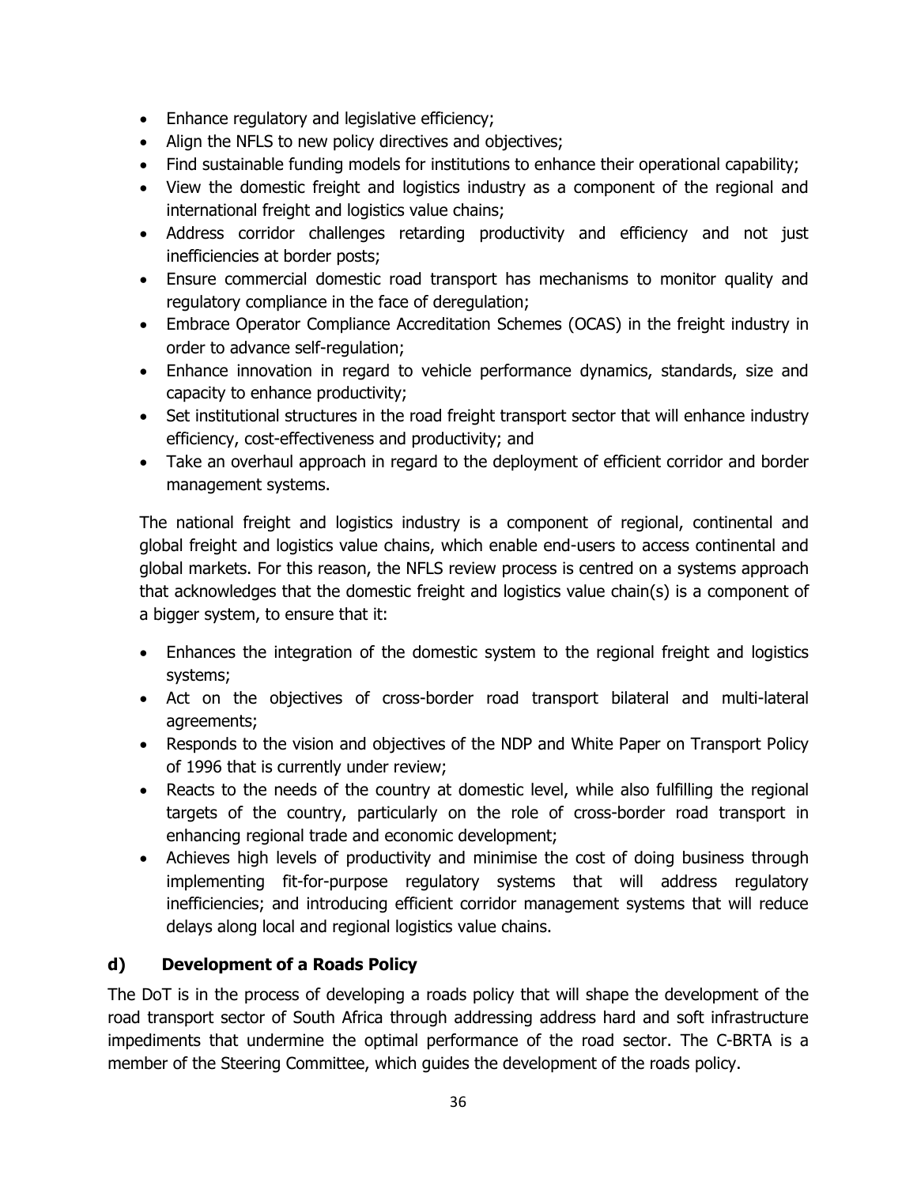- Enhance regulatory and legislative efficiency;
- Align the NFLS to new policy directives and objectives;
- Find sustainable funding models for institutions to enhance their operational capability;
- View the domestic freight and logistics industry as a component of the regional and international freight and logistics value chains;
- Address corridor challenges retarding productivity and efficiency and not just inefficiencies at border posts;
- Ensure commercial domestic road transport has mechanisms to monitor quality and regulatory compliance in the face of deregulation;
- Embrace Operator Compliance Accreditation Schemes (OCAS) in the freight industry in order to advance self-regulation;
- Enhance innovation in regard to vehicle performance dynamics, standards, size and capacity to enhance productivity;
- Set institutional structures in the road freight transport sector that will enhance industry efficiency, cost-effectiveness and productivity; and
- Take an overhaul approach in regard to the deployment of efficient corridor and border management systems.

The national freight and logistics industry is a component of regional, continental and global freight and logistics value chains, which enable end-users to access continental and global markets. For this reason, the NFLS review process is centred on a systems approach that acknowledges that the domestic freight and logistics value chain(s) is a component of a bigger system, to ensure that it:

- Enhances the integration of the domestic system to the regional freight and logistics systems;
- Act on the objectives of cross-border road transport bilateral and multi-lateral agreements;
- Responds to the vision and objectives of the NDP and White Paper on Transport Policy of 1996 that is currently under review;
- Reacts to the needs of the country at domestic level, while also fulfilling the regional targets of the country, particularly on the role of cross-border road transport in enhancing regional trade and economic development;
- Achieves high levels of productivity and minimise the cost of doing business through implementing fit-for-purpose regulatory systems that will address regulatory inefficiencies; and introducing efficient corridor management systems that will reduce delays along local and regional logistics value chains.

### d) Development of a Roads Policy

The DoT is in the process of developing a roads policy that will shape the development of the road transport sector of South Africa through addressing address hard and soft infrastructure impediments that undermine the optimal performance of the road sector. The C-BRTA is a member of the Steering Committee, which guides the development of the roads policy.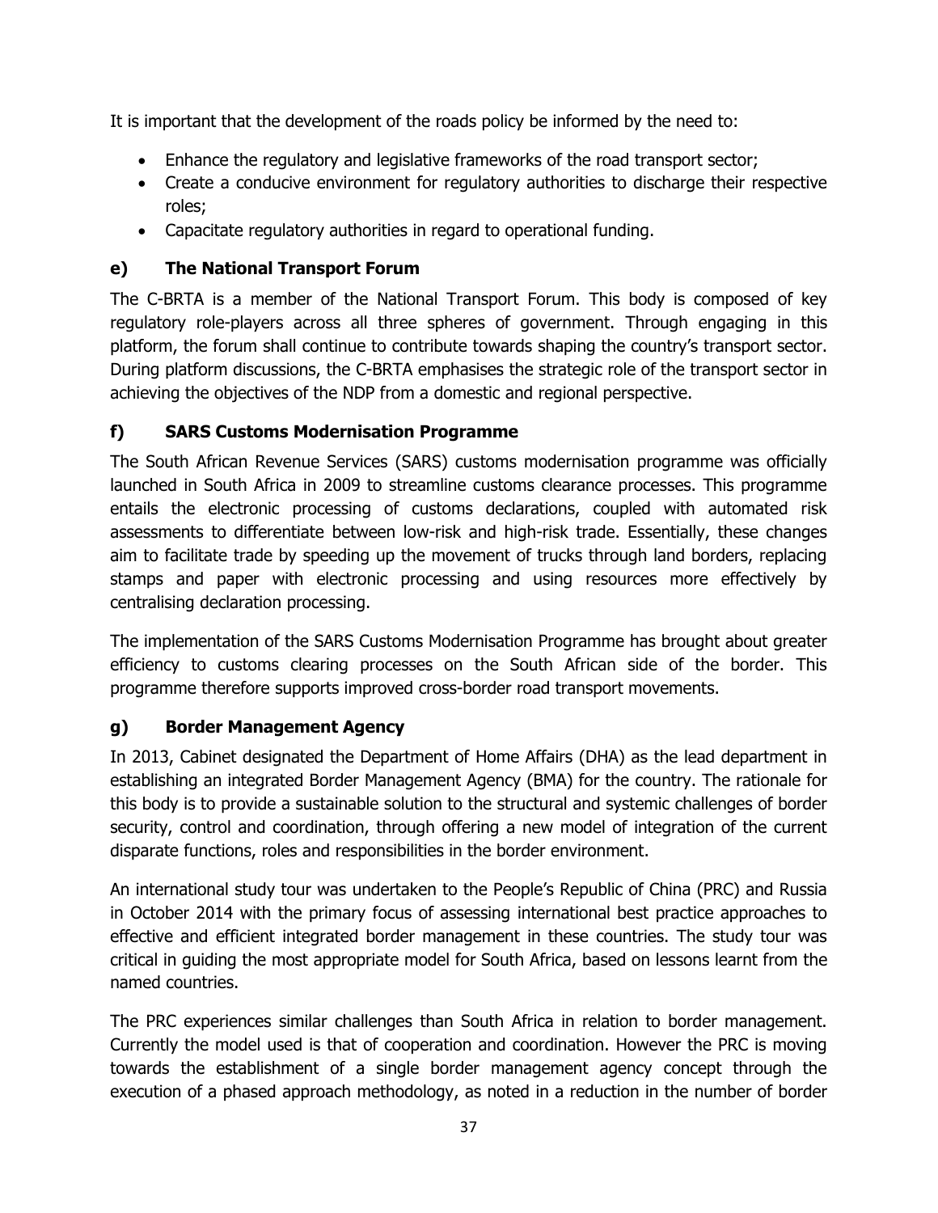It is important that the development of the roads policy be informed by the need to:

- Enhance the regulatory and legislative frameworks of the road transport sector;
- Create a conducive environment for regulatory authorities to discharge their respective roles;
- Capacitate regulatory authorities in regard to operational funding.

### e) The National Transport Forum

The C-BRTA is a member of the National Transport Forum. This body is composed of key regulatory role-players across all three spheres of government. Through engaging in this platform, the forum shall continue to contribute towards shaping the country's transport sector. During platform discussions, the C-BRTA emphasises the strategic role of the transport sector in achieving the objectives of the NDP from a domestic and regional perspective.

### f) SARS Customs Modernisation Programme

The South African Revenue Services (SARS) customs modernisation programme was officially launched in South Africa in 2009 to streamline customs clearance processes. This programme entails the electronic processing of customs declarations, coupled with automated risk assessments to differentiate between low-risk and high-risk trade. Essentially, these changes aim to facilitate trade by speeding up the movement of trucks through land borders, replacing stamps and paper with electronic processing and using resources more effectively by centralising declaration processing.

The implementation of the SARS Customs Modernisation Programme has brought about greater efficiency to customs clearing processes on the South African side of the border. This programme therefore supports improved cross-border road transport movements.

### g) Border Management Agency

In 2013, Cabinet designated the Department of Home Affairs (DHA) as the lead department in establishing an integrated Border Management Agency (BMA) for the country. The rationale for this body is to provide a sustainable solution to the structural and systemic challenges of border security, control and coordination, through offering a new model of integration of the current disparate functions, roles and responsibilities in the border environment.

An international study tour was undertaken to the People's Republic of China (PRC) and Russia in October 2014 with the primary focus of assessing international best practice approaches to effective and efficient integrated border management in these countries. The study tour was critical in guiding the most appropriate model for South Africa, based on lessons learnt from the named countries.

The PRC experiences similar challenges than South Africa in relation to border management. Currently the model used is that of cooperation and coordination. However the PRC is moving towards the establishment of a single border management agency concept through the execution of a phased approach methodology, as noted in a reduction in the number of border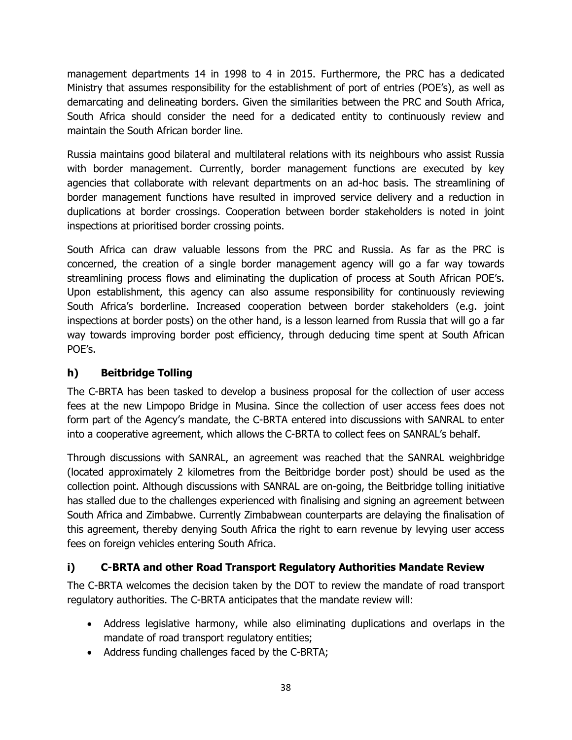management departments 14 in 1998 to 4 in 2015. Furthermore, the PRC has a dedicated Ministry that assumes responsibility for the establishment of port of entries (POE's), as well as demarcating and delineating borders. Given the similarities between the PRC and South Africa, South Africa should consider the need for a dedicated entity to continuously review and maintain the South African border line.

Russia maintains good bilateral and multilateral relations with its neighbours who assist Russia with border management. Currently, border management functions are executed by key agencies that collaborate with relevant departments on an ad-hoc basis. The streamlining of border management functions have resulted in improved service delivery and a reduction in duplications at border crossings. Cooperation between border stakeholders is noted in joint inspections at prioritised border crossing points.

South Africa can draw valuable lessons from the PRC and Russia. As far as the PRC is concerned, the creation of a single border management agency will go a far way towards streamlining process flows and eliminating the duplication of process at South African POE's. Upon establishment, this agency can also assume responsibility for continuously reviewing South Africa's borderline. Increased cooperation between border stakeholders (e.g. joint inspections at border posts) on the other hand, is a lesson learned from Russia that will go a far way towards improving border post efficiency, through deducing time spent at South African POE's.

### h) Beitbridge Tolling

The C-BRTA has been tasked to develop a business proposal for the collection of user access fees at the new Limpopo Bridge in Musina. Since the collection of user access fees does not form part of the Agency's mandate, the C-BRTA entered into discussions with SANRAL to enter into a cooperative agreement, which allows the C-BRTA to collect fees on SANRAL's behalf.

Through discussions with SANRAL, an agreement was reached that the SANRAL weighbridge (located approximately 2 kilometres from the Beitbridge border post) should be used as the collection point. Although discussions with SANRAL are on-going, the Beitbridge tolling initiative has stalled due to the challenges experienced with finalising and signing an agreement between South Africa and Zimbabwe. Currently Zimbabwean counterparts are delaying the finalisation of this agreement, thereby denying South Africa the right to earn revenue by levying user access fees on foreign vehicles entering South Africa.

### i) C-BRTA and other Road Transport Regulatory Authorities Mandate Review

The C-BRTA welcomes the decision taken by the DOT to review the mandate of road transport regulatory authorities. The C-BRTA anticipates that the mandate review will:

- Address legislative harmony, while also eliminating duplications and overlaps in the mandate of road transport regulatory entities;
- Address funding challenges faced by the C-BRTA;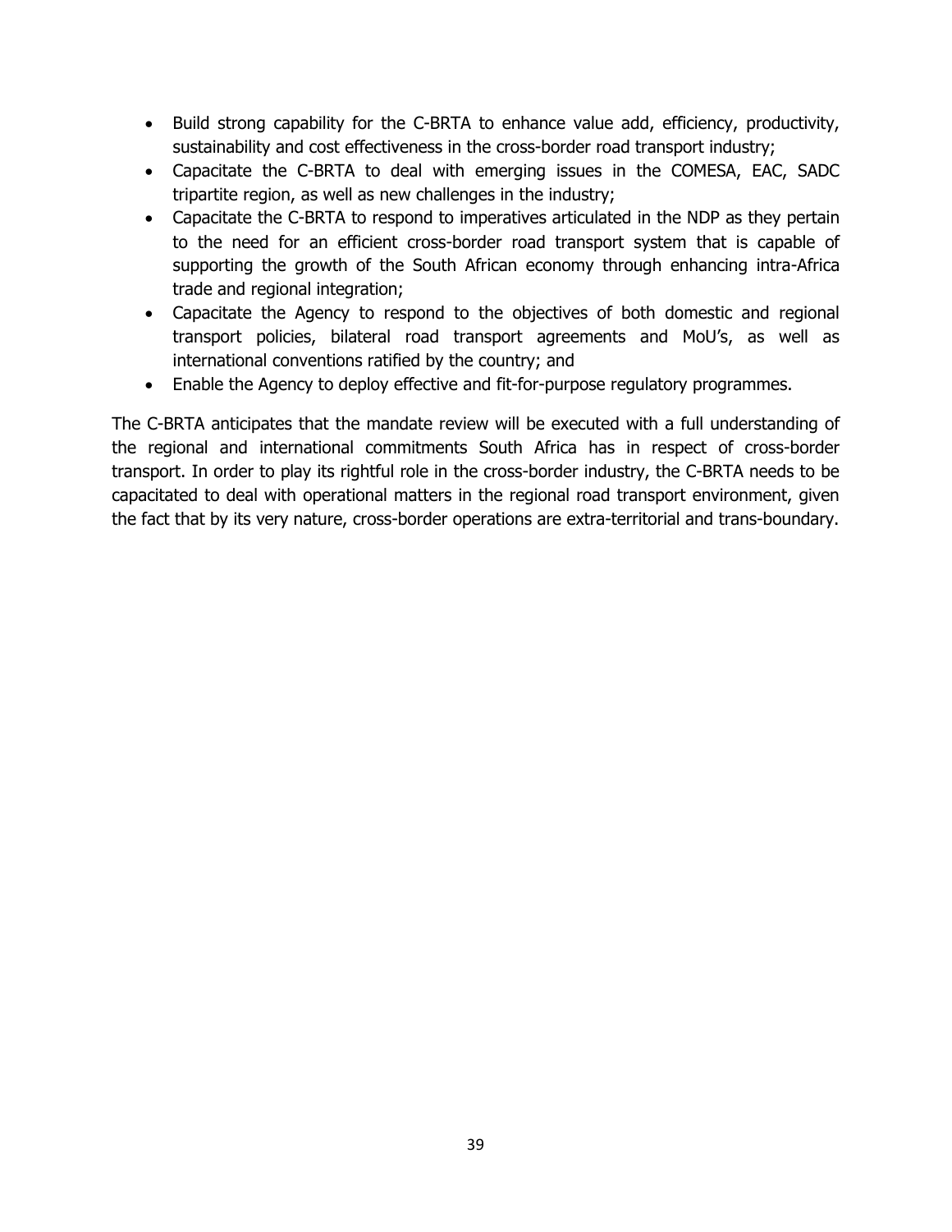- Build strong capability for the C-BRTA to enhance value add, efficiency, productivity, sustainability and cost effectiveness in the cross-border road transport industry;
- Capacitate the C-BRTA to deal with emerging issues in the COMESA, EAC, SADC tripartite region, as well as new challenges in the industry;
- Capacitate the C-BRTA to respond to imperatives articulated in the NDP as they pertain to the need for an efficient cross-border road transport system that is capable of supporting the growth of the South African economy through enhancing intra-Africa trade and regional integration;
- Capacitate the Agency to respond to the objectives of both domestic and regional transport policies, bilateral road transport agreements and MoU's, as well as international conventions ratified by the country; and
- Enable the Agency to deploy effective and fit-for-purpose regulatory programmes.

The C-BRTA anticipates that the mandate review will be executed with a full understanding of the regional and international commitments South Africa has in respect of cross-border transport. In order to play its rightful role in the cross-border industry, the C-BRTA needs to be capacitated to deal with operational matters in the regional road transport environment, given the fact that by its very nature, cross-border operations are extra-territorial and trans-boundary.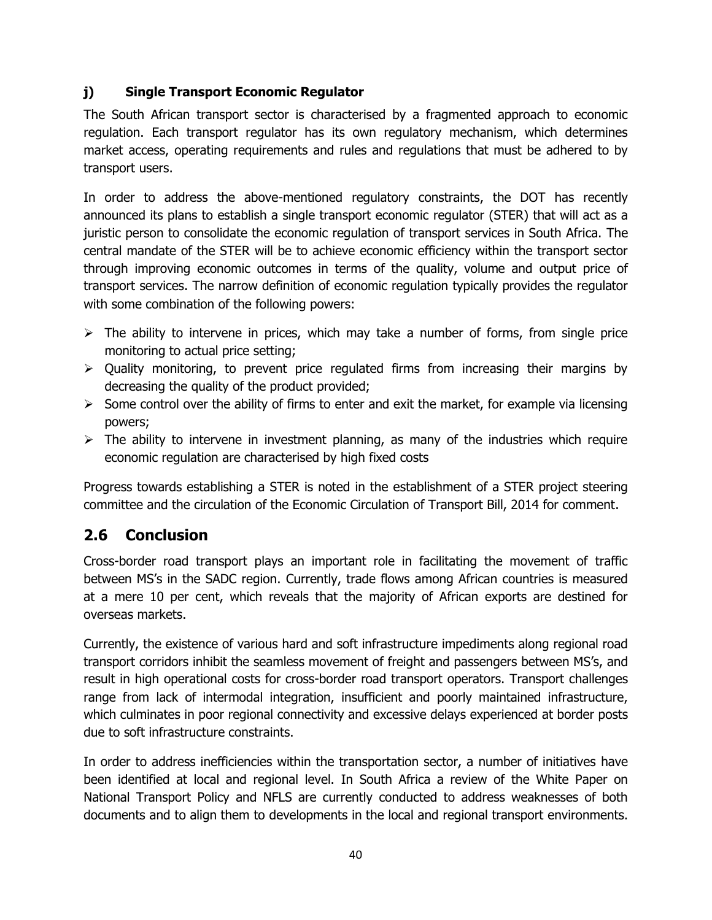### j) Single Transport Economic Regulator

The South African transport sector is characterised by a fragmented approach to economic regulation. Each transport regulator has its own regulatory mechanism, which determines market access, operating requirements and rules and regulations that must be adhered to by transport users.

In order to address the above-mentioned regulatory constraints, the DOT has recently announced its plans to establish a single transport economic regulator (STER) that will act as a juristic person to consolidate the economic regulation of transport services in South Africa. The central mandate of the STER will be to achieve economic efficiency within the transport sector through improving economic outcomes in terms of the quality, volume and output price of transport services. The narrow definition of economic regulation typically provides the regulator with some combination of the following powers:

- The ability to intervene in prices, which may take a number of forms, from single price monitoring to actual price setting;
- Quality monitoring, to prevent price regulated firms from increasing their margins by decreasing the quality of the product provided;
- Some control over the ability of firms to enter and exit the market, for example via licensing powers;
- The ability to intervene in investment planning, as many of the industries which require economic regulation are characterised by high fixed costs

Progress towards establishing a STER is noted in the establishment of a STER project steering committee and the circulation of the Economic Circulation of Transport Bill, 2014 for comment.

## 2.6 Conclusion

Cross-border road transport plays an important role in facilitating the movement of traffic between MS's in the SADC region. Currently, trade flows among African countries is measured at a mere 10 per cent, which reveals that the majority of African exports are destined for overseas markets.

Currently, the existence of various hard and soft infrastructure impediments along regional road transport corridors inhibit the seamless movement of freight and passengers between MS's, and result in high operational costs for cross-border road transport operators. Transport challenges range from lack of intermodal integration, insufficient and poorly maintained infrastructure, which culminates in poor regional connectivity and excessive delays experienced at border posts due to soft infrastructure constraints.

In order to address inefficiencies within the transportation sector, a number of initiatives have been identified at local and regional level. In South Africa a review of the White Paper on National Transport Policy and NFLS are currently conducted to address weaknesses of both documents and to align them to developments in the local and regional transport environments.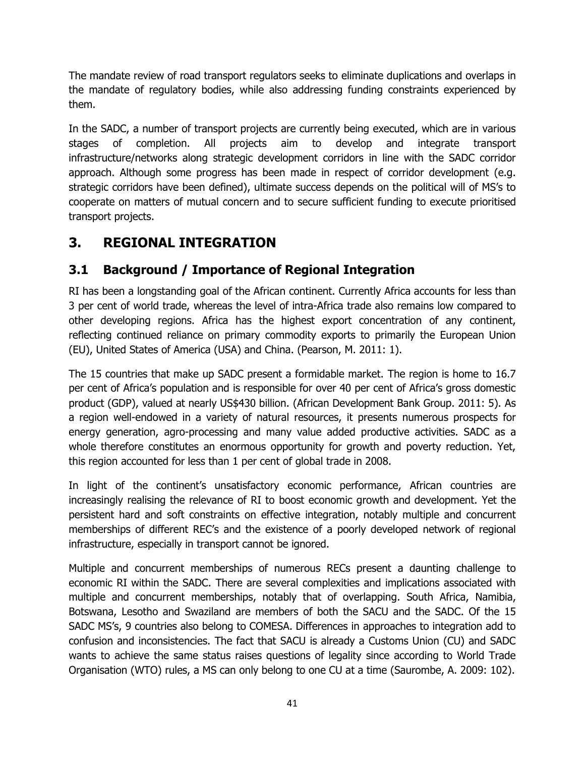The mandate review of road transport regulators seeks to eliminate duplications and overlaps in the mandate of regulatory bodies, while also addressing funding constraints experienced by them.

In the SADC, a number of transport projects are currently being executed, which are in various stages of completion. All projects aim to develop and integrate transport infrastructure/networks along strategic development corridors in line with the SADC corridor approach. Although some progress has been made in respect of corridor development (e.g. strategic corridors have been defined), ultimate success depends on the political will of MS's to cooperate on matters of mutual concern and to secure sufficient funding to execute prioritised transport projects.

# 3. REGIONAL INTEGRATION

## 3.1 Background / Importance of Regional Integration

RI has been a longstanding goal of the African continent. Currently Africa accounts for less than 3 per cent of world trade, whereas the level of intra-Africa trade also remains low compared to other developing regions. Africa has the highest export concentration of any continent, reflecting continued reliance on primary commodity exports to primarily the European Union (EU), United States of America (USA) and China. (Pearson, M. 2011: 1).

The 15 countries that make up SADC present a formidable market. The region is home to 16.7 per cent of Africa's population and is responsible for over 40 per cent of Africa's gross domestic product (GDP), valued at nearly US$430 billion. (African Development Bank Group. 2011: 5). As a region well-endowed in a variety of natural resources, it presents numerous prospects for energy generation, agro-processing and many value added productive activities. SADC as a whole therefore constitutes an enormous opportunity for growth and poverty reduction. Yet, this region accounted for less than 1 per cent of global trade in 2008.

In light of the continent's unsatisfactory economic performance, African countries are increasingly realising the relevance of RI to boost economic growth and development. Yet the persistent hard and soft constraints on effective integration, notably multiple and concurrent memberships of different REC's and the existence of a poorly developed network of regional infrastructure, especially in transport cannot be ignored.

Multiple and concurrent memberships of numerous RECs present a daunting challenge to economic RI within the SADC. There are several complexities and implications associated with multiple and concurrent memberships, notably that of overlapping. South Africa, Namibia, Botswana, Lesotho and Swaziland are members of both the SACU and the SADC. Of the 15 SADC MS's, 9 countries also belong to COMESA. Differences in approaches to integration add to confusion and inconsistencies. The fact that SACU is already a Customs Union (CU) and SADC wants to achieve the same status raises questions of legality since according to World Trade Organisation (WTO) rules, a MS can only belong to one CU at a time (Saurombe, A. 2009: 102).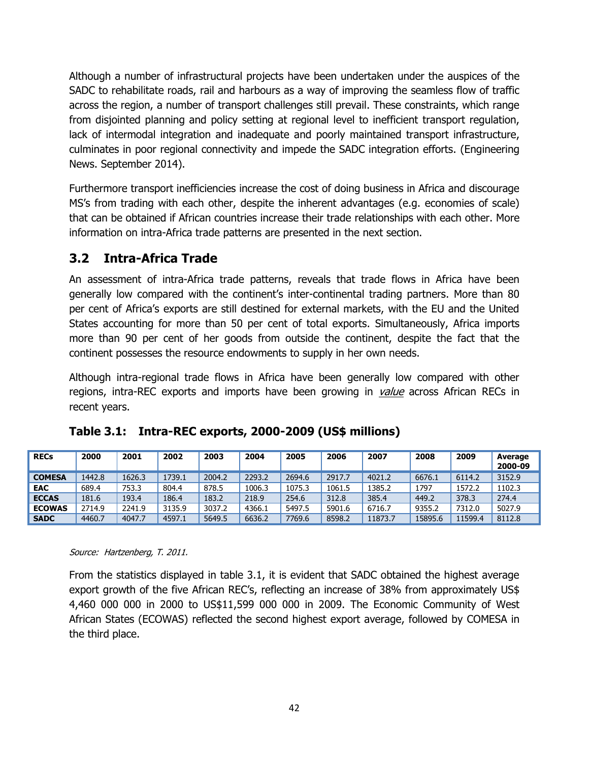Although a number of infrastructural projects have been undertaken under the auspices of the SADC to rehabilitate roads, rail and harbours as a way of improving the seamless flow of traffic across the region, a number of transport challenges still prevail. These constraints, which range from disjointed planning and policy setting at regional level to inefficient transport regulation, lack of intermodal integration and inadequate and poorly maintained transport infrastructure, culminates in poor regional connectivity and impede the SADC integration efforts. (Engineering News. September 2014).

Furthermore transport inefficiencies increase the cost of doing business in Africa and discourage MS's from trading with each other, despite the inherent advantages (e.g. economies of scale) that can be obtained if African countries increase their trade relationships with each other. More information on intra-Africa trade patterns are presented in the next section.

## 3.2 Intra-Africa Trade

An assessment of intra-Africa trade patterns, reveals that trade flows in Africa have been generally low compared with the continent's inter-continental trading partners. More than 80 per cent of Africa's exports are still destined for external markets, with the EU and the United States accounting for more than 50 per cent of total exports. Simultaneously, Africa imports more than 90 per cent of her goods from outside the continent, despite the fact that the continent possesses the resource endowments to supply in her own needs.

Although intra-regional trade flows in Africa have been generally low compared with other regions, intra-REC exports and imports have been growing in *value* across African RECs in recent years.

**Table 3.1: Intra-REC exports, 2000-2009 (US$ millions)**

| RECs | 2000 | 2001 | 2002 | 2003 | 2004 | 2005 | 2006 | 2007 | 2008 | 2009 | Average 2000-09 |
|---|---|---|---|---|---|---|---|---|---|---|---|
| **COMESA** | 1442.8 | 1626.3 | 1739.1 | 2004.2 | 2293.2 | 2694.6 | 2917.7 | 4021.2 | 6676.1 | 6114.2 | 3152.9 |
| **EAC** | 689.4 | 753.3 | 804.4 | 878.5 | 1006.3 | 1075.3 | 1061.5 | 1385.2 | 1797 | 1572.2 | 1102.3 |
| **ECCAS** | 181.6 | 193.4 | 186.4 | 183.2 | 218.9 | 254.6 | 312.8 | 385.4 | 449.2 | 378.3 | 274.4 |
| **ECOWAS** | 2714.9 | 2241.9 | 3135.9 | 3037.2 | 4366.1 | 5497.5 | 5901.6 | 6716.7 | 9355.2 | 7312.0 | 5027.9 |
| **SADC** | 4460.7 | 4047.7 | 4597.1 | 5649.5 | 6636.2 | 7769.6 | 8598.2 | 11873.7 | 15895.6 | 11599.4 | 8112.8 |

*Source: Hartzenberg, T. 2011.*

From the statistics displayed in table 3.1, it is evident that SADC obtained the highest average export growth of the five African REC's, reflecting an increase of 38% from approximately US$ 4,460 000 000 in 2000 to US$11,599 000 000 in 2009. The Economic Community of West African States (ECOWAS) reflected the second highest export average, followed by COMESA in the third place.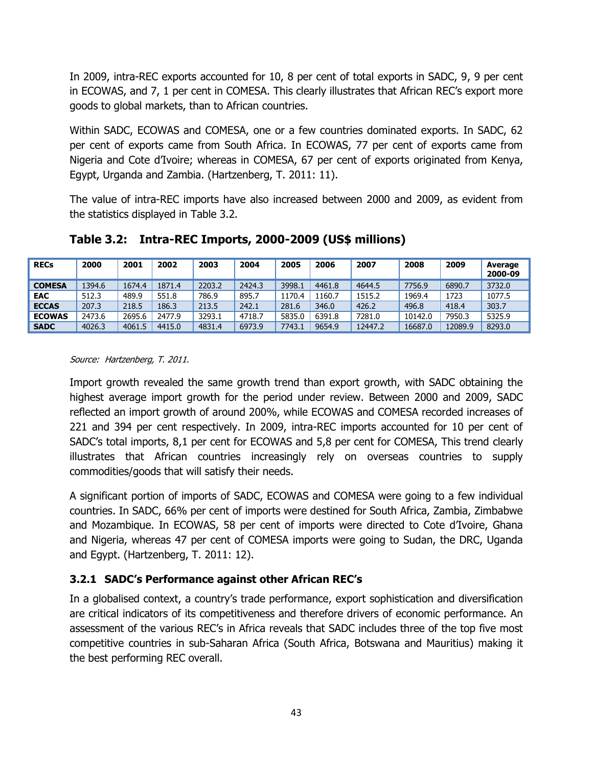In 2009, intra-REC exports accounted for 10, 8 per cent of total exports in SADC, 9, 9 per cent in ECOWAS, and 7, 1 per cent in COMESA. This clearly illustrates that African REC's export more goods to global markets, than to African countries.

Within SADC, ECOWAS and COMESA, one or a few countries dominated exports. In SADC, 62 per cent of exports came from South Africa. In ECOWAS, 77 per cent of exports came from Nigeria and Cote d'Ivoire; whereas in COMESA, 67 per cent of exports originated from Kenya, Egypt, Urganda and Zambia. (Hartzenberg, T. 2011: 11).

The value of intra-REC imports have also increased between 2000 and 2009, as evident from the statistics displayed in Table 3.2.

**Table 3.2: Intra-REC Imports, 2000-2009 (US$ millions)**

| RECs | 2000 | 2001 | 2002 | 2003 | 2004 | 2005 | 2006 | 2007 | 2008 | 2009 | Average 2000-09 |
|---|---|---|---|---|---|---|---|---|---|---|---|
| COMESA | 1394.6 | 1674.4 | 1871.4 | 2203.2 | 2424.3 | 3998.1 | 4461.8 | 4644.5 | 7756.9 | 6890.7 | 3732.0 |
| EAC | 512.3 | 489.9 | 551.8 | 786.9 | 895.7 | 1170.4 | 1160.7 | 1515.2 | 1969.4 | 1723 | 1077.5 |
| ECCAS | 207.3 | 218.5 | 186.3 | 213.5 | 242.1 | 281.6 | 346.0 | 426.2 | 496.8 | 418.4 | 303.7 |
| ECOWAS | 2473.6 | 2695.6 | 2477.9 | 3293.1 | 4718.7 | 5835.0 | 6391.8 | 7281.0 | 10142.0 | 7950.3 | 5325.9 |
| SADC | 4026.3 | 4061.5 | 4415.0 | 4831.4 | 6973.9 | 7743.1 | 9654.9 | 12447.2 | 16687.0 | 12089.9 | 8293.0 |

*Source: Hartzenberg, T. 2011.*

Import growth revealed the same growth trend than export growth, with SADC obtaining the highest average import growth for the period under review. Between 2000 and 2009, SADC reflected an import growth of around 200%, while ECOWAS and COMESA recorded increases of 221 and 394 per cent respectively. In 2009, intra-REC imports accounted for 10 per cent of SADC's total imports, 8,1 per cent for ECOWAS and 5,8 per cent for COMESA, This trend clearly illustrates that African countries increasingly rely on overseas countries to supply commodities/goods that will satisfy their needs.

A significant portion of imports of SADC, ECOWAS and COMESA were going to a few individual countries. In SADC, 66% per cent of imports were destined for South Africa, Zambia, Zimbabwe and Mozambique. In ECOWAS, 58 per cent of imports were directed to Cote d'Ivoire, Ghana and Nigeria, whereas 47 per cent of COMESA imports were going to Sudan, the DRC, Uganda and Egypt. (Hartzenberg, T. 2011: 12).

### 3.2.1 SADC's Performance against other African REC's

In a globalised context, a country's trade performance, export sophistication and diversification are critical indicators of its competitiveness and therefore drivers of economic performance. An assessment of the various REC's in Africa reveals that SADC includes three of the top five most competitive countries in sub-Saharan Africa (South Africa, Botswana and Mauritius) making it the best performing REC overall.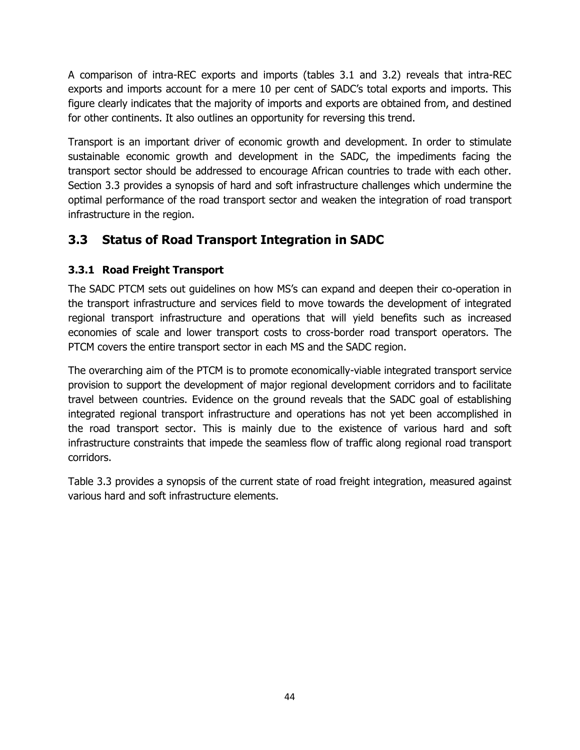A comparison of intra-REC exports and imports (tables 3.1 and 3.2) reveals that intra-REC exports and imports account for a mere 10 per cent of SADC's total exports and imports. This figure clearly indicates that the majority of imports and exports are obtained from, and destined for other continents. It also outlines an opportunity for reversing this trend.

Transport is an important driver of economic growth and development. In order to stimulate sustainable economic growth and development in the SADC, the impediments facing the transport sector should be addressed to encourage African countries to trade with each other. Section 3.3 provides a synopsis of hard and soft infrastructure challenges which undermine the optimal performance of the road transport sector and weaken the integration of road transport infrastructure in the region.

## 3.3 Status of Road Transport Integration in SADC

### 3.3.1 Road Freight Transport

The SADC PTCM sets out guidelines on how MS's can expand and deepen their co-operation in the transport infrastructure and services field to move towards the development of integrated regional transport infrastructure and operations that will yield benefits such as increased economies of scale and lower transport costs to cross-border road transport operators. The PTCM covers the entire transport sector in each MS and the SADC region.

The overarching aim of the PTCM is to promote economically-viable integrated transport service provision to support the development of major regional development corridors and to facilitate travel between countries. Evidence on the ground reveals that the SADC goal of establishing integrated regional transport infrastructure and operations has not yet been accomplished in the road transport sector. This is mainly due to the existence of various hard and soft infrastructure constraints that impede the seamless flow of traffic along regional road transport corridors.

Table 3.3 provides a synopsis of the current state of road freight integration, measured against various hard and soft infrastructure elements.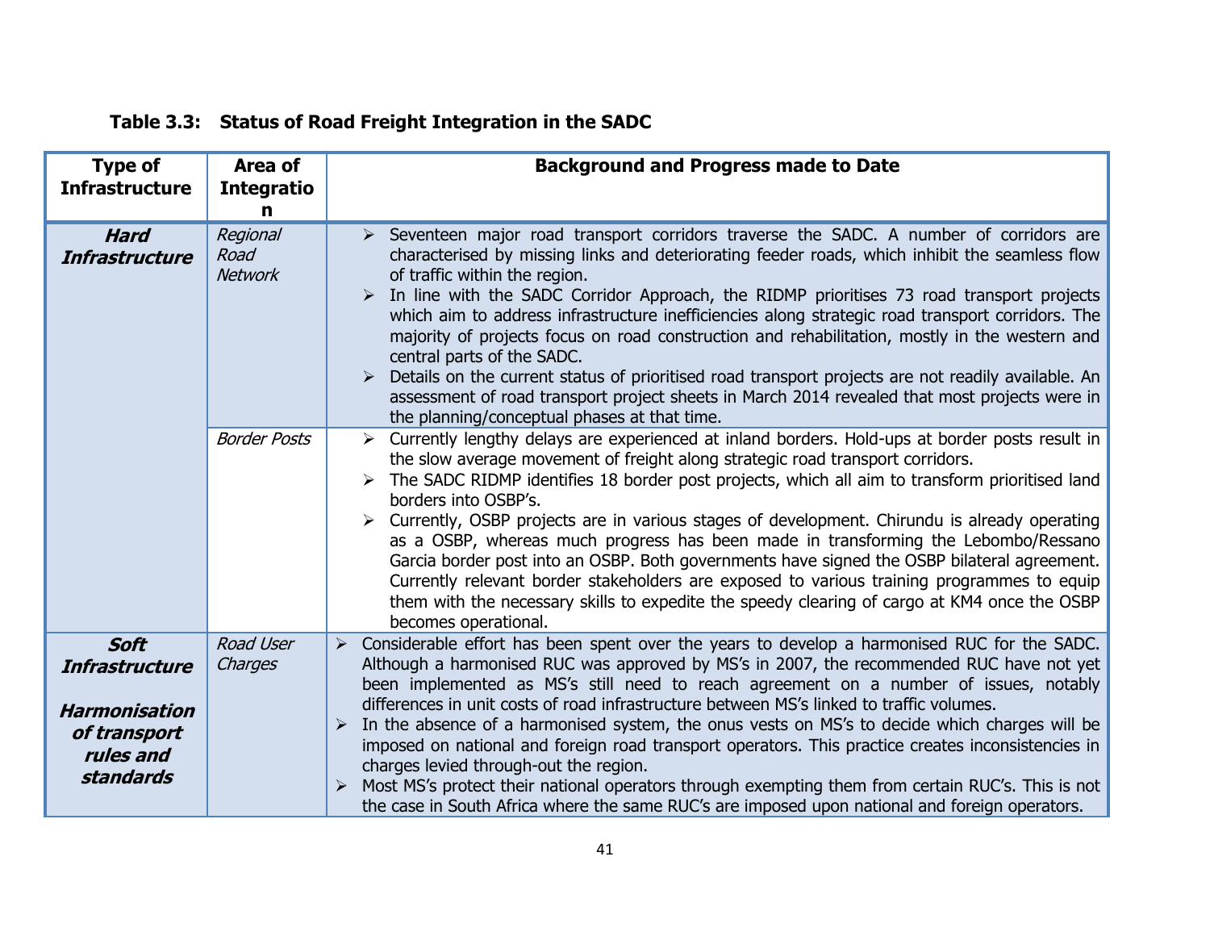**Table 3.3: Status of Road Freight Integration in the SADC**

| Type of Infrastructure | Area of Integration | Background and Progress made to Date |
|---|---|---|
| ***Hard Infrastructure*** | *Regional Road Network* | ➢ Seventeen major road transport corridors traverse the SADC. A number of corridors are characterised by missing links and deteriorating feeder roads, which inhibit the seamless flow of traffic within the region.<br>➢ In line with the SADC Corridor Approach, the RIDMP prioritises 73 road transport projects which aim to address infrastructure inefficiencies along strategic road transport corridors. The majority of projects focus on road construction and rehabilitation, mostly in the western and central parts of the SADC.<br>➢ Details on the current status of prioritised road transport projects are not readily available. An assessment of road transport project sheets in March 2014 revealed that most projects were in the planning/conceptual phases at that time. |
| | *Border Posts* | ➢ Currently lengthy delays are experienced at inland borders. Hold-ups at border posts result in the slow average movement of freight along strategic road transport corridors.<br>➢ The SADC RIDMP identifies 18 border post projects, which all aim to transform prioritised land borders into OSBP's.<br>➢ Currently, OSBP projects are in various stages of development. Chirundu is already operating as a OSBP, whereas much progress has been made in transforming the Lebombo/Ressano Garcia border post into an OSBP. Both governments have signed the OSBP bilateral agreement. Currently relevant border stakeholders are exposed to various training programmes to equip them with the necessary skills to expedite the speedy clearing of cargo at KM4 once the OSBP becomes operational. |
| ***Soft Infrastructure***<br><br>***Harmonisation of transport rules and standards*** | *Road User Charges* | ➢ Considerable effort has been spent over the years to develop a harmonised RUC for the SADC. Although a harmonised RUC was approved by MS's in 2007, the recommended RUC have not yet been implemented as MS's still need to reach agreement on a number of issues, notably differences in unit costs of road infrastructure between MS's linked to traffic volumes.<br>➢ In the absence of a harmonised system, the onus vests on MS's to decide which charges will be imposed on national and foreign road transport operators. This practice creates inconsistencies in charges levied through-out the region.<br>➢ Most MS's protect their national operators through exempting them from certain RUC's. This is not the case in South Africa where the same RUC's are imposed upon national and foreign operators. |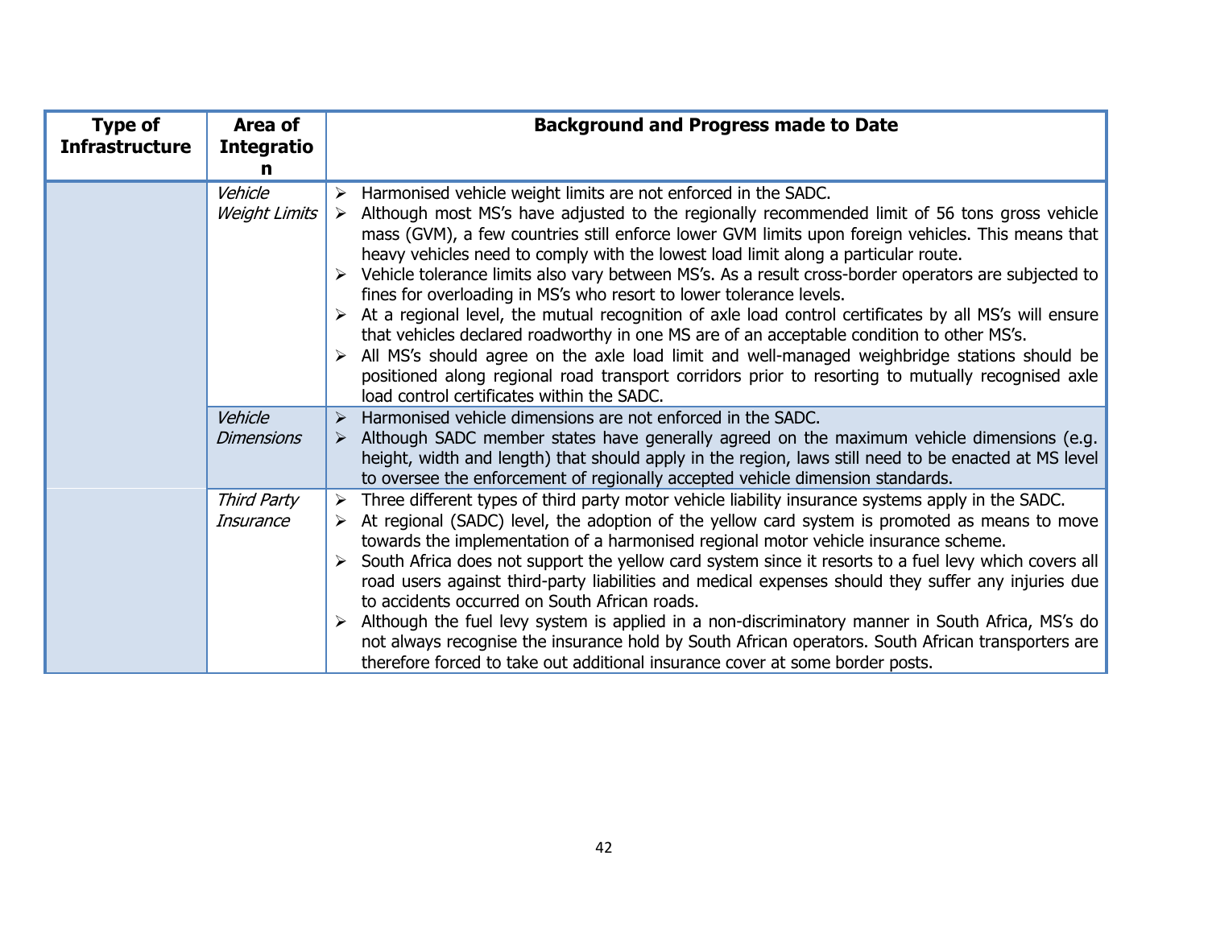| Type of Infrastructure | Area of Integration | Background and Progress made to Date |
|---|---|---|
| | *Vehicle Weight Limits* | ➢ Harmonised vehicle weight limits are not enforced in the SADC.<br>➢ Although most MS's have adjusted to the regionally recommended limit of 56 tons gross vehicle mass (GVM), a few countries still enforce lower GVM limits upon foreign vehicles. This means that heavy vehicles need to comply with the lowest load limit along a particular route.<br>➢ Vehicle tolerance limits also vary between MS's. As a result cross-border operators are subjected to fines for overloading in MS's who resort to lower tolerance levels.<br>➢ At a regional level, the mutual recognition of axle load control certificates by all MS's will ensure that vehicles declared roadworthy in one MS are of an acceptable condition to other MS's.<br>➢ All MS's should agree on the axle load limit and well-managed weighbridge stations should be positioned along regional road transport corridors prior to resorting to mutually recognised axle load control certificates within the SADC. |
| | *Vehicle Dimensions* | ➢ Harmonised vehicle dimensions are not enforced in the SADC.<br>➢ Although SADC member states have generally agreed on the maximum vehicle dimensions (e.g. height, width and length) that should apply in the region, laws still need to be enacted at MS level to oversee the enforcement of regionally accepted vehicle dimension standards. |
| | *Third Party Insurance* | ➢ Three different types of third party motor vehicle liability insurance systems apply in the SADC.<br>➢ At regional (SADC) level, the adoption of the yellow card system is promoted as means to move towards the implementation of a harmonised regional motor vehicle insurance scheme.<br>➢ South Africa does not support the yellow card system since it resorts to a fuel levy which covers all road users against third-party liabilities and medical expenses should they suffer any injuries due to accidents occurred on South African roads.<br>➢ Although the fuel levy system is applied in a non-discriminatory manner in South Africa, MS's do not always recognise the insurance hold by South African operators. South African transporters are therefore forced to take out additional insurance cover at some border posts. |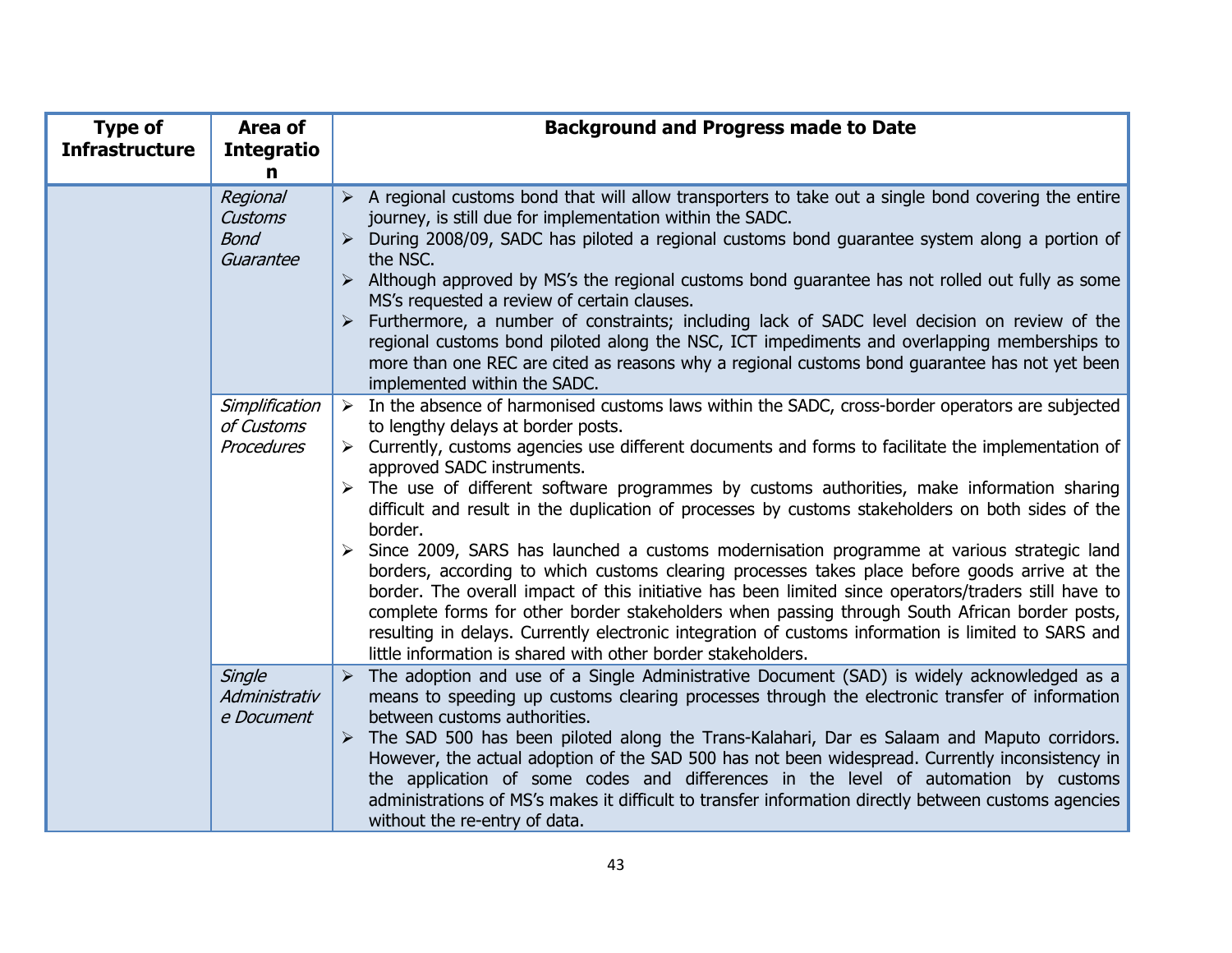| Type of Infrastructure | Area of Integration | Background and Progress made to Date |
|---|---|---|
| | *Regional Customs Bond Guarantee* | ➢ A regional customs bond that will allow transporters to take out a single bond covering the entire journey, is still due for implementation within the SADC.<br>➢ During 2008/09, SADC has piloted a regional customs bond guarantee system along a portion of the NSC.<br>➢ Although approved by MS's the regional customs bond guarantee has not rolled out fully as some MS's requested a review of certain clauses.<br>➢ Furthermore, a number of constraints; including lack of SADC level decision on review of the regional customs bond piloted along the NSC, ICT impediments and overlapping memberships to more than one REC are cited as reasons why a regional customs bond guarantee has not yet been implemented within the SADC. |
| | *Simplification of Customs Procedures* | ➢ In the absence of harmonised customs laws within the SADC, cross-border operators are subjected to lengthy delays at border posts.<br>➢ Currently, customs agencies use different documents and forms to facilitate the implementation of approved SADC instruments.<br>➢ The use of different software programmes by customs authorities, make information sharing difficult and result in the duplication of processes by customs stakeholders on both sides of the border.<br>➢ Since 2009, SARS has launched a customs modernisation programme at various strategic land borders, according to which customs clearing processes takes place before goods arrive at the border. The overall impact of this initiative has been limited since operators/traders still have to complete forms for other border stakeholders when passing through South African border posts, resulting in delays. Currently electronic integration of customs information is limited to SARS and little information is shared with other border stakeholders. |
| | *Single Administrative Document* | ➢ The adoption and use of a Single Administrative Document (SAD) is widely acknowledged as a means to speeding up customs clearing processes through the electronic transfer of information between customs authorities.<br>➢ The SAD 500 has been piloted along the Trans-Kalahari, Dar es Salaam and Maputo corridors. However, the actual adoption of the SAD 500 has not been widespread. Currently inconsistency in the application of some codes and differences in the level of automation by customs administrations of MS's makes it difficult to transfer information directly between customs agencies without the re-entry of data. |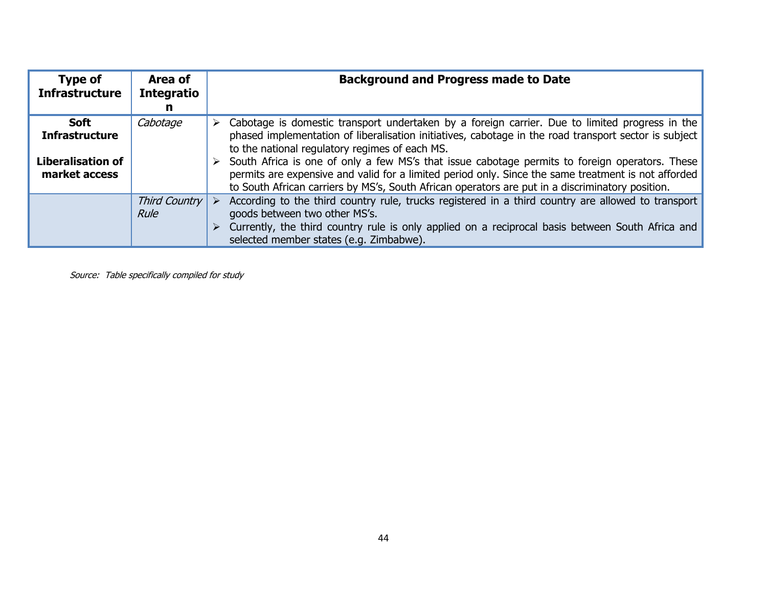| Type of Infrastructure | Area of Integration | Background and Progress made to Date |
|---|---|---|
| **Soft Infrastructure**<br><br>**Liberalisation of market access** | *Cabotage* | ➢ Cabotage is domestic transport undertaken by a foreign carrier. Due to limited progress in the phased implementation of liberalisation initiatives, cabotage in the road transport sector is subject to the national regulatory regimes of each MS.<br>➢ South Africa is one of only a few MS's that issue cabotage permits to foreign operators. These permits are expensive and valid for a limited period only. Since the same treatment is not afforded to South African carriers by MS's, South African operators are put in a discriminatory position. |
| | *Third Country Rule* | ➢ According to the third country rule, trucks registered in a third country are allowed to transport goods between two other MS's.<br>➢ Currently, the third country rule is only applied on a reciprocal basis between South Africa and selected member states (e.g. Zimbabwe). |

*Source: Table specifically compiled for study*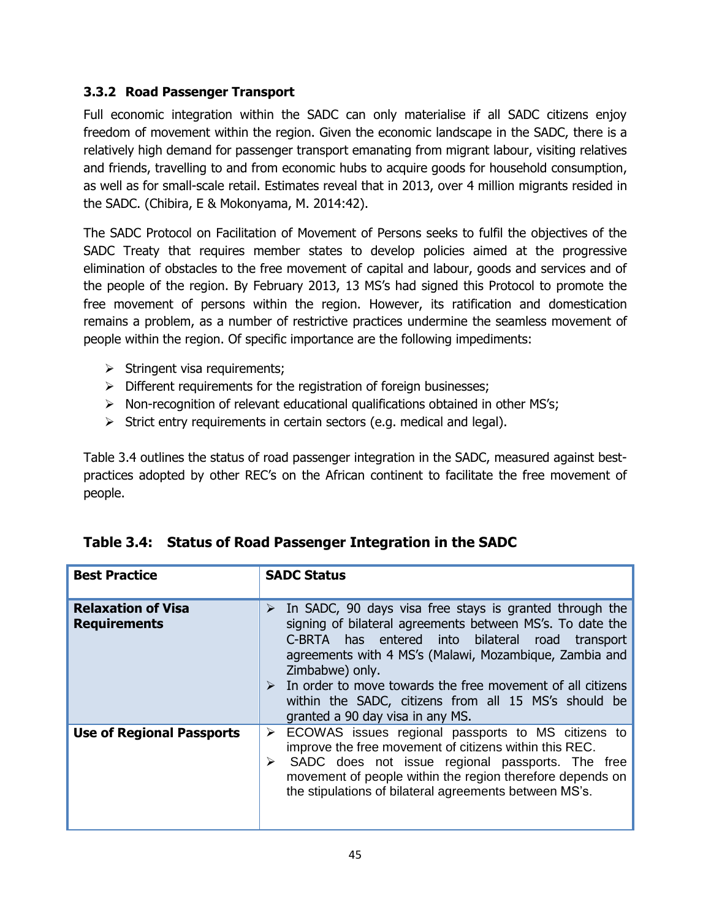### 3.3.2 Road Passenger Transport

Full economic integration within the SADC can only materialise if all SADC citizens enjoy freedom of movement within the region. Given the economic landscape in the SADC, there is a relatively high demand for passenger transport emanating from migrant labour, visiting relatives and friends, travelling to and from economic hubs to acquire goods for household consumption, as well as for small-scale retail. Estimates reveal that in 2013, over 4 million migrants resided in the SADC. (Chibira, E & Mokonyama, M. 2014:42).

The SADC Protocol on Facilitation of Movement of Persons seeks to fulfil the objectives of the SADC Treaty that requires member states to develop policies aimed at the progressive elimination of obstacles to the free movement of capital and labour, goods and services and of the people of the region. By February 2013, 13 MS's had signed this Protocol to promote the free movement of persons within the region. However, its ratification and domestication remains a problem, as a number of restrictive practices undermine the seamless movement of people within the region. Of specific importance are the following impediments:

- Stringent visa requirements;
- Different requirements for the registration of foreign businesses;
- Non-recognition of relevant educational qualifications obtained in other MS's;
- Strict entry requirements in certain sectors (e.g. medical and legal).

Table 3.4 outlines the status of road passenger integration in the SADC, measured against best-practices adopted by other REC's on the African continent to facilitate the free movement of people.

**Table 3.4: Status of Road Passenger Integration in the SADC**

| Best Practice | SADC Status |
|---|---|
| **Relaxation of Visa Requirements** | ➢ In SADC, 90 days visa free stays is granted through the signing of bilateral agreements between MS's. To date the C-BRTA has entered into bilateral road transport agreements with 4 MS's (Malawi, Mozambique, Zambia and Zimbabwe) only.<br>➢ In order to move towards the free movement of all citizens within the SADC, citizens from all 15 MS's should be granted a 90 day visa in any MS. |
| **Use of Regional Passports** | ➢ ECOWAS issues regional passports to MS citizens to improve the free movement of citizens within this REC.<br>➢ SADC does not issue regional passports. The free movement of people within the region therefore depends on the stipulations of bilateral agreements between MS's. |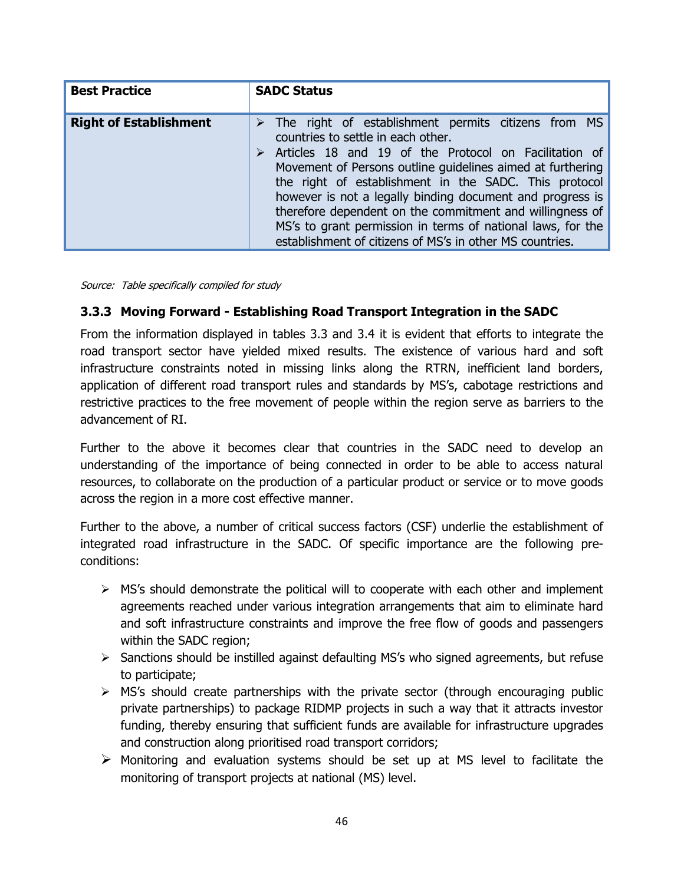| Best Practice | SADC Status |
|---|---|
| **Right of Establishment** | ➢ The right of establishment permits citizens from MS countries to settle in each other.<br>➢ Articles 18 and 19 of the Protocol on Facilitation of Movement of Persons outline guidelines aimed at furthering the right of establishment in the SADC. This protocol however is not a legally binding document and progress is therefore dependent on the commitment and willingness of MS's to grant permission in terms of national laws, for the establishment of citizens of MS's in other MS countries. |

*Source: Table specifically compiled for study*

### 3.3.3 Moving Forward - Establishing Road Transport Integration in the SADC

From the information displayed in tables 3.3 and 3.4 it is evident that efforts to integrate the road transport sector have yielded mixed results. The existence of various hard and soft infrastructure constraints noted in missing links along the RTRN, inefficient land borders, application of different road transport rules and standards by MS's, cabotage restrictions and restrictive practices to the free movement of people within the region serve as barriers to the advancement of RI.

Further to the above it becomes clear that countries in the SADC need to develop an understanding of the importance of being connected in order to be able to access natural resources, to collaborate on the production of a particular product or service or to move goods across the region in a more cost effective manner.

Further to the above, a number of critical success factors (CSF) underlie the establishment of integrated road infrastructure in the SADC. Of specific importance are the following pre-conditions:

- MS's should demonstrate the political will to cooperate with each other and implement agreements reached under various integration arrangements that aim to eliminate hard and soft infrastructure constraints and improve the free flow of goods and passengers within the SADC region;
- Sanctions should be instilled against defaulting MS's who signed agreements, but refuse to participate;
- MS's should create partnerships with the private sector (through encouraging public private partnerships) to package RIDMP projects in such a way that it attracts investor funding, thereby ensuring that sufficient funds are available for infrastructure upgrades and construction along prioritised road transport corridors;
- Monitoring and evaluation systems should be set up at MS level to facilitate the monitoring of transport projects at national (MS) level.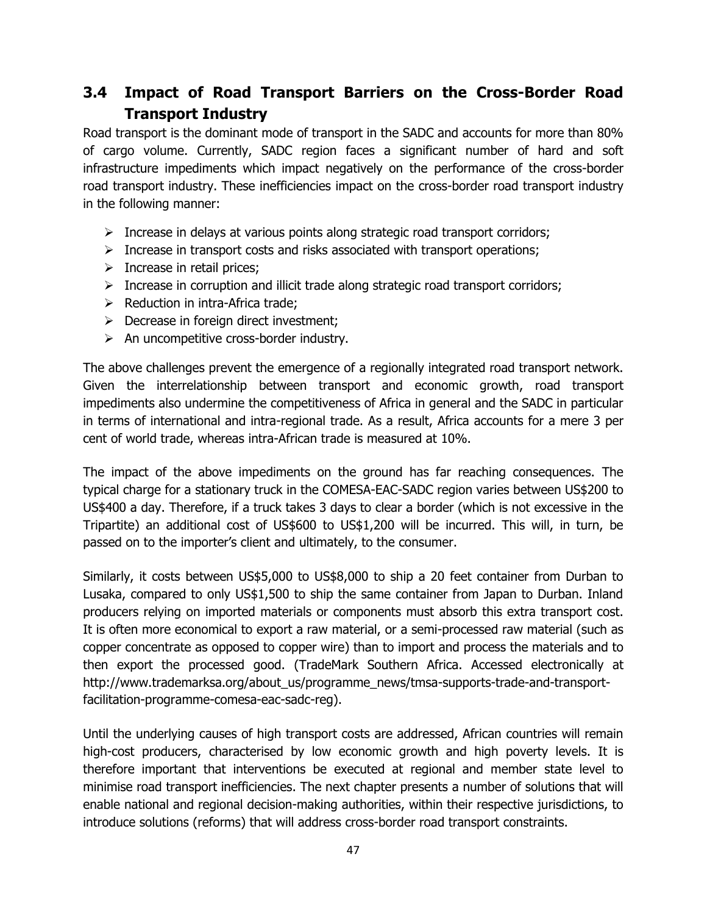## 3.4 Impact of Road Transport Barriers on the Cross-Border Road Transport Industry

Road transport is the dominant mode of transport in the SADC and accounts for more than 80% of cargo volume. Currently, SADC region faces a significant number of hard and soft infrastructure impediments which impact negatively on the performance of the cross-border road transport industry. These inefficiencies impact on the cross-border road transport industry in the following manner:

- Increase in delays at various points along strategic road transport corridors;
- Increase in transport costs and risks associated with transport operations;
- Increase in retail prices;
- Increase in corruption and illicit trade along strategic road transport corridors;
- Reduction in intra-Africa trade;
- Decrease in foreign direct investment;
- An uncompetitive cross-border industry.

The above challenges prevent the emergence of a regionally integrated road transport network. Given the interrelationship between transport and economic growth, road transport impediments also undermine the competitiveness of Africa in general and the SADC in particular in terms of international and intra-regional trade. As a result, Africa accounts for a mere 3 per cent of world trade, whereas intra-African trade is measured at 10%.

The impact of the above impediments on the ground has far reaching consequences. The typical charge for a stationary truck in the COMESA-EAC-SADC region varies between US$200 to US$400 a day. Therefore, if a truck takes 3 days to clear a border (which is not excessive in the Tripartite) an additional cost of US$600 to US$1,200 will be incurred. This will, in turn, be passed on to the importer's client and ultimately, to the consumer.

Similarly, it costs between US$5,000 to US$8,000 to ship a 20 feet container from Durban to Lusaka, compared to only US$1,500 to ship the same container from Japan to Durban. Inland producers relying on imported materials or components must absorb this extra transport cost. It is often more economical to export a raw material, or a semi-processed raw material (such as copper concentrate as opposed to copper wire) than to import and process the materials and to then export the processed good. (TradeMark Southern Africa. Accessed electronically at http://www.trademarksa.org/about_us/programme_news/tmsa-supports-trade-and-transport-facilitation-programme-comesa-eac-sadc-reg).

Until the underlying causes of high transport costs are addressed, African countries will remain high-cost producers, characterised by low economic growth and high poverty levels. It is therefore important that interventions be executed at regional and member state level to minimise road transport inefficiencies. The next chapter presents a number of solutions that will enable national and regional decision-making authorities, within their respective jurisdictions, to introduce solutions (reforms) that will address cross-border road transport constraints.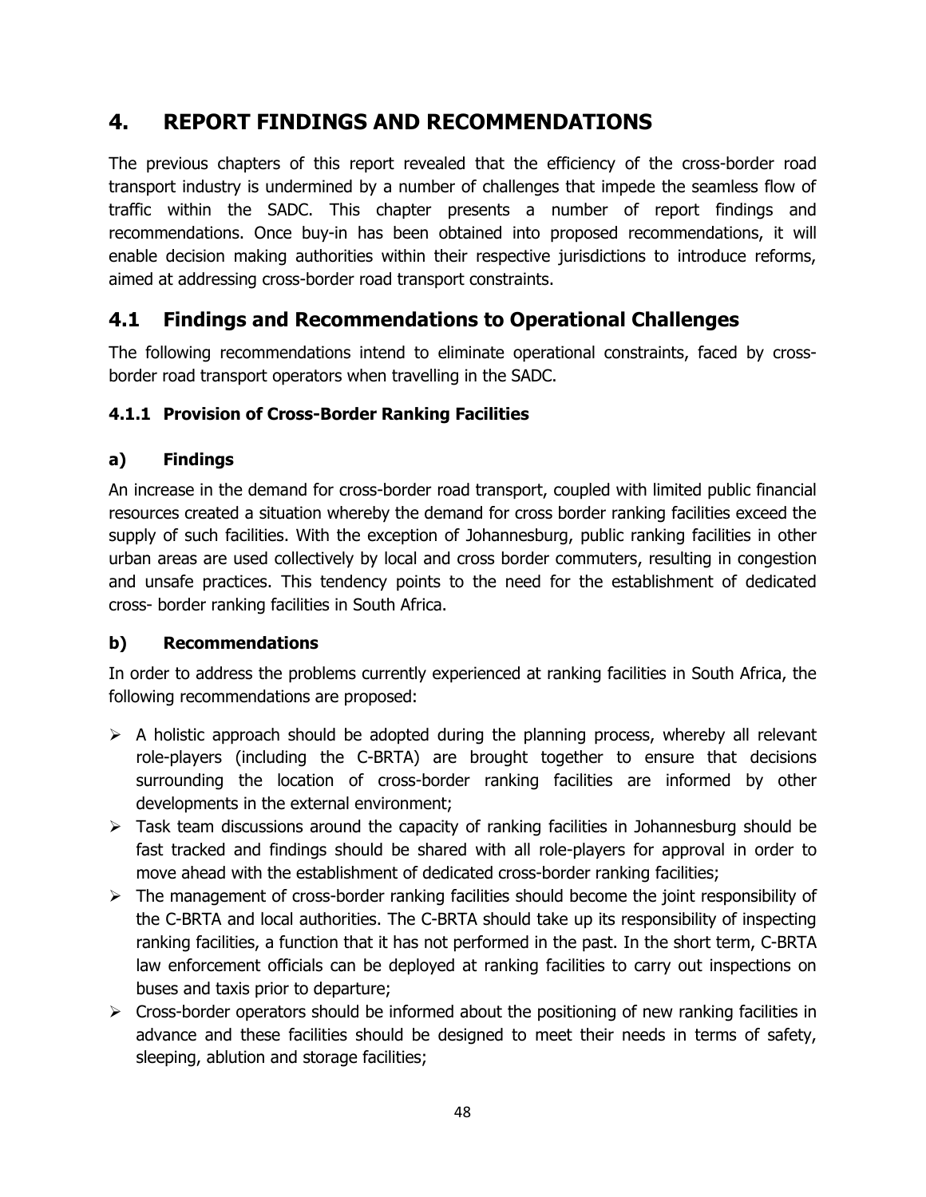# 4. REPORT FINDINGS AND RECOMMENDATIONS

The previous chapters of this report revealed that the efficiency of the cross-border road transport industry is undermined by a number of challenges that impede the seamless flow of traffic within the SADC. This chapter presents a number of report findings and recommendations. Once buy-in has been obtained into proposed recommendations, it will enable decision making authorities within their respective jurisdictions to introduce reforms, aimed at addressing cross-border road transport constraints.

## 4.1 Findings and Recommendations to Operational Challenges

The following recommendations intend to eliminate operational constraints, faced by cross-border road transport operators when travelling in the SADC.

### 4.1.1 Provision of Cross-Border Ranking Facilities

#### a) Findings

An increase in the demand for cross-border road transport, coupled with limited public financial resources created a situation whereby the demand for cross border ranking facilities exceed the supply of such facilities. With the exception of Johannesburg, public ranking facilities in other urban areas are used collectively by local and cross border commuters, resulting in congestion and unsafe practices. This tendency points to the need for the establishment of dedicated cross- border ranking facilities in South Africa.

#### b) Recommendations

In order to address the problems currently experienced at ranking facilities in South Africa, the following recommendations are proposed:

- A holistic approach should be adopted during the planning process, whereby all relevant role-players (including the C-BRTA) are brought together to ensure that decisions surrounding the location of cross-border ranking facilities are informed by other developments in the external environment;
- Task team discussions around the capacity of ranking facilities in Johannesburg should be fast tracked and findings should be shared with all role-players for approval in order to move ahead with the establishment of dedicated cross-border ranking facilities;
- The management of cross-border ranking facilities should become the joint responsibility of the C-BRTA and local authorities. The C-BRTA should take up its responsibility of inspecting ranking facilities, a function that it has not performed in the past. In the short term, C-BRTA law enforcement officials can be deployed at ranking facilities to carry out inspections on buses and taxis prior to departure;
- Cross-border operators should be informed about the positioning of new ranking facilities in advance and these facilities should be designed to meet their needs in terms of safety, sleeping, ablution and storage facilities;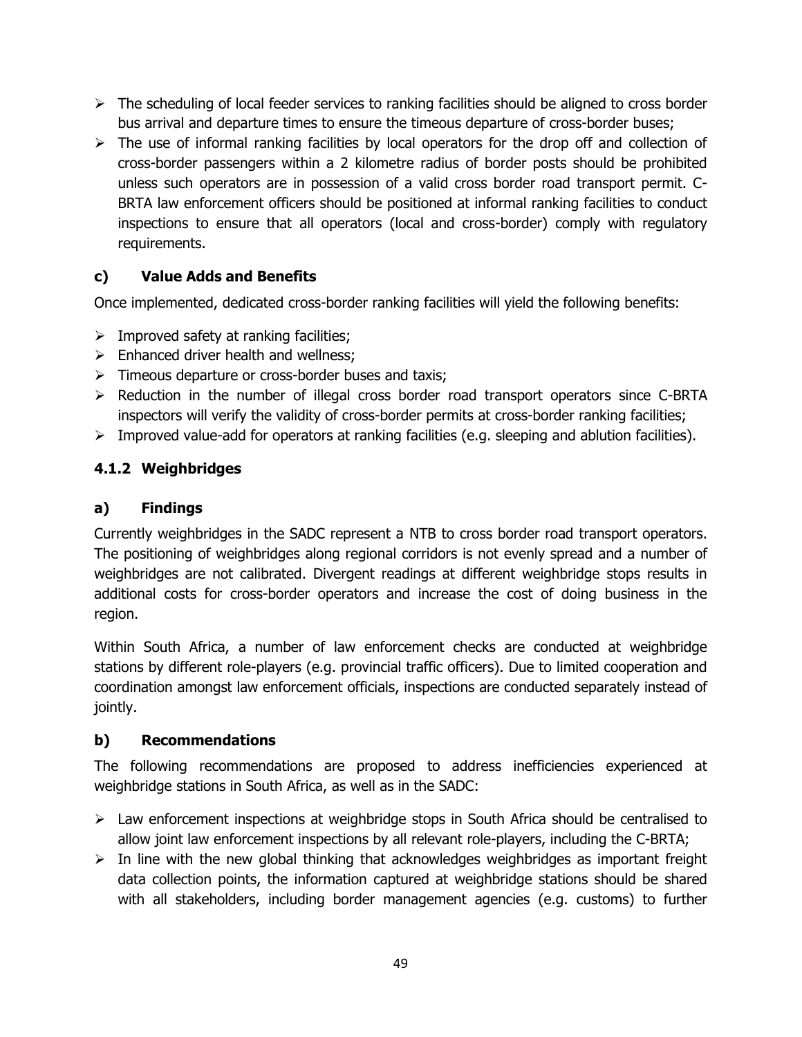- The scheduling of local feeder services to ranking facilities should be aligned to cross border bus arrival and departure times to ensure the timeous departure of cross-border buses;
- The use of informal ranking facilities by local operators for the drop off and collection of cross-border passengers within a 2 kilometre radius of border posts should be prohibited unless such operators are in possession of a valid cross border road transport permit. C-BRTA law enforcement officers should be positioned at informal ranking facilities to conduct inspections to ensure that all operators (local and cross-border) comply with regulatory requirements.

#### c) Value Adds and Benefits

Once implemented, dedicated cross-border ranking facilities will yield the following benefits:

- Improved safety at ranking facilities;
- Enhanced driver health and wellness;
- Timeous departure or cross-border buses and taxis;
- Reduction in the number of illegal cross border road transport operators since C-BRTA inspectors will verify the validity of cross-border permits at cross-border ranking facilities;
- Improved value-add for operators at ranking facilities (e.g. sleeping and ablution facilities).

### 4.1.2 Weighbridges

#### a) Findings

Currently weighbridges in the SADC represent a NTB to cross border road transport operators. The positioning of weighbridges along regional corridors is not evenly spread and a number of weighbridges are not calibrated. Divergent readings at different weighbridge stops results in additional costs for cross-border operators and increase the cost of doing business in the region.

Within South Africa, a number of law enforcement checks are conducted at weighbridge stations by different role-players (e.g. provincial traffic officers). Due to limited cooperation and coordination amongst law enforcement officials, inspections are conducted separately instead of jointly.

#### b) Recommendations

The following recommendations are proposed to address inefficiencies experienced at weighbridge stations in South Africa, as well as in the SADC:

- Law enforcement inspections at weighbridge stops in South Africa should be centralised to allow joint law enforcement inspections by all relevant role-players, including the C-BRTA;
- In line with the new global thinking that acknowledges weighbridges as important freight data collection points, the information captured at weighbridge stations should be shared with all stakeholders, including border management agencies (e.g. customs) to further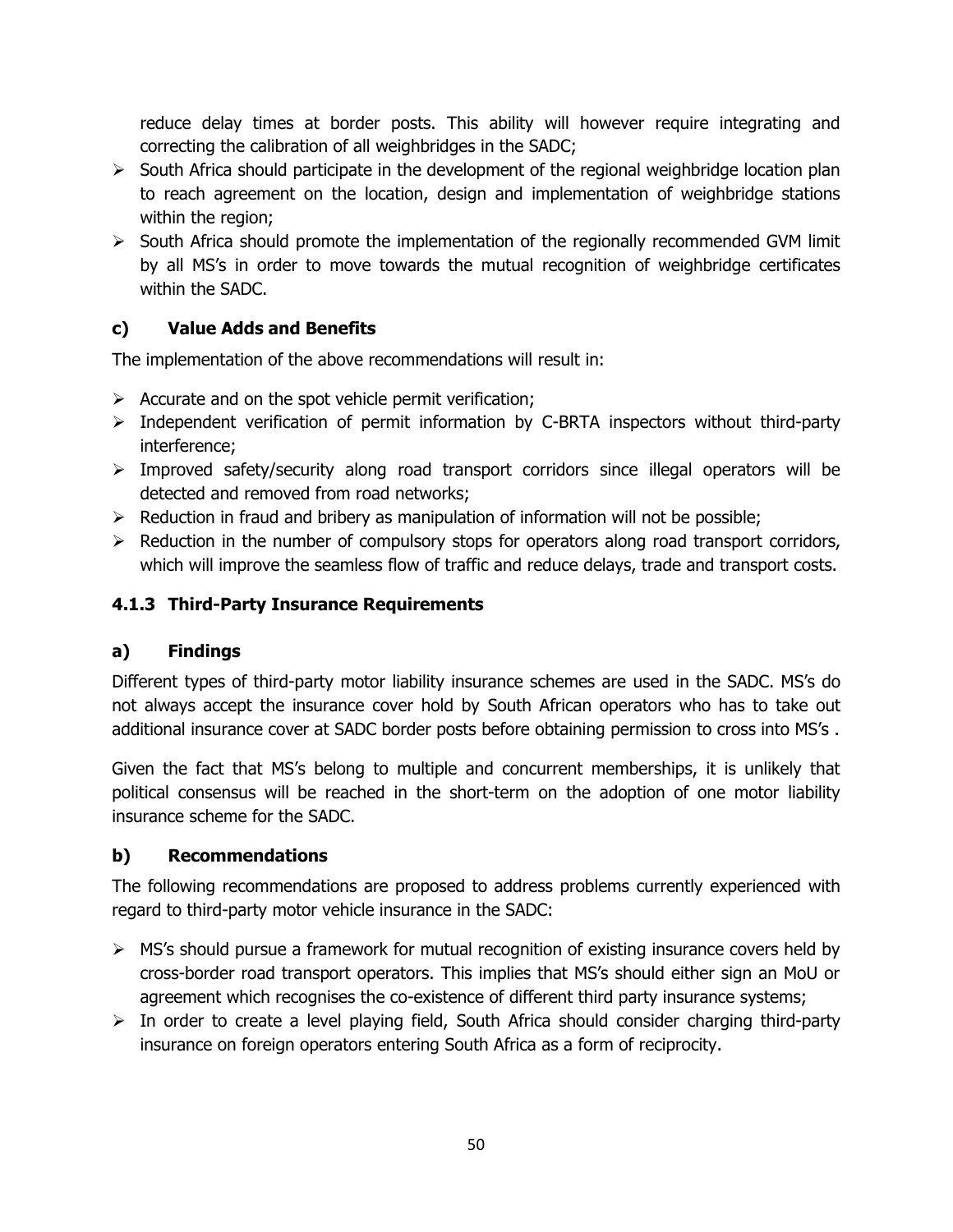reduce delay times at border posts. This ability will however require integrating and correcting the calibration of all weighbridges in the SADC;

- South Africa should participate in the development of the regional weighbridge location plan to reach agreement on the location, design and implementation of weighbridge stations within the region;
- South Africa should promote the implementation of the regionally recommended GVM limit by all MS's in order to move towards the mutual recognition of weighbridge certificates within the SADC.

#### c) Value Adds and Benefits

The implementation of the above recommendations will result in:

- Accurate and on the spot vehicle permit verification;
- Independent verification of permit information by C-BRTA inspectors without third-party interference;
- Improved safety/security along road transport corridors since illegal operators will be detected and removed from road networks;
- Reduction in fraud and bribery as manipulation of information will not be possible;
- Reduction in the number of compulsory stops for operators along road transport corridors, which will improve the seamless flow of traffic and reduce delays, trade and transport costs.

### 4.1.3 Third-Party Insurance Requirements

#### a) Findings

Different types of third-party motor liability insurance schemes are used in the SADC. MS's do not always accept the insurance cover hold by South African operators who has to take out additional insurance cover at SADC border posts before obtaining permission to cross into MS's .

Given the fact that MS's belong to multiple and concurrent memberships, it is unlikely that political consensus will be reached in the short-term on the adoption of one motor liability insurance scheme for the SADC.

#### b) Recommendations

The following recommendations are proposed to address problems currently experienced with regard to third-party motor vehicle insurance in the SADC:

- MS's should pursue a framework for mutual recognition of existing insurance covers held by cross-border road transport operators. This implies that MS's should either sign an MoU or agreement which recognises the co-existence of different third party insurance systems;
- In order to create a level playing field, South Africa should consider charging third-party insurance on foreign operators entering South Africa as a form of reciprocity.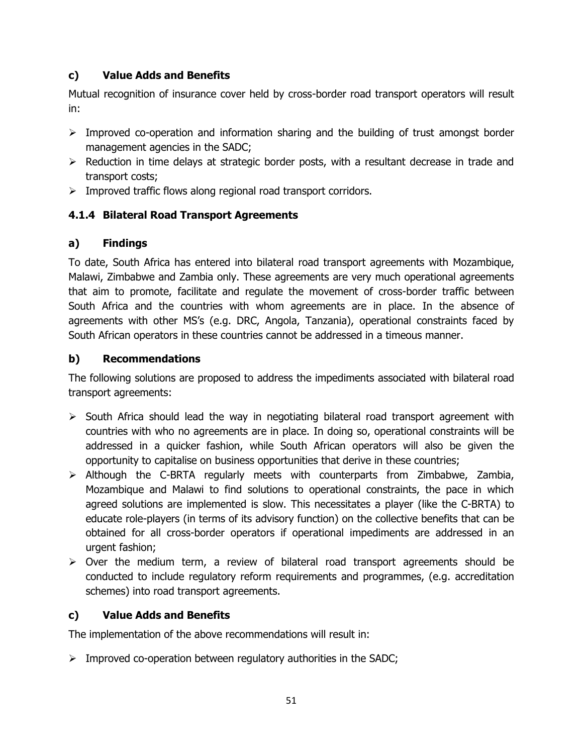**c) Value Adds and Benefits**

Mutual recognition of insurance cover held by cross-border road transport operators will result in:

- Improved co-operation and information sharing and the building of trust amongst border management agencies in the SADC;
- Reduction in time delays at strategic border posts, with a resultant decrease in trade and transport costs;
- Improved traffic flows along regional road transport corridors.

### 4.1.4 Bilateral Road Transport Agreements

**a) Findings**

To date, South Africa has entered into bilateral road transport agreements with Mozambique, Malawi, Zimbabwe and Zambia only. These agreements are very much operational agreements that aim to promote, facilitate and regulate the movement of cross-border traffic between South Africa and the countries with whom agreements are in place. In the absence of agreements with other MS's (e.g. DRC, Angola, Tanzania), operational constraints faced by South African operators in these countries cannot be addressed in a timeous manner.

**b) Recommendations**

The following solutions are proposed to address the impediments associated with bilateral road transport agreements:

- South Africa should lead the way in negotiating bilateral road transport agreement with countries with who no agreements are in place. In doing so, operational constraints will be addressed in a quicker fashion, while South African operators will also be given the opportunity to capitalise on business opportunities that derive in these countries;
- Although the C-BRTA regularly meets with counterparts from Zimbabwe, Zambia, Mozambique and Malawi to find solutions to operational constraints, the pace in which agreed solutions are implemented is slow. This necessitates a player (like the C-BRTA) to educate role-players (in terms of its advisory function) on the collective benefits that can be obtained for all cross-border operators if operational impediments are addressed in an urgent fashion;
- Over the medium term, a review of bilateral road transport agreements should be conducted to include regulatory reform requirements and programmes, (e.g. accreditation schemes) into road transport agreements.

**c) Value Adds and Benefits**

The implementation of the above recommendations will result in:

- Improved co-operation between regulatory authorities in the SADC;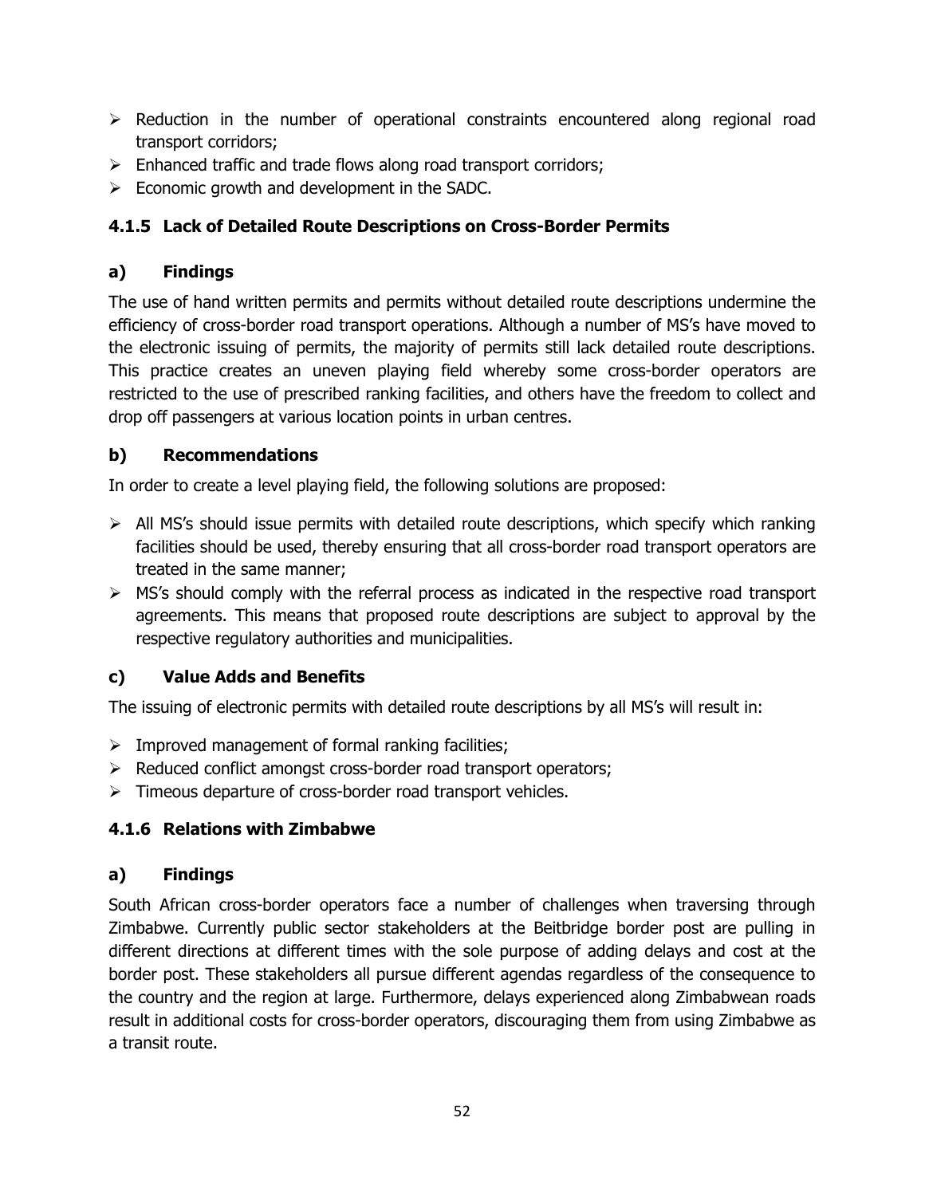- Reduction in the number of operational constraints encountered along regional road transport corridors;
- Enhanced traffic and trade flows along road transport corridors;
- Economic growth and development in the SADC.

### 4.1.5 Lack of Detailed Route Descriptions on Cross-Border Permits

#### a) Findings

The use of hand written permits and permits without detailed route descriptions undermine the efficiency of cross-border road transport operations. Although a number of MS's have moved to the electronic issuing of permits, the majority of permits still lack detailed route descriptions. This practice creates an uneven playing field whereby some cross-border operators are restricted to the use of prescribed ranking facilities, and others have the freedom to collect and drop off passengers at various location points in urban centres.

#### b) Recommendations

In order to create a level playing field, the following solutions are proposed:

- All MS's should issue permits with detailed route descriptions, which specify which ranking facilities should be used, thereby ensuring that all cross-border road transport operators are treated in the same manner;
- MS's should comply with the referral process as indicated in the respective road transport agreements. This means that proposed route descriptions are subject to approval by the respective regulatory authorities and municipalities.

#### c) Value Adds and Benefits

The issuing of electronic permits with detailed route descriptions by all MS's will result in:

- Improved management of formal ranking facilities;
- Reduced conflict amongst cross-border road transport operators;
- Timeous departure of cross-border road transport vehicles.

### 4.1.6 Relations with Zimbabwe

#### a) Findings

South African cross-border operators face a number of challenges when traversing through Zimbabwe. Currently public sector stakeholders at the Beitbridge border post are pulling in different directions at different times with the sole purpose of adding delays and cost at the border post. These stakeholders all pursue different agendas regardless of the consequence to the country and the region at large. Furthermore, delays experienced along Zimbabwean roads result in additional costs for cross-border operators, discouraging them from using Zimbabwe as a transit route.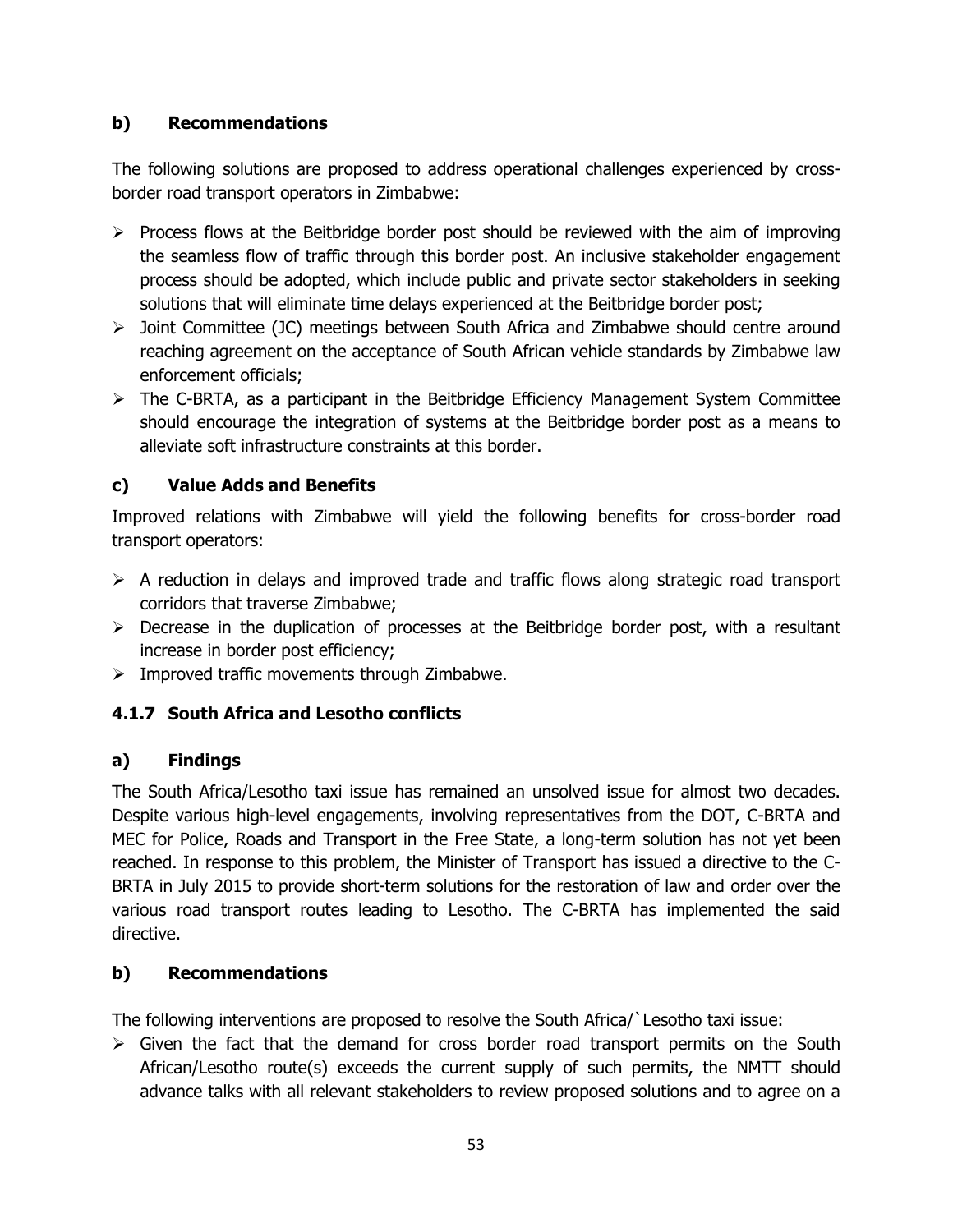**b) Recommendations**

The following solutions are proposed to address operational challenges experienced by cross-border road transport operators in Zimbabwe:

- Process flows at the Beitbridge border post should be reviewed with the aim of improving the seamless flow of traffic through this border post. An inclusive stakeholder engagement process should be adopted, which include public and private sector stakeholders in seeking solutions that will eliminate time delays experienced at the Beitbridge border post;
- Joint Committee (JC) meetings between South Africa and Zimbabwe should centre around reaching agreement on the acceptance of South African vehicle standards by Zimbabwe law enforcement officials;
- The C-BRTA, as a participant in the Beitbridge Efficiency Management System Committee should encourage the integration of systems at the Beitbridge border post as a means to alleviate soft infrastructure constraints at this border.

**c) Value Adds and Benefits**

Improved relations with Zimbabwe will yield the following benefits for cross-border road transport operators:

- A reduction in delays and improved trade and traffic flows along strategic road transport corridors that traverse Zimbabwe;
- Decrease in the duplication of processes at the Beitbridge border post, with a resultant increase in border post efficiency;
- Improved traffic movements through Zimbabwe.

### 4.1.7 South Africa and Lesotho conflicts

**a) Findings**

The South Africa/Lesotho taxi issue has remained an unsolved issue for almost two decades. Despite various high-level engagements, involving representatives from the DOT, C-BRTA and MEC for Police, Roads and Transport in the Free State, a long-term solution has not yet been reached. In response to this problem, the Minister of Transport has issued a directive to the C-BRTA in July 2015 to provide short-term solutions for the restoration of law and order over the various road transport routes leading to Lesotho. The C-BRTA has implemented the said directive.

**b) Recommendations**

The following interventions are proposed to resolve the South Africa/`Lesotho taxi issue:

- Given the fact that the demand for cross border road transport permits on the South African/Lesotho route(s) exceeds the current supply of such permits, the NMTT should advance talks with all relevant stakeholders to review proposed solutions and to agree on a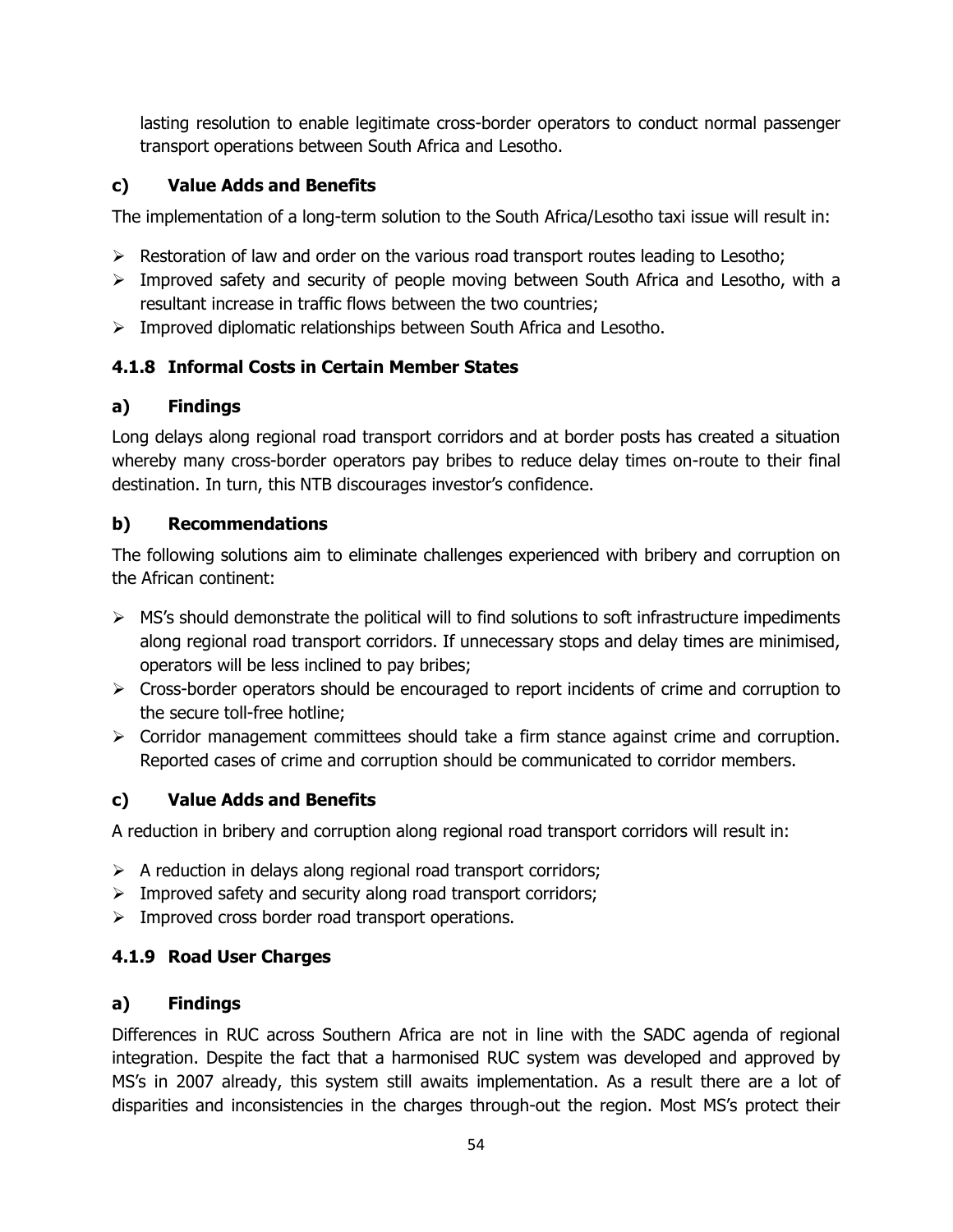lasting resolution to enable legitimate cross-border operators to conduct normal passenger transport operations between South Africa and Lesotho.

#### c) Value Adds and Benefits

The implementation of a long-term solution to the South Africa/Lesotho taxi issue will result in:

- Restoration of law and order on the various road transport routes leading to Lesotho;
- Improved safety and security of people moving between South Africa and Lesotho, with a resultant increase in traffic flows between the two countries;
- Improved diplomatic relationships between South Africa and Lesotho.

### 4.1.8 Informal Costs in Certain Member States

#### a) Findings

Long delays along regional road transport corridors and at border posts has created a situation whereby many cross-border operators pay bribes to reduce delay times on-route to their final destination. In turn, this NTB discourages investor's confidence.

#### b) Recommendations

The following solutions aim to eliminate challenges experienced with bribery and corruption on the African continent:

- MS's should demonstrate the political will to find solutions to soft infrastructure impediments along regional road transport corridors. If unnecessary stops and delay times are minimised, operators will be less inclined to pay bribes;
- Cross-border operators should be encouraged to report incidents of crime and corruption to the secure toll-free hotline;
- Corridor management committees should take a firm stance against crime and corruption. Reported cases of crime and corruption should be communicated to corridor members.

#### c) Value Adds and Benefits

A reduction in bribery and corruption along regional road transport corridors will result in:

- A reduction in delays along regional road transport corridors;
- Improved safety and security along road transport corridors;
- Improved cross border road transport operations.

### 4.1.9 Road User Charges

#### a) Findings

Differences in RUC across Southern Africa are not in line with the SADC agenda of regional integration. Despite the fact that a harmonised RUC system was developed and approved by MS's in 2007 already, this system still awaits implementation. As a result there are a lot of disparities and inconsistencies in the charges through-out the region. Most MS's protect their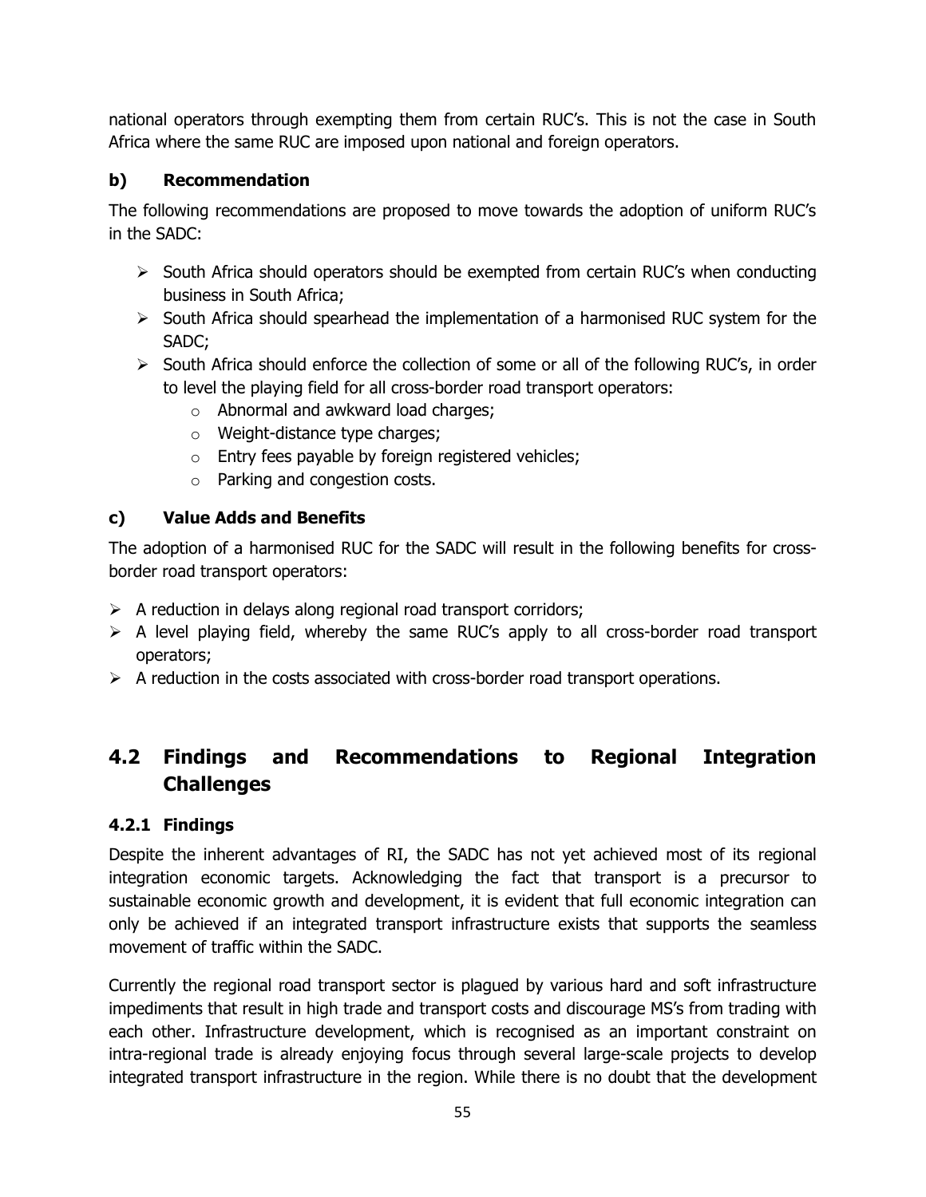national operators through exempting them from certain RUC's. This is not the case in South Africa where the same RUC are imposed upon national and foreign operators.

#### b) Recommendation

The following recommendations are proposed to move towards the adoption of uniform RUC's in the SADC:

- South Africa should operators should be exempted from certain RUC's when conducting business in South Africa;
- South Africa should spearhead the implementation of a harmonised RUC system for the SADC;
- South Africa should enforce the collection of some or all of the following RUC's, in order to level the playing field for all cross-border road transport operators:
  - Abnormal and awkward load charges;
  - Weight-distance type charges;
  - Entry fees payable by foreign registered vehicles;
  - Parking and congestion costs.

#### c) Value Adds and Benefits

The adoption of a harmonised RUC for the SADC will result in the following benefits for cross-border road transport operators:

- A reduction in delays along regional road transport corridors;
- A level playing field, whereby the same RUC's apply to all cross-border road transport operators;
- A reduction in the costs associated with cross-border road transport operations.

## 4.2 Findings and Recommendations to Regional Integration Challenges

### 4.2.1 Findings

Despite the inherent advantages of RI, the SADC has not yet achieved most of its regional integration economic targets. Acknowledging the fact that transport is a precursor to sustainable economic growth and development, it is evident that full economic integration can only be achieved if an integrated transport infrastructure exists that supports the seamless movement of traffic within the SADC.

Currently the regional road transport sector is plagued by various hard and soft infrastructure impediments that result in high trade and transport costs and discourage MS's from trading with each other. Infrastructure development, which is recognised as an important constraint on intra-regional trade is already enjoying focus through several large-scale projects to develop integrated transport infrastructure in the region. While there is no doubt that the development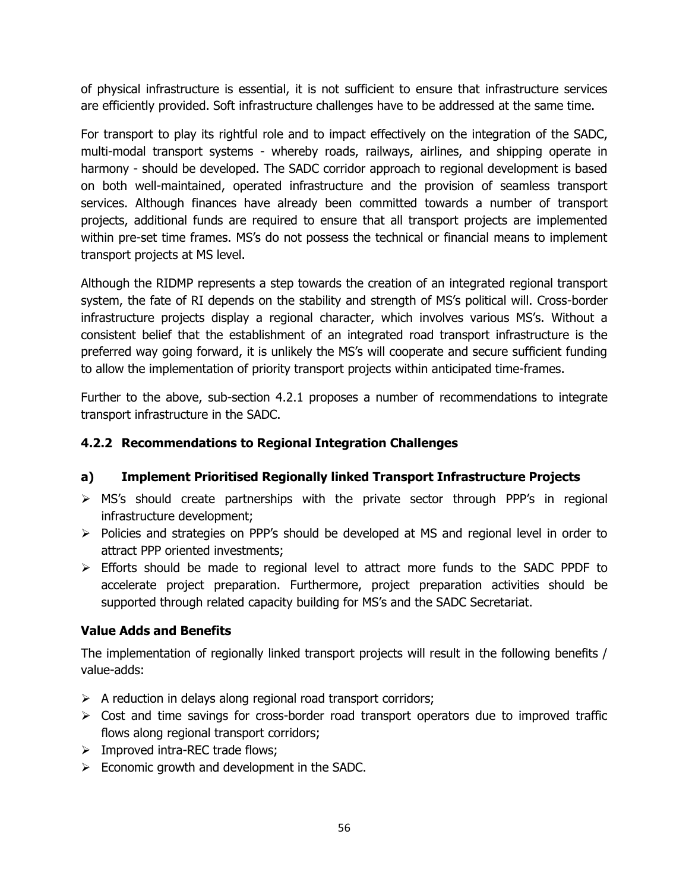of physical infrastructure is essential, it is not sufficient to ensure that infrastructure services are efficiently provided. Soft infrastructure challenges have to be addressed at the same time.

For transport to play its rightful role and to impact effectively on the integration of the SADC, multi-modal transport systems - whereby roads, railways, airlines, and shipping operate in harmony - should be developed. The SADC corridor approach to regional development is based on both well-maintained, operated infrastructure and the provision of seamless transport services. Although finances have already been committed towards a number of transport projects, additional funds are required to ensure that all transport projects are implemented within pre-set time frames. MS's do not possess the technical or financial means to implement transport projects at MS level.

Although the RIDMP represents a step towards the creation of an integrated regional transport system, the fate of RI depends on the stability and strength of MS's political will. Cross-border infrastructure projects display a regional character, which involves various MS's. Without a consistent belief that the establishment of an integrated road transport infrastructure is the preferred way going forward, it is unlikely the MS's will cooperate and secure sufficient funding to allow the implementation of priority transport projects within anticipated time-frames.

Further to the above, sub-section 4.2.1 proposes a number of recommendations to integrate transport infrastructure in the SADC.

### 4.2.2 Recommendations to Regional Integration Challenges

#### a) Implement Prioritised Regionally linked Transport Infrastructure Projects

- MS's should create partnerships with the private sector through PPP's in regional infrastructure development;
- Policies and strategies on PPP's should be developed at MS and regional level in order to attract PPP oriented investments;
- Efforts should be made to regional level to attract more funds to the SADC PPDF to accelerate project preparation. Furthermore, project preparation activities should be supported through related capacity building for MS's and the SADC Secretariat.

**Value Adds and Benefits**

The implementation of regionally linked transport projects will result in the following benefits / value-adds:

- A reduction in delays along regional road transport corridors;
- Cost and time savings for cross-border road transport operators due to improved traffic flows along regional transport corridors;
- Improved intra-REC trade flows;
- Economic growth and development in the SADC.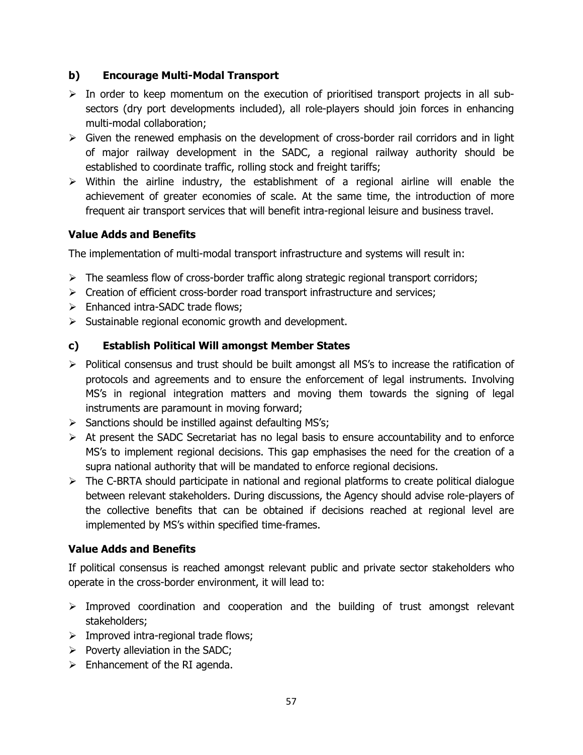### b) Encourage Multi-Modal Transport

- In order to keep momentum on the execution of prioritised transport projects in all sub-sectors (dry port developments included), all role-players should join forces in enhancing multi-modal collaboration;
- Given the renewed emphasis on the development of cross-border rail corridors and in light of major railway development in the SADC, a regional railway authority should be established to coordinate traffic, rolling stock and freight tariffs;
- Within the airline industry, the establishment of a regional airline will enable the achievement of greater economies of scale. At the same time, the introduction of more frequent air transport services that will benefit intra-regional leisure and business travel.

**Value Adds and Benefits**

The implementation of multi-modal transport infrastructure and systems will result in:

- The seamless flow of cross-border traffic along strategic regional transport corridors;
- Creation of efficient cross-border road transport infrastructure and services;
- Enhanced intra-SADC trade flows;
- Sustainable regional economic growth and development.

### c) Establish Political Will amongst Member States

- Political consensus and trust should be built amongst all MS's to increase the ratification of protocols and agreements and to ensure the enforcement of legal instruments. Involving MS's in regional integration matters and moving them towards the signing of legal instruments are paramount in moving forward;
- Sanctions should be instilled against defaulting MS's;
- At present the SADC Secretariat has no legal basis to ensure accountability and to enforce MS's to implement regional decisions. This gap emphasises the need for the creation of a supra national authority that will be mandated to enforce regional decisions.
- The C-BRTA should participate in national and regional platforms to create political dialogue between relevant stakeholders. During discussions, the Agency should advise role-players of the collective benefits that can be obtained if decisions reached at regional level are implemented by MS's within specified time-frames.

**Value Adds and Benefits**

If political consensus is reached amongst relevant public and private sector stakeholders who operate in the cross-border environment, it will lead to:

- Improved coordination and cooperation and the building of trust amongst relevant stakeholders;
- Improved intra-regional trade flows;
- Poverty alleviation in the SADC;
- Enhancement of the RI agenda.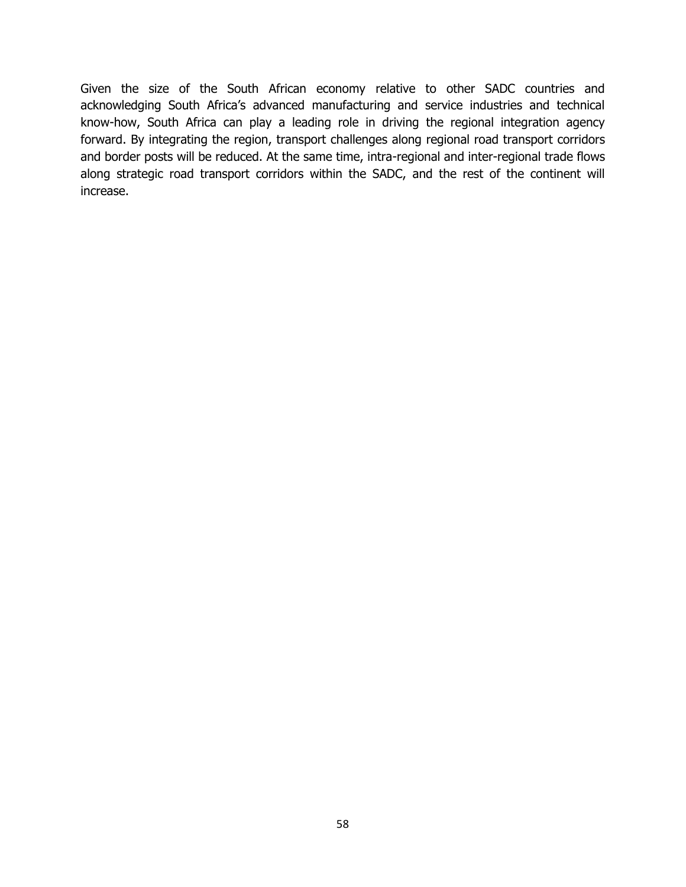Given the size of the South African economy relative to other SADC countries and acknowledging South Africa's advanced manufacturing and service industries and technical know-how, South Africa can play a leading role in driving the regional integration agency forward. By integrating the region, transport challenges along regional road transport corridors and border posts will be reduced. At the same time, intra-regional and inter-regional trade flows along strategic road transport corridors within the SADC, and the rest of the continent will increase.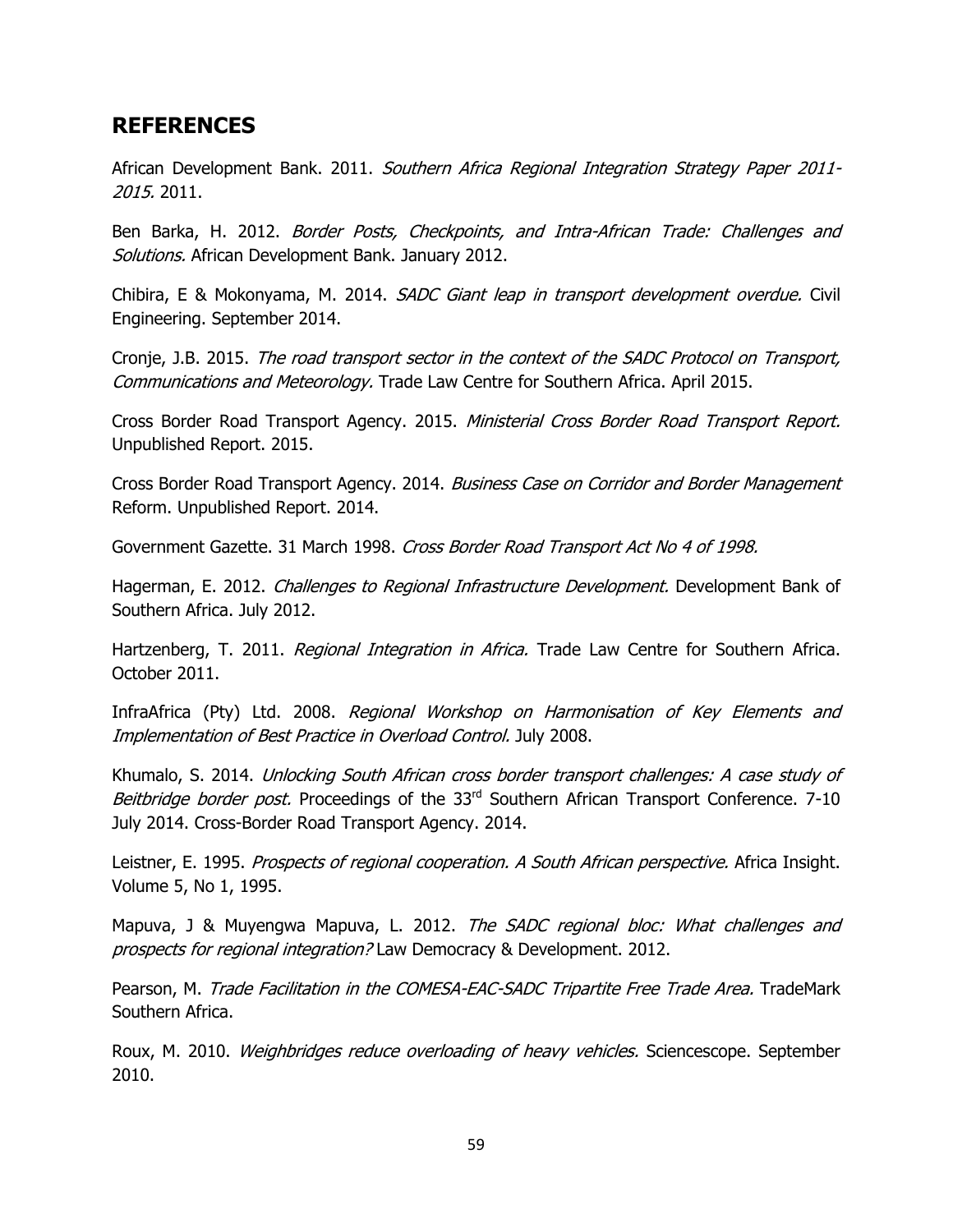## REFERENCES

African Development Bank. 2011. *Southern Africa Regional Integration Strategy Paper 2011-2015.* 2011.

Ben Barka, H. 2012. *Border Posts, Checkpoints, and Intra-African Trade: Challenges and Solutions.* African Development Bank. January 2012.

Chibira, E & Mokonyama, M. 2014. *SADC Giant leap in transport development overdue.* Civil Engineering. September 2014.

Cronje, J.B. 2015. *The road transport sector in the context of the SADC Protocol on Transport, Communications and Meteorology.* Trade Law Centre for Southern Africa. April 2015.

Cross Border Road Transport Agency. 2015. *Ministerial Cross Border Road Transport Report.* Unpublished Report. 2015.

Cross Border Road Transport Agency. 2014. *Business Case on Corridor and Border Management* Reform. Unpublished Report. 2014.

Government Gazette. 31 March 1998. *Cross Border Road Transport Act No 4 of 1998.*

Hagerman, E. 2012. *Challenges to Regional Infrastructure Development.* Development Bank of Southern Africa. July 2012.

Hartzenberg, T. 2011. *Regional Integration in Africa.* Trade Law Centre for Southern Africa. October 2011.

InfraAfrica (Pty) Ltd. 2008. *Regional Workshop on Harmonisation of Key Elements and Implementation of Best Practice in Overload Control.* July 2008.

Khumalo, S. 2014. *Unlocking South African cross border transport challenges: A case study of Beitbridge border post.* Proceedings of the 33rd Southern African Transport Conference. 7-10 July 2014. Cross-Border Road Transport Agency. 2014.

Leistner, E. 1995. *Prospects of regional cooperation. A South African perspective.* Africa Insight. Volume 5, No 1, 1995.

Mapuva, J & Muyengwa Mapuva, L. 2012. *The SADC regional bloc: What challenges and prospects for regional integration?* Law Democracy & Development. 2012.

Pearson, M. *Trade Facilitation in the COMESA-EAC-SADC Tripartite Free Trade Area.* TradeMark Southern Africa.

Roux, M. 2010. *Weighbridges reduce overloading of heavy vehicles.* Sciencescope. September 2010.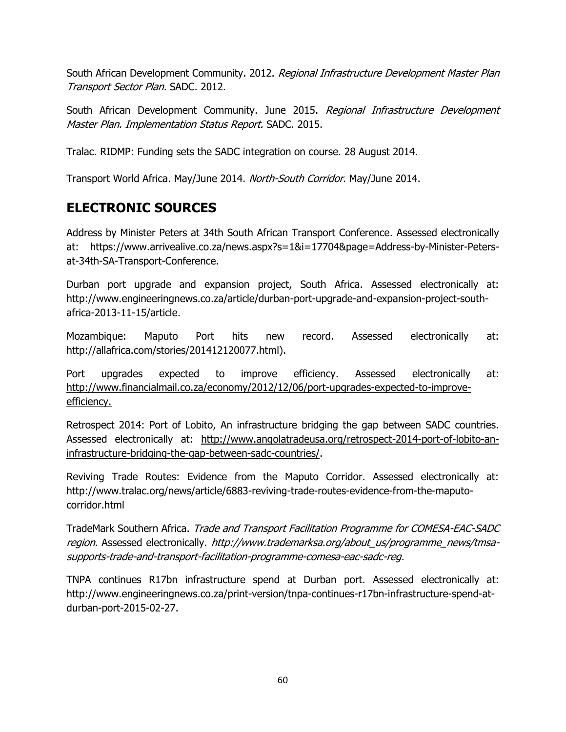South African Development Community. 2012. *Regional Infrastructure Development Master Plan Transport Sector Plan.* SADC. 2012.

South African Development Community. June 2015. *Regional Infrastructure Development Master Plan. Implementation Status Report.* SADC. 2015.

Tralac. RIDMP: Funding sets the SADC integration on course. 28 August 2014.

Transport World Africa. May/June 2014. *North-South Corridor.* May/June 2014.

## ELECTRONIC SOURCES

Address by Minister Peters at 34th South African Transport Conference. Assessed electronically at: https://www.arrivealive.co.za/news.aspx?s=1&i=17704&page=Address-by-Minister-Peters-at-34th-SA-Transport-Conference.

Durban port upgrade and expansion project, South Africa. Assessed electronically at: http://www.engineeringnews.co.za/article/durban-port-upgrade-and-expansion-project-south-africa-2013-11-15/article.

Mozambique: Maputo Port hits new record. Assessed electronically at: http://allafrica.com/stories/201412120077.html).

Port upgrades expected to improve efficiency. Assessed electronically at: http://www.financialmail.co.za/economy/2012/12/06/port-upgrades-expected-to-improve-efficiency.

Retrospect 2014: Port of Lobito, An infrastructure bridging the gap between SADC countries. Assessed electronically at: http://www.angolatradeusa.org/retrospect-2014-port-of-lobito-an-infrastructure-bridging-the-gap-between-sadc-countries/.

Reviving Trade Routes: Evidence from the Maputo Corridor. Assessed electronically at: http://www.tralac.org/news/article/6883-reviving-trade-routes-evidence-from-the-maputo-corridor.html

TradeMark Southern Africa. *Trade and Transport Facilitation Programme for COMESA-EAC-SADC region.* Assessed electronically. *http://www.trademarksa.org/about_us/programme_news/tmsa-supports-trade-and-transport-facilitation-programme-comesa-eac-sadc-reg.*

TNPA continues R17bn infrastructure spend at Durban port. Assessed electronically at: http://www.engineeringnews.co.za/print-version/tnpa-continues-r17bn-infrastructure-spend-at-durban-port-2015-02-27.